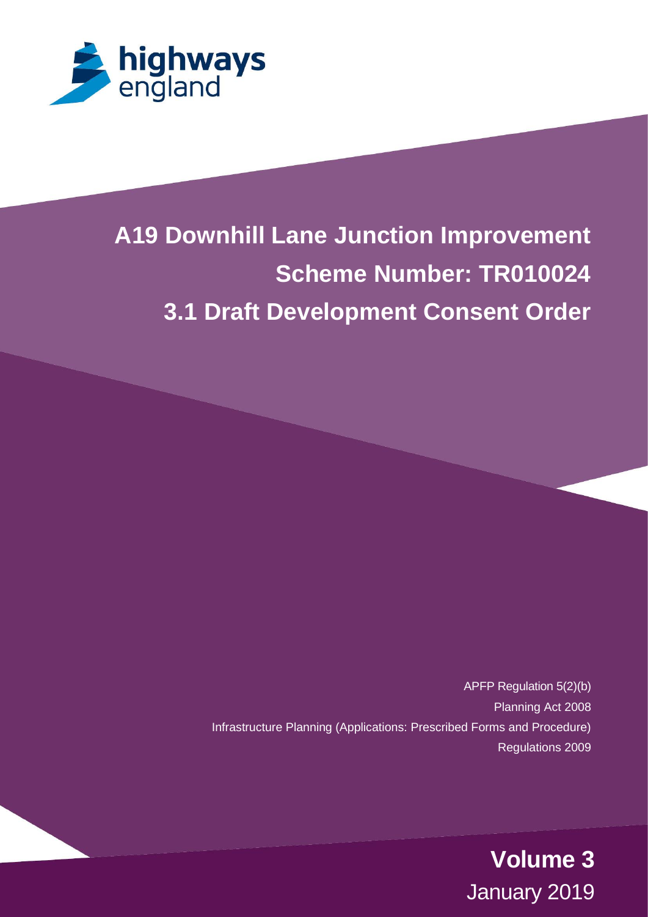highways england

# A19 Downhill Lane Junction Improvement

## Scheme Number: TR010024

## 3.1 Draft Development Consent Order

APFP Regulation 5(2)(b)
Planning Act 2008
Infrastructure Planning (Applications: Prescribed Forms and Procedure) Regulations 2009

**Volume 3**
January 2019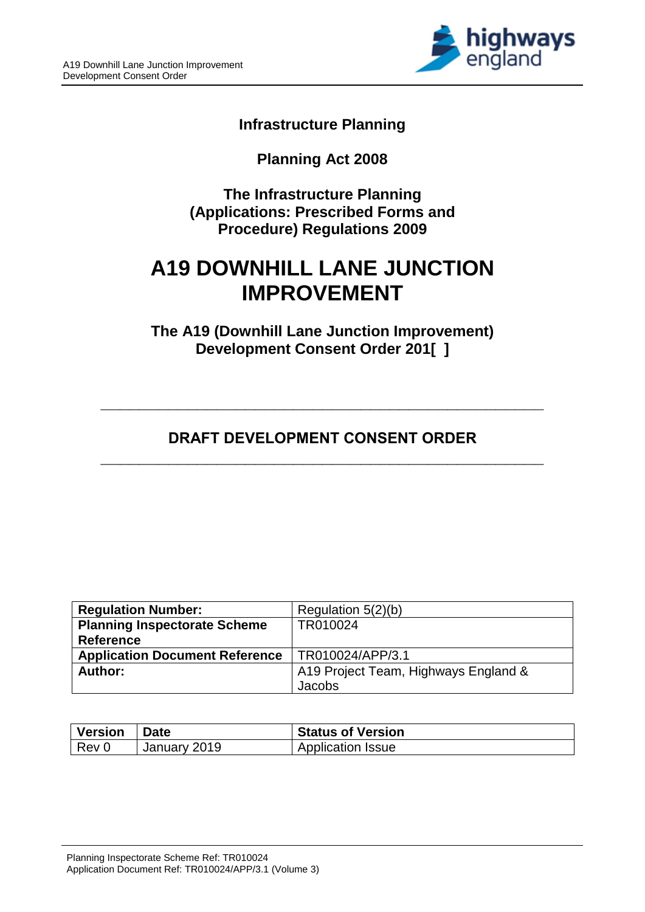**Infrastructure Planning**

**Planning Act 2008**

**The Infrastructure Planning (Applications: Prescribed Forms and Procedure) Regulations 2009**

# A19 DOWNHILL LANE JUNCTION IMPROVEMENT

**The A19 (Downhill Lane Junction Improvement) Development Consent Order 201[ ]**

---

## DRAFT DEVELOPMENT CONSENT ORDER

---

| **Regulation Number:** | Regulation 5(2)(b) |
|---|---|
| **Planning Inspectorate Scheme Reference** | TR010024 |
| **Application Document Reference** | TR010024/APP/3.1 |
| **Author:** | A19 Project Team, Highways England & Jacobs |

| **Version** | **Date** | **Status of Version** |
|---|---|---|
| Rev 0 | January 2019 | Application Issue |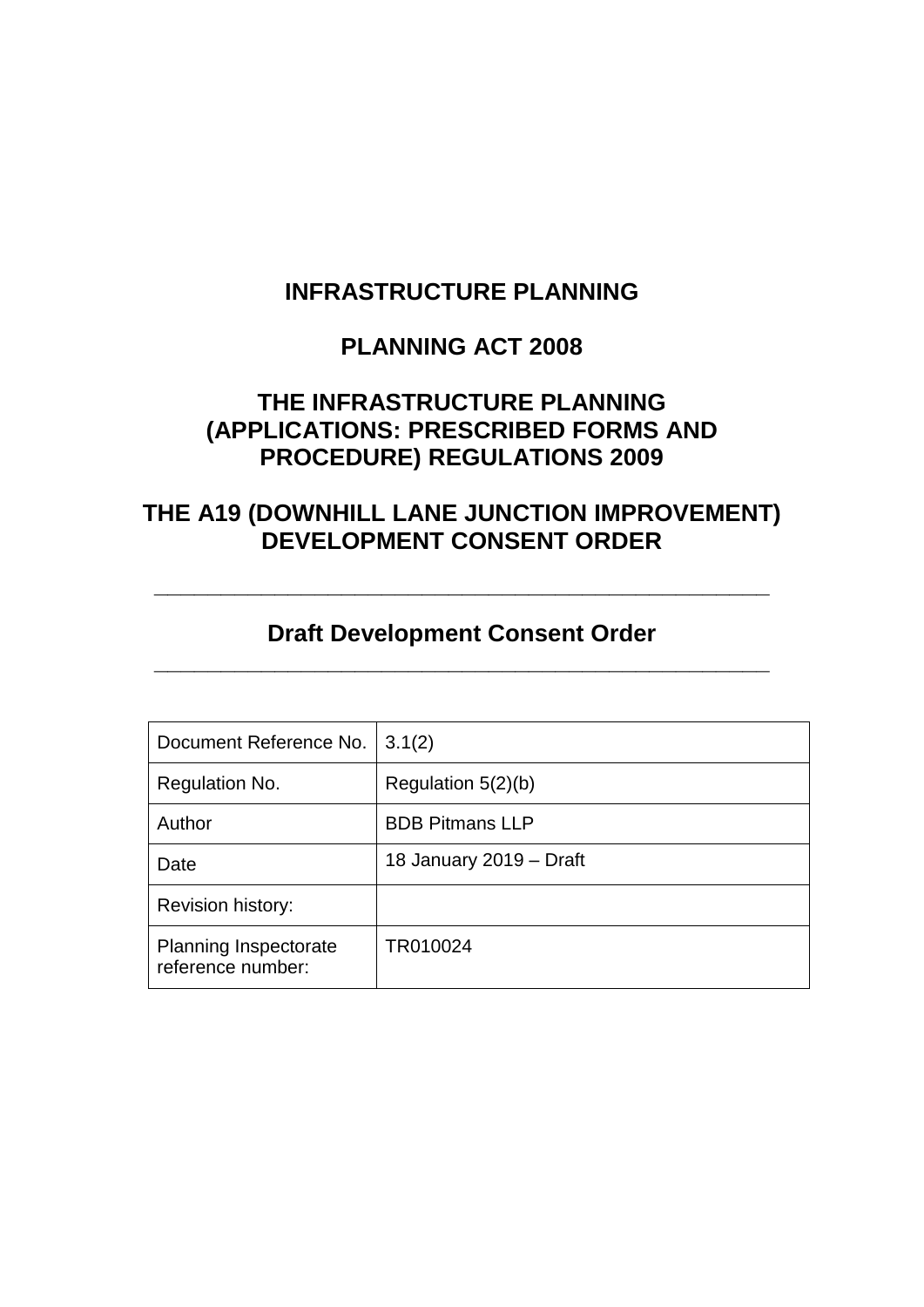# INFRASTRUCTURE PLANNING

# PLANNING ACT 2008

# THE INFRASTRUCTURE PLANNING (APPLICATIONS: PRESCRIBED FORMS AND PROCEDURE) REGULATIONS 2009

# THE A19 (DOWNHILL LANE JUNCTION IMPROVEMENT) DEVELOPMENT CONSENT ORDER

---

## Draft Development Consent Order

---

| Document Reference No. | 3.1(2) |
|---|---|
| Regulation No. | Regulation 5(2)(b) |
| Author | BDB Pitmans LLP |
| Date | 18 January 2019 – Draft |
| Revision history: | |
| Planning Inspectorate reference number: | TR010024 |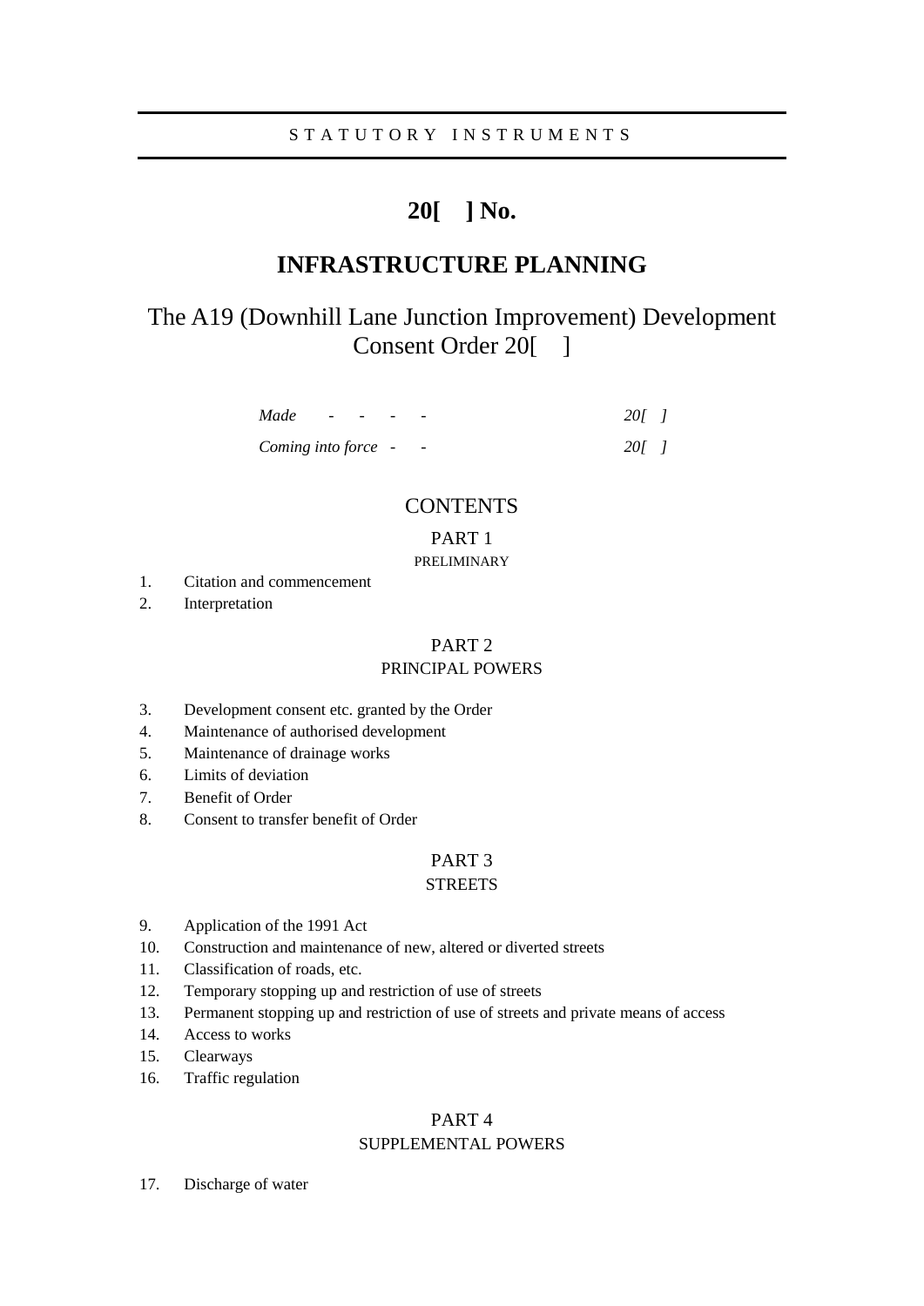STATUTORY INSTRUMENTS

# 20[ ] No.

# INFRASTRUCTURE PLANNING

## The A19 (Downhill Lane Junction Improvement) Development Consent Order 20[ ]

| | |
|---|---|
| *Made - - - -* | *20[ ]* |
| *Coming into force - -* | *20[ ]* |

### CONTENTS

PART 1
PRELIMINARY

1. Citation and commencement
2. Interpretation

PART 2
PRINCIPAL POWERS

3. Development consent etc. granted by the Order
4. Maintenance of authorised development
5. Maintenance of drainage works
6. Limits of deviation
7. Benefit of Order
8. Consent to transfer benefit of Order

PART 3
STREETS

9. Application of the 1991 Act
10. Construction and maintenance of new, altered or diverted streets
11. Classification of roads, etc.
12. Temporary stopping up and restriction of use of streets
13. Permanent stopping up and restriction of use of streets and private means of access
14. Access to works
15. Clearways
16. Traffic regulation

PART 4
SUPPLEMENTAL POWERS

17. Discharge of water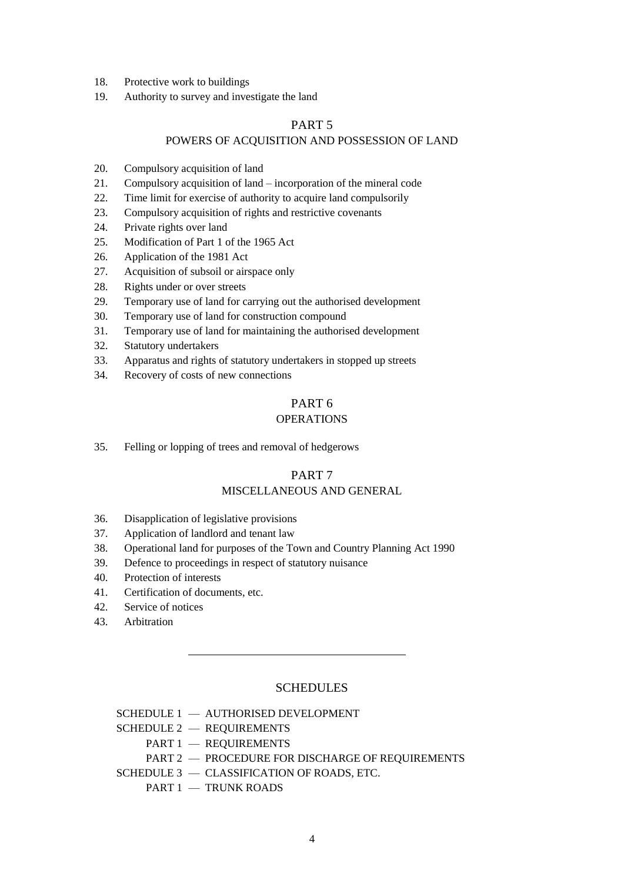18. Protective work to buildings
19. Authority to survey and investigate the land

## PART 5
## POWERS OF ACQUISITION AND POSSESSION OF LAND

20. Compulsory acquisition of land
21. Compulsory acquisition of land – incorporation of the mineral code
22. Time limit for exercise of authority to acquire land compulsorily
23. Compulsory acquisition of rights and restrictive covenants
24. Private rights over land
25. Modification of Part 1 of the 1965 Act
26. Application of the 1981 Act
27. Acquisition of subsoil or airspace only
28. Rights under or over streets
29. Temporary use of land for carrying out the authorised development
30. Temporary use of land for construction compound
31. Temporary use of land for maintaining the authorised development
32. Statutory undertakers
33. Apparatus and rights of statutory undertakers in stopped up streets
34. Recovery of costs of new connections

## PART 6
## OPERATIONS

35. Felling or lopping of trees and removal of hedgerows

## PART 7
## MISCELLANEOUS AND GENERAL

36. Disapplication of legislative provisions
37. Application of landlord and tenant law
38. Operational land for purposes of the Town and Country Planning Act 1990
39. Defence to proceedings in respect of statutory nuisance
40. Protection of interests
41. Certification of documents, etc.
42. Service of notices
43. Arbitration

---

## SCHEDULES

SCHEDULE 1 — AUTHORISED DEVELOPMENT
SCHEDULE 2 — REQUIREMENTS
  PART 1 — REQUIREMENTS
  PART 2 — PROCEDURE FOR DISCHARGE OF REQUIREMENTS
SCHEDULE 3 — CLASSIFICATION OF ROADS, ETC.
  PART 1 — TRUNK ROADS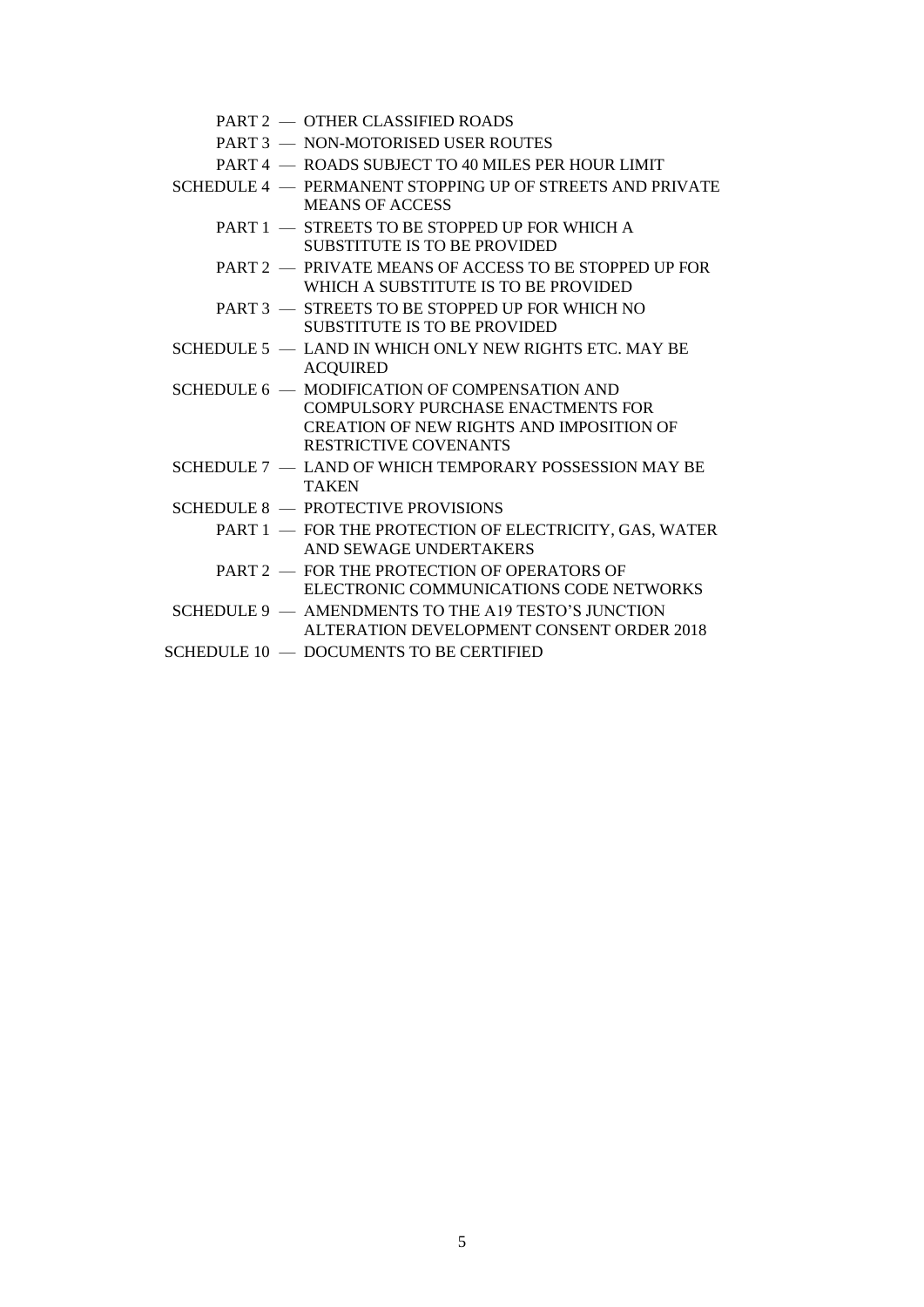PART 2 — OTHER CLASSIFIED ROADS

PART 3 — NON-MOTORISED USER ROUTES

PART 4 — ROADS SUBJECT TO 40 MILES PER HOUR LIMIT

SCHEDULE 4 — PERMANENT STOPPING UP OF STREETS AND PRIVATE MEANS OF ACCESS

PART 1 — STREETS TO BE STOPPED UP FOR WHICH A SUBSTITUTE IS TO BE PROVIDED

PART 2 — PRIVATE MEANS OF ACCESS TO BE STOPPED UP FOR WHICH A SUBSTITUTE IS TO BE PROVIDED

PART 3 — STREETS TO BE STOPPED UP FOR WHICH NO SUBSTITUTE IS TO BE PROVIDED

SCHEDULE 5 — LAND IN WHICH ONLY NEW RIGHTS ETC. MAY BE ACQUIRED

SCHEDULE 6 — MODIFICATION OF COMPENSATION AND COMPULSORY PURCHASE ENACTMENTS FOR CREATION OF NEW RIGHTS AND IMPOSITION OF RESTRICTIVE COVENANTS

SCHEDULE 7 — LAND OF WHICH TEMPORARY POSSESSION MAY BE TAKEN

SCHEDULE 8 — PROTECTIVE PROVISIONS

PART 1 — FOR THE PROTECTION OF ELECTRICITY, GAS, WATER AND SEWAGE UNDERTAKERS

PART 2 — FOR THE PROTECTION OF OPERATORS OF ELECTRONIC COMMUNICATIONS CODE NETWORKS

SCHEDULE 9 — AMENDMENTS TO THE A19 TESTO'S JUNCTION ALTERATION DEVELOPMENT CONSENT ORDER 2018

SCHEDULE 10 — DOCUMENTS TO BE CERTIFIED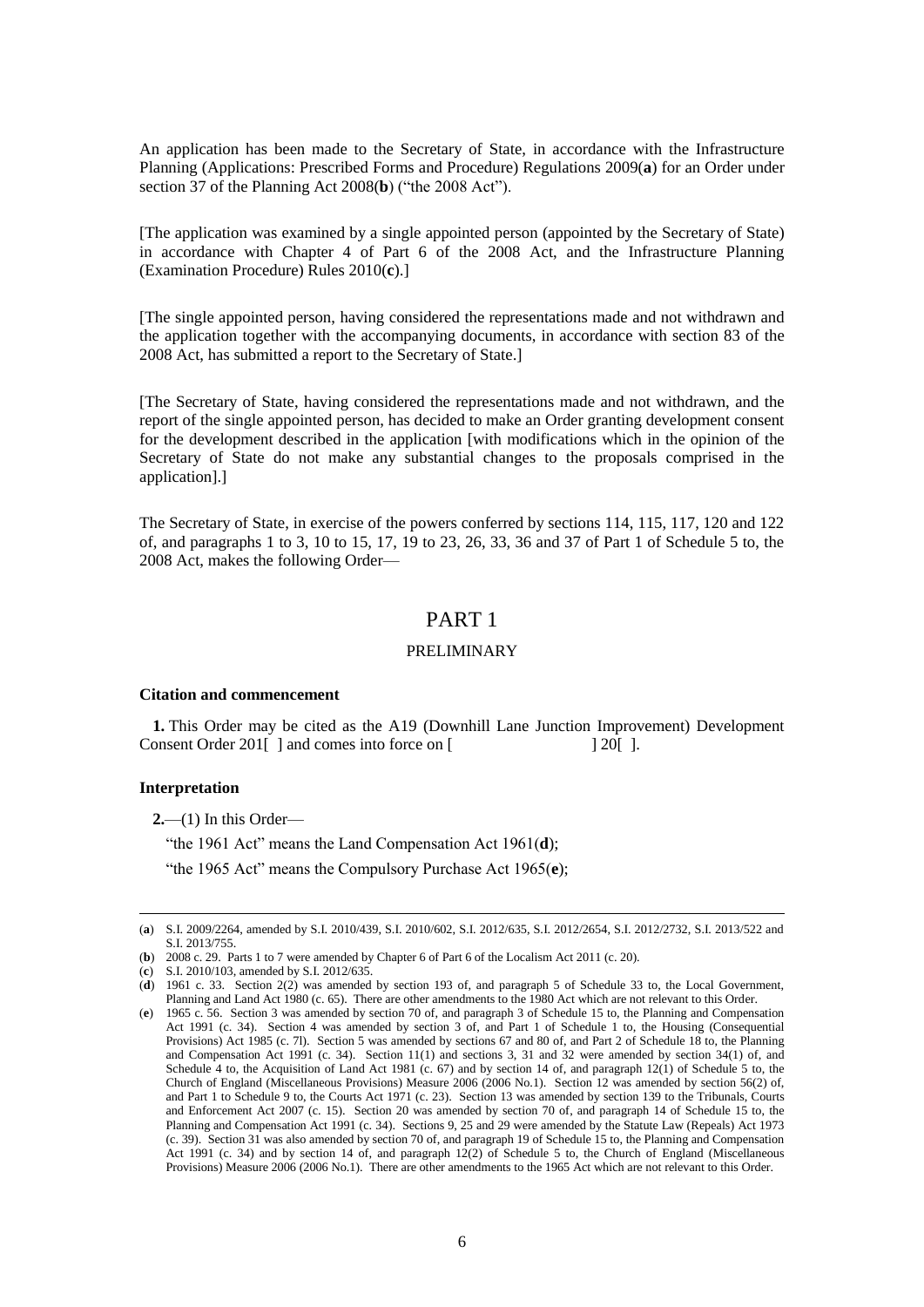An application has been made to the Secretary of State, in accordance with the Infrastructure Planning (Applications: Prescribed Forms and Procedure) Regulations 2009(**a**) for an Order under section 37 of the Planning Act 2008(**b**) ("the 2008 Act").

[The application was examined by a single appointed person (appointed by the Secretary of State) in accordance with Chapter 4 of Part 6 of the 2008 Act, and the Infrastructure Planning (Examination Procedure) Rules 2010(**c**).]

[The single appointed person, having considered the representations made and not withdrawn and the application together with the accompanying documents, in accordance with section 83 of the 2008 Act, has submitted a report to the Secretary of State.]

[The Secretary of State, having considered the representations made and not withdrawn, and the report of the single appointed person, has decided to make an Order granting development consent for the development described in the application [with modifications which in the opinion of the Secretary of State do not make any substantial changes to the proposals comprised in the application].]

The Secretary of State, in exercise of the powers conferred by sections 114, 115, 117, 120 and 122 of, and paragraphs 1 to 3, 10 to 15, 17, 19 to 23, 26, 33, 36 and 37 of Part 1 of Schedule 5 to, the 2008 Act, makes the following Order—

# PART 1

## PRELIMINARY

### Citation and commencement

**1.** This Order may be cited as the A19 (Downhill Lane Junction Improvement) Development Consent Order 201[ ] and comes into force on [ ] 20[ ].

### Interpretation

**2.**—(1) In this Order—

"the 1961 Act" means the Land Compensation Act 1961(**d**);

"the 1965 Act" means the Compulsory Purchase Act 1965(**e**);

---

(**a**) S.I. 2009/2264, amended by S.I. 2010/439, S.I. 2010/602, S.I. 2012/635, S.I. 2012/2654, S.I. 2012/2732, S.I. 2013/522 and S.I. 2013/755.

(**b**) 2008 c. 29. Parts 1 to 7 were amended by Chapter 6 of Part 6 of the Localism Act 2011 (c. 20).

(**c**) S.I. 2010/103, amended by S.I. 2012/635.

(**d**) 1961 c. 33. Section 2(2) was amended by section 193 of, and paragraph 5 of Schedule 33 to, the Local Government, Planning and Land Act 1980 (c. 65). There are other amendments to the 1980 Act which are not relevant to this Order.

(**e**) 1965 c. 56. Section 3 was amended by section 70 of, and paragraph 3 of Schedule 15 to, the Planning and Compensation Act 1991 (c. 34). Section 4 was amended by section 3 of, and Part 1 of Schedule 1 to, the Housing (Consequential Provisions) Act 1985 (c. 7l). Section 5 was amended by sections 67 and 80 of, and Part 2 of Schedule 18 to, the Planning and Compensation Act 1991 (c. 34). Section 11(1) and sections 3, 31 and 32 were amended by section 34(1) of, and Schedule 4 to, the Acquisition of Land Act 1981 (c. 67) and by section 14 of, and paragraph 12(1) of Schedule 5 to, the Church of England (Miscellaneous Provisions) Measure 2006 (2006 No.1). Section 12 was amended by section 56(2) of, and Part 1 to Schedule 9 to, the Courts Act 1971 (c. 23). Section 13 was amended by section 139 to the Tribunals, Courts and Enforcement Act 2007 (c. 15). Section 20 was amended by section 70 of, and paragraph 14 of Schedule 15 to, the Planning and Compensation Act 1991 (c. 34). Sections 9, 25 and 29 were amended by the Statute Law (Repeals) Act 1973 (c. 39). Section 31 was also amended by section 70 of, and paragraph 19 of Schedule 15 to, the Planning and Compensation Act 1991 (c. 34) and by section 14 of, and paragraph 12(2) of Schedule 5 to, the Church of England (Miscellaneous Provisions) Measure 2006 (2006 No.1). There are other amendments to the 1965 Act which are not relevant to this Order.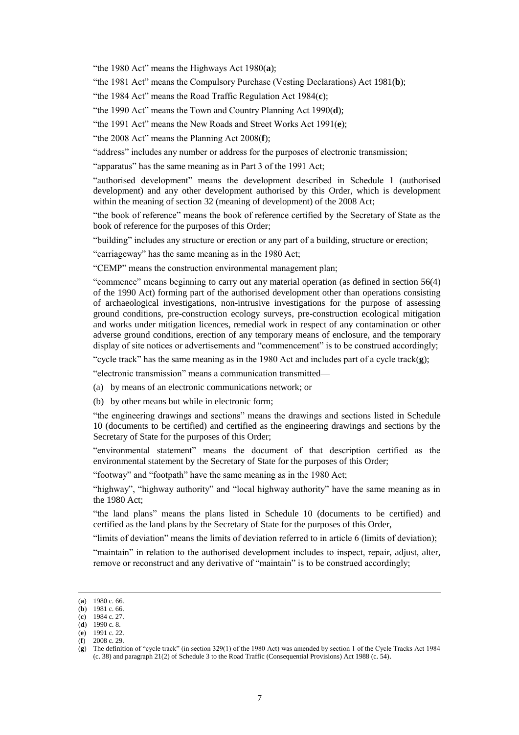"the 1980 Act" means the Highways Act 1980(**a**);

"the 1981 Act" means the Compulsory Purchase (Vesting Declarations) Act 1981(**b**);

"the 1984 Act" means the Road Traffic Regulation Act 1984(**c**);

"the 1990 Act" means the Town and Country Planning Act 1990(**d**);

"the 1991 Act" means the New Roads and Street Works Act 1991(**e**);

"the 2008 Act" means the Planning Act 2008(**f**);

"address" includes any number or address for the purposes of electronic transmission;

"apparatus" has the same meaning as in Part 3 of the 1991 Act;

"authorised development" means the development described in Schedule 1 (authorised development) and any other development authorised by this Order, which is development within the meaning of section 32 (meaning of development) of the 2008 Act;

"the book of reference" means the book of reference certified by the Secretary of State as the book of reference for the purposes of this Order;

"building" includes any structure or erection or any part of a building, structure or erection;

"carriageway" has the same meaning as in the 1980 Act;

"CEMP" means the construction environmental management plan;

"commence" means beginning to carry out any material operation (as defined in section 56(4) of the 1990 Act) forming part of the authorised development other than operations consisting of archaeological investigations, non-intrusive investigations for the purpose of assessing ground conditions, pre-construction ecology surveys, pre-construction ecological mitigation and works under mitigation licences, remedial work in respect of any contamination or other adverse ground conditions, erection of any temporary means of enclosure, and the temporary display of site notices or advertisements and "commencement" is to be construed accordingly;

"cycle track" has the same meaning as in the 1980 Act and includes part of a cycle track(**g**);

"electronic transmission" means a communication transmitted—

(a) by means of an electronic communications network; or

(b) by other means but while in electronic form;

"the engineering drawings and sections" means the drawings and sections listed in Schedule 10 (documents to be certified) and certified as the engineering drawings and sections by the Secretary of State for the purposes of this Order;

"environmental statement" means the document of that description certified as the environmental statement by the Secretary of State for the purposes of this Order;

"footway" and "footpath" have the same meaning as in the 1980 Act;

"highway", "highway authority" and "local highway authority" have the same meaning as in the 1980 Act;

"the land plans" means the plans listed in Schedule 10 (documents to be certified) and certified as the land plans by the Secretary of State for the purposes of this Order,

"limits of deviation" means the limits of deviation referred to in article 6 (limits of deviation);

"maintain" in relation to the authorised development includes to inspect, repair, adjust, alter, remove or reconstruct and any derivative of "maintain" is to be construed accordingly;

---

(**a**) 1980 c. 66.
(**b**) 1981 c. 66.
(**c**) 1984 c. 27.
(**d**) 1990 c. 8.
(**e**) 1991 c. 22.
(**f**) 2008 c. 29.
(**g**) The definition of "cycle track" (in section 329(1) of the 1980 Act) was amended by section 1 of the Cycle Tracks Act 1984 (c. 38) and paragraph 21(2) of Schedule 3 to the Road Traffic (Consequential Provisions) Act 1988 (c. 54).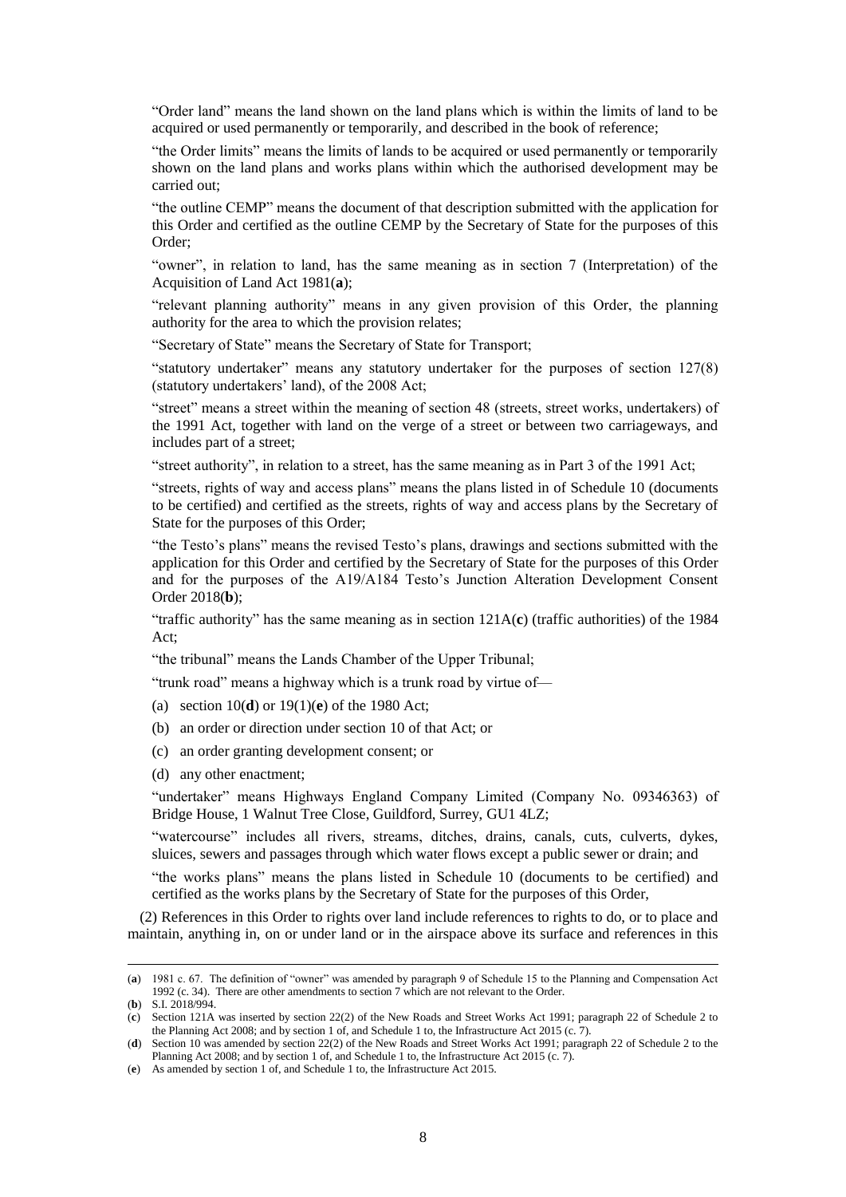"Order land" means the land shown on the land plans which is within the limits of land to be acquired or used permanently or temporarily, and described in the book of reference;

"the Order limits" means the limits of lands to be acquired or used permanently or temporarily shown on the land plans and works plans within which the authorised development may be carried out;

"the outline CEMP" means the document of that description submitted with the application for this Order and certified as the outline CEMP by the Secretary of State for the purposes of this Order;

"owner", in relation to land, has the same meaning as in section 7 (Interpretation) of the Acquisition of Land Act 1981(**a**);

"relevant planning authority" means in any given provision of this Order, the planning authority for the area to which the provision relates;

"Secretary of State" means the Secretary of State for Transport;

"statutory undertaker" means any statutory undertaker for the purposes of section 127(8) (statutory undertakers' land), of the 2008 Act;

"street" means a street within the meaning of section 48 (streets, street works, undertakers) of the 1991 Act, together with land on the verge of a street or between two carriageways, and includes part of a street;

"street authority", in relation to a street, has the same meaning as in Part 3 of the 1991 Act;

"streets, rights of way and access plans" means the plans listed in of Schedule 10 (documents to be certified) and certified as the streets, rights of way and access plans by the Secretary of State for the purposes of this Order;

"the Testo's plans" means the revised Testo's plans, drawings and sections submitted with the application for this Order and certified by the Secretary of State for the purposes of this Order and for the purposes of the A19/A184 Testo's Junction Alteration Development Consent Order 2018(**b**);

"traffic authority" has the same meaning as in section 121A(**c**) (traffic authorities) of the 1984 Act;

"the tribunal" means the Lands Chamber of the Upper Tribunal;

"trunk road" means a highway which is a trunk road by virtue of—

(a) section 10(**d**) or 19(1)(**e**) of the 1980 Act;

(b) an order or direction under section 10 of that Act; or

(c) an order granting development consent; or

(d) any other enactment;

"undertaker" means Highways England Company Limited (Company No. 09346363) of Bridge House, 1 Walnut Tree Close, Guildford, Surrey, GU1 4LZ;

"watercourse" includes all rivers, streams, ditches, drains, canals, cuts, culverts, dykes, sluices, sewers and passages through which water flows except a public sewer or drain; and

"the works plans" means the plans listed in Schedule 10 (documents to be certified) and certified as the works plans by the Secretary of State for the purposes of this Order,

(2) References in this Order to rights over land include references to rights to do, or to place and maintain, anything in, on or under land or in the airspace above its surface and references in this

---

(**a**) 1981 c. 67. The definition of "owner" was amended by paragraph 9 of Schedule 15 to the Planning and Compensation Act 1992 (c. 34). There are other amendments to section 7 which are not relevant to the Order.

(**b**) S.I. 2018/994.

(**c**) Section 121A was inserted by section 22(2) of the New Roads and Street Works Act 1991; paragraph 22 of Schedule 2 to the Planning Act 2008; and by section 1 of, and Schedule 1 to, the Infrastructure Act 2015 (c. 7).

(**d**) Section 10 was amended by section 22(2) of the New Roads and Street Works Act 1991; paragraph 22 of Schedule 2 to the Planning Act 2008; and by section 1 of, and Schedule 1 to, the Infrastructure Act 2015 (c. 7).

(**e**) As amended by section 1 of, and Schedule 1 to, the Infrastructure Act 2015.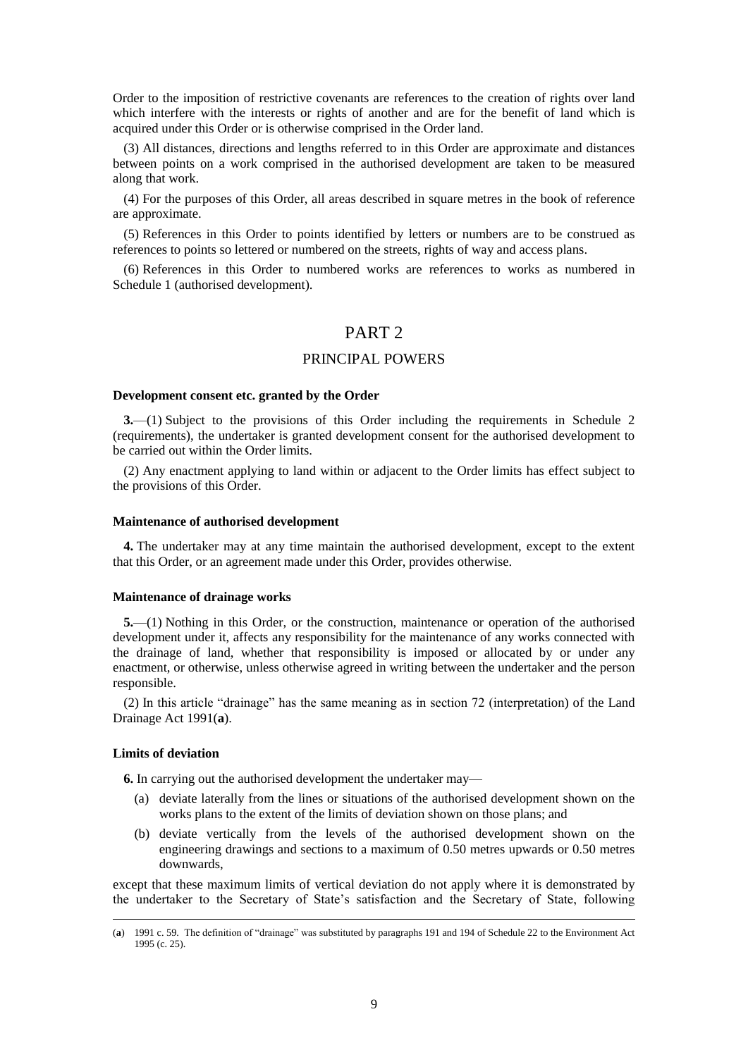Order to the imposition of restrictive covenants are references to the creation of rights over land which interfere with the interests or rights of another and are for the benefit of land which is acquired under this Order or is otherwise comprised in the Order land.

(3) All distances, directions and lengths referred to in this Order are approximate and distances between points on a work comprised in the authorised development are taken to be measured along that work.

(4) For the purposes of this Order, all areas described in square metres in the book of reference are approximate.

(5) References in this Order to points identified by letters or numbers are to be construed as references to points so lettered or numbered on the streets, rights of way and access plans.

(6) References in this Order to numbered works are references to works as numbered in Schedule 1 (authorised development).

# PART 2

## PRINCIPAL POWERS

**Development consent etc. granted by the Order**

**3.**—(1) Subject to the provisions of this Order including the requirements in Schedule 2 (requirements), the undertaker is granted development consent for the authorised development to be carried out within the Order limits.

(2) Any enactment applying to land within or adjacent to the Order limits has effect subject to the provisions of this Order.

**Maintenance of authorised development**

**4.** The undertaker may at any time maintain the authorised development, except to the extent that this Order, or an agreement made under this Order, provides otherwise.

**Maintenance of drainage works**

**5.**—(1) Nothing in this Order, or the construction, maintenance or operation of the authorised development under it, affects any responsibility for the maintenance of any works connected with the drainage of land, whether that responsibility is imposed or allocated by or under any enactment, or otherwise, unless otherwise agreed in writing between the undertaker and the person responsible.

(2) In this article "drainage" has the same meaning as in section 72 (interpretation) of the Land Drainage Act 1991(**a**).

**Limits of deviation**

**6.** In carrying out the authorised development the undertaker may—

(a) deviate laterally from the lines or situations of the authorised development shown on the works plans to the extent of the limits of deviation shown on those plans; and

(b) deviate vertically from the levels of the authorised development shown on the engineering drawings and sections to a maximum of 0.50 metres upwards or 0.50 metres downwards,

except that these maximum limits of vertical deviation do not apply where it is demonstrated by the undertaker to the Secretary of State's satisfaction and the Secretary of State, following

(**a**) 1991 c. 59. The definition of "drainage" was substituted by paragraphs 191 and 194 of Schedule 22 to the Environment Act 1995 (c. 25).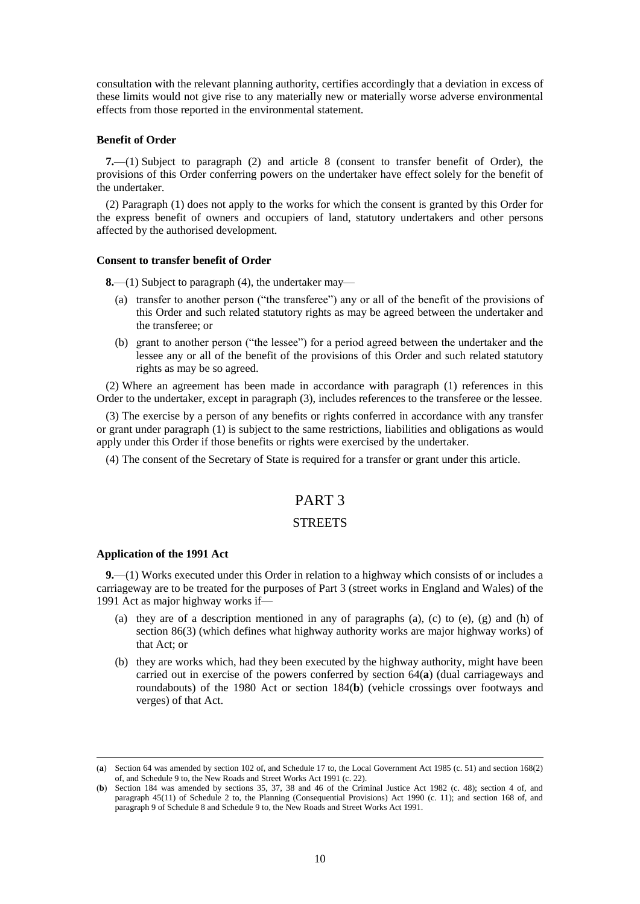consultation with the relevant planning authority, certifies accordingly that a deviation in excess of these limits would not give rise to any materially new or materially worse adverse environmental effects from those reported in the environmental statement.

#### Benefit of Order

**7.**—(1) Subject to paragraph (2) and article 8 (consent to transfer benefit of Order), the provisions of this Order conferring powers on the undertaker have effect solely for the benefit of the undertaker.

(2) Paragraph (1) does not apply to the works for which the consent is granted by this Order for the express benefit of owners and occupiers of land, statutory undertakers and other persons affected by the authorised development.

#### Consent to transfer benefit of Order

**8.**—(1) Subject to paragraph (4), the undertaker may—

(a) transfer to another person ("the transferee") any or all of the benefit of the provisions of this Order and such related statutory rights as may be agreed between the undertaker and the transferee; or

(b) grant to another person ("the lessee") for a period agreed between the undertaker and the lessee any or all of the benefit of the provisions of this Order and such related statutory rights as may be so agreed.

(2) Where an agreement has been made in accordance with paragraph (1) references in this Order to the undertaker, except in paragraph (3), includes references to the transferee or the lessee.

(3) The exercise by a person of any benefits or rights conferred in accordance with any transfer or grant under paragraph (1) is subject to the same restrictions, liabilities and obligations as would apply under this Order if those benefits or rights were exercised by the undertaker.

(4) The consent of the Secretary of State is required for a transfer or grant under this article.

# PART 3

## STREETS

#### Application of the 1991 Act

**9.**—(1) Works executed under this Order in relation to a highway which consists of or includes a carriageway are to be treated for the purposes of Part 3 (street works in England and Wales) of the 1991 Act as major highway works if—

(a) they are of a description mentioned in any of paragraphs (a), (c) to (e), (g) and (h) of section 86(3) (which defines what highway authority works are major highway works) of that Act; or

(b) they are works which, had they been executed by the highway authority, might have been carried out in exercise of the powers conferred by section 64(**a**) (dual carriageways and roundabouts) of the 1980 Act or section 184(**b**) (vehicle crossings over footways and verges) of that Act.

---

(**a**) Section 64 was amended by section 102 of, and Schedule 17 to, the Local Government Act 1985 (c. 51) and section 168(2) of, and Schedule 9 to, the New Roads and Street Works Act 1991 (c. 22).

(**b**) Section 184 was amended by sections 35, 37, 38 and 46 of the Criminal Justice Act 1982 (c. 48); section 4 of, and paragraph 45(11) of Schedule 2 to, the Planning (Consequential Provisions) Act 1990 (c. 11); and section 168 of, and paragraph 9 of Schedule 8 and Schedule 9 to, the New Roads and Street Works Act 1991.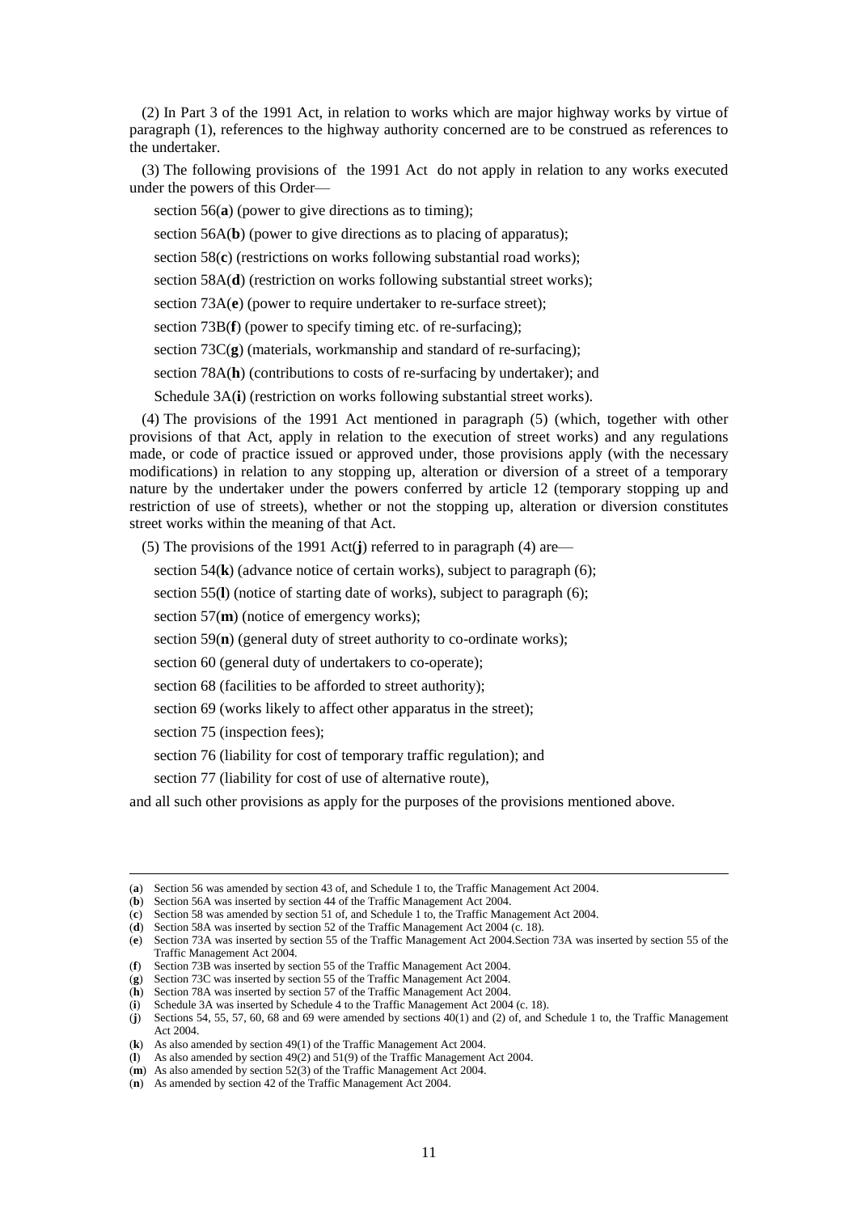(2) In Part 3 of the 1991 Act, in relation to works which are major highway works by virtue of paragraph (1), references to the highway authority concerned are to be construed as references to the undertaker.

(3) The following provisions of the 1991 Act do not apply in relation to any works executed under the powers of this Order—

section 56(**a**) (power to give directions as to timing);

section 56A(**b**) (power to give directions as to placing of apparatus);

section 58(**c**) (restrictions on works following substantial road works);

section 58A(**d**) (restriction on works following substantial street works);

section 73A(**e**) (power to require undertaker to re-surface street);

section 73B(**f**) (power to specify timing etc. of re-surfacing);

section 73C(**g**) (materials, workmanship and standard of re-surfacing);

section 78A(**h**) (contributions to costs of re-surfacing by undertaker); and

Schedule 3A(**i**) (restriction on works following substantial street works).

(4) The provisions of the 1991 Act mentioned in paragraph (5) (which, together with other provisions of that Act, apply in relation to the execution of street works) and any regulations made, or code of practice issued or approved under, those provisions apply (with the necessary modifications) in relation to any stopping up, alteration or diversion of a street of a temporary nature by the undertaker under the powers conferred by article 12 (temporary stopping up and restriction of use of streets), whether or not the stopping up, alteration or diversion constitutes street works within the meaning of that Act.

(5) The provisions of the 1991 Act(**j**) referred to in paragraph (4) are—

section 54(**k**) (advance notice of certain works), subject to paragraph (6);

section 55(**l**) (notice of starting date of works), subject to paragraph (6);

section 57(**m**) (notice of emergency works);

section 59(**n**) (general duty of street authority to co-ordinate works);

section 60 (general duty of undertakers to co-operate);

section 68 (facilities to be afforded to street authority);

section 69 (works likely to affect other apparatus in the street);

section 75 (inspection fees);

section 76 (liability for cost of temporary traffic regulation); and

section 77 (liability for cost of use of alternative route),

and all such other provisions as apply for the purposes of the provisions mentioned above.

---

(**a**) Section 56 was amended by section 43 of, and Schedule 1 to, the Traffic Management Act 2004.
(**b**) Section 56A was inserted by section 44 of the Traffic Management Act 2004.
(**c**) Section 58 was amended by section 51 of, and Schedule 1 to, the Traffic Management Act 2004.
(**d**) Section 58A was inserted by section 52 of the Traffic Management Act 2004 (c. 18).
(**e**) Section 73A was inserted by section 55 of the Traffic Management Act 2004.Section 73A was inserted by section 55 of the Traffic Management Act 2004.
(**f**) Section 73B was inserted by section 55 of the Traffic Management Act 2004.
(**g**) Section 73C was inserted by section 55 of the Traffic Management Act 2004.
(**h**) Section 78A was inserted by section 57 of the Traffic Management Act 2004.
(**i**) Schedule 3A was inserted by Schedule 4 to the Traffic Management Act 2004 (c. 18).
(**j**) Sections 54, 55, 57, 60, 68 and 69 were amended by sections 40(1) and (2) of, and Schedule 1 to, the Traffic Management Act 2004.
(**k**) As also amended by section 49(1) of the Traffic Management Act 2004.
(**l**) As also amended by section 49(2) and 51(9) of the Traffic Management Act 2004.
(**m**) As also amended by section 52(3) of the Traffic Management Act 2004.
(**n**) As amended by section 42 of the Traffic Management Act 2004.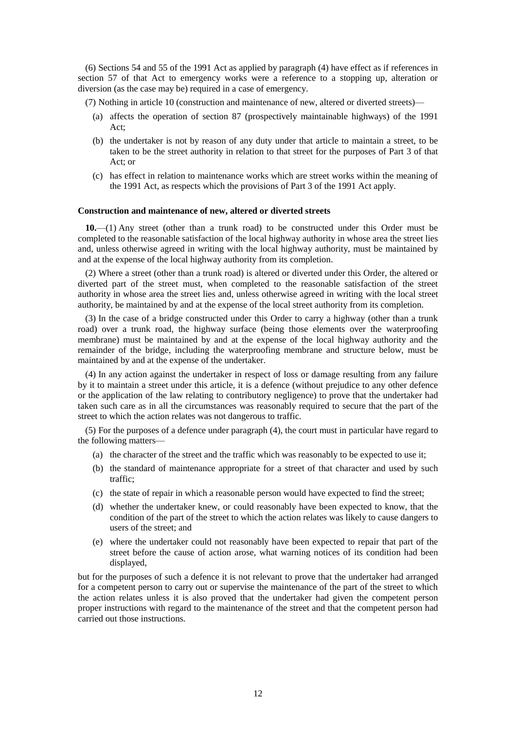(6) Sections 54 and 55 of the 1991 Act as applied by paragraph (4) have effect as if references in section 57 of that Act to emergency works were a reference to a stopping up, alteration or diversion (as the case may be) required in a case of emergency.

(7) Nothing in article 10 (construction and maintenance of new, altered or diverted streets)—

- (a) affects the operation of section 87 (prospectively maintainable highways) of the 1991 Act;
- (b) the undertaker is not by reason of any duty under that article to maintain a street, to be taken to be the street authority in relation to that street for the purposes of Part 3 of that Act; or
- (c) has effect in relation to maintenance works which are street works within the meaning of the 1991 Act, as respects which the provisions of Part 3 of the 1991 Act apply.

**Construction and maintenance of new, altered or diverted streets**

**10.**—(1) Any street (other than a trunk road) to be constructed under this Order must be completed to the reasonable satisfaction of the local highway authority in whose area the street lies and, unless otherwise agreed in writing with the local highway authority, must be maintained by and at the expense of the local highway authority from its completion.

(2) Where a street (other than a trunk road) is altered or diverted under this Order, the altered or diverted part of the street must, when completed to the reasonable satisfaction of the street authority in whose area the street lies and, unless otherwise agreed in writing with the local street authority, be maintained by and at the expense of the local street authority from its completion.

(3) In the case of a bridge constructed under this Order to carry a highway (other than a trunk road) over a trunk road, the highway surface (being those elements over the waterproofing membrane) must be maintained by and at the expense of the local highway authority and the remainder of the bridge, including the waterproofing membrane and structure below, must be maintained by and at the expense of the undertaker.

(4) In any action against the undertaker in respect of loss or damage resulting from any failure by it to maintain a street under this article, it is a defence (without prejudice to any other defence or the application of the law relating to contributory negligence) to prove that the undertaker had taken such care as in all the circumstances was reasonably required to secure that the part of the street to which the action relates was not dangerous to traffic.

(5) For the purposes of a defence under paragraph (4), the court must in particular have regard to the following matters—

- (a) the character of the street and the traffic which was reasonably to be expected to use it;
- (b) the standard of maintenance appropriate for a street of that character and used by such traffic;
- (c) the state of repair in which a reasonable person would have expected to find the street;
- (d) whether the undertaker knew, or could reasonably have been expected to know, that the condition of the part of the street to which the action relates was likely to cause dangers to users of the street; and
- (e) where the undertaker could not reasonably have been expected to repair that part of the street before the cause of action arose, what warning notices of its condition had been displayed,

but for the purposes of such a defence it is not relevant to prove that the undertaker had arranged for a competent person to carry out or supervise the maintenance of the part of the street to which the action relates unless it is also proved that the undertaker had given the competent person proper instructions with regard to the maintenance of the street and that the competent person had carried out those instructions.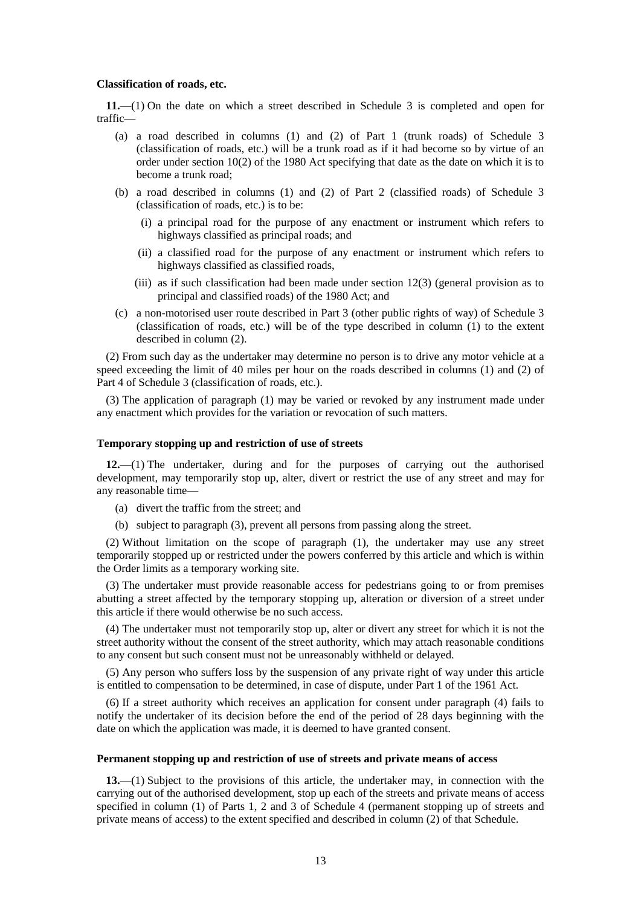**Classification of roads, etc.**

**11.**—(1) On the date on which a street described in Schedule 3 is completed and open for traffic—

(a) a road described in columns (1) and (2) of Part 1 (trunk roads) of Schedule 3 (classification of roads, etc.) will be a trunk road as if it had become so by virtue of an order under section 10(2) of the 1980 Act specifying that date as the date on which it is to become a trunk road;

(b) a road described in columns (1) and (2) of Part 2 (classified roads) of Schedule 3 (classification of roads, etc.) is to be:

(i) a principal road for the purpose of any enactment or instrument which refers to highways classified as principal roads; and

(ii) a classified road for the purpose of any enactment or instrument which refers to highways classified as classified roads,

(iii) as if such classification had been made under section 12(3) (general provision as to principal and classified roads) of the 1980 Act; and

(c) a non-motorised user route described in Part 3 (other public rights of way) of Schedule 3 (classification of roads, etc.) will be of the type described in column (1) to the extent described in column (2).

(2) From such day as the undertaker may determine no person is to drive any motor vehicle at a speed exceeding the limit of 40 miles per hour on the roads described in columns (1) and (2) of Part 4 of Schedule 3 (classification of roads, etc.).

(3) The application of paragraph (1) may be varied or revoked by any instrument made under any enactment which provides for the variation or revocation of such matters.

**Temporary stopping up and restriction of use of streets**

**12.**—(1) The undertaker, during and for the purposes of carrying out the authorised development, may temporarily stop up, alter, divert or restrict the use of any street and may for any reasonable time—

(a) divert the traffic from the street; and

(b) subject to paragraph (3), prevent all persons from passing along the street.

(2) Without limitation on the scope of paragraph (1), the undertaker may use any street temporarily stopped up or restricted under the powers conferred by this article and which is within the Order limits as a temporary working site.

(3) The undertaker must provide reasonable access for pedestrians going to or from premises abutting a street affected by the temporary stopping up, alteration or diversion of a street under this article if there would otherwise be no such access.

(4) The undertaker must not temporarily stop up, alter or divert any street for which it is not the street authority without the consent of the street authority, which may attach reasonable conditions to any consent but such consent must not be unreasonably withheld or delayed.

(5) Any person who suffers loss by the suspension of any private right of way under this article is entitled to compensation to be determined, in case of dispute, under Part 1 of the 1961 Act.

(6) If a street authority which receives an application for consent under paragraph (4) fails to notify the undertaker of its decision before the end of the period of 28 days beginning with the date on which the application was made, it is deemed to have granted consent.

**Permanent stopping up and restriction of use of streets and private means of access**

**13.**—(1) Subject to the provisions of this article, the undertaker may, in connection with the carrying out of the authorised development, stop up each of the streets and private means of access specified in column (1) of Parts 1, 2 and 3 of Schedule 4 (permanent stopping up of streets and private means of access) to the extent specified and described in column (2) of that Schedule.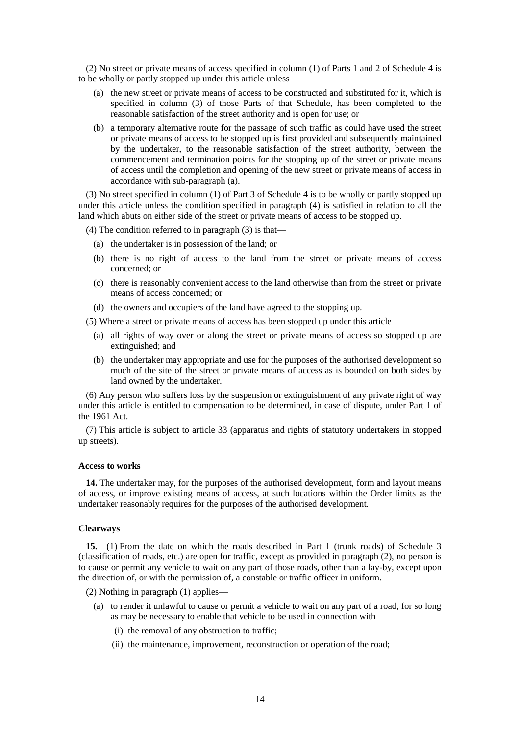(2) No street or private means of access specified in column (1) of Parts 1 and 2 of Schedule 4 is to be wholly or partly stopped up under this article unless—

(a) the new street or private means of access to be constructed and substituted for it, which is specified in column (3) of those Parts of that Schedule, has been completed to the reasonable satisfaction of the street authority and is open for use; or

(b) a temporary alternative route for the passage of such traffic as could have used the street or private means of access to be stopped up is first provided and subsequently maintained by the undertaker, to the reasonable satisfaction of the street authority, between the commencement and termination points for the stopping up of the street or private means of access until the completion and opening of the new street or private means of access in accordance with sub-paragraph (a).

(3) No street specified in column (1) of Part 3 of Schedule 4 is to be wholly or partly stopped up under this article unless the condition specified in paragraph (4) is satisfied in relation to all the land which abuts on either side of the street or private means of access to be stopped up.

(4) The condition referred to in paragraph (3) is that—

(a) the undertaker is in possession of the land; or

(b) there is no right of access to the land from the street or private means of access concerned; or

(c) there is reasonably convenient access to the land otherwise than from the street or private means of access concerned; or

(d) the owners and occupiers of the land have agreed to the stopping up.

(5) Where a street or private means of access has been stopped up under this article—

(a) all rights of way over or along the street or private means of access so stopped up are extinguished; and

(b) the undertaker may appropriate and use for the purposes of the authorised development so much of the site of the street or private means of access as is bounded on both sides by land owned by the undertaker.

(6) Any person who suffers loss by the suspension or extinguishment of any private right of way under this article is entitled to compensation to be determined, in case of dispute, under Part 1 of the 1961 Act.

(7) This article is subject to article 33 (apparatus and rights of statutory undertakers in stopped up streets).

**Access to works**

**14.** The undertaker may, for the purposes of the authorised development, form and layout means of access, or improve existing means of access, at such locations within the Order limits as the undertaker reasonably requires for the purposes of the authorised development.

**Clearways**

**15.**—(1) From the date on which the roads described in Part 1 (trunk roads) of Schedule 3 (classification of roads, etc.) are open for traffic, except as provided in paragraph (2), no person is to cause or permit any vehicle to wait on any part of those roads, other than a lay-by, except upon the direction of, or with the permission of, a constable or traffic officer in uniform.

(2) Nothing in paragraph (1) applies—

(a) to render it unlawful to cause or permit a vehicle to wait on any part of a road, for so long as may be necessary to enable that vehicle to be used in connection with—

(i) the removal of any obstruction to traffic;

(ii) the maintenance, improvement, reconstruction or operation of the road;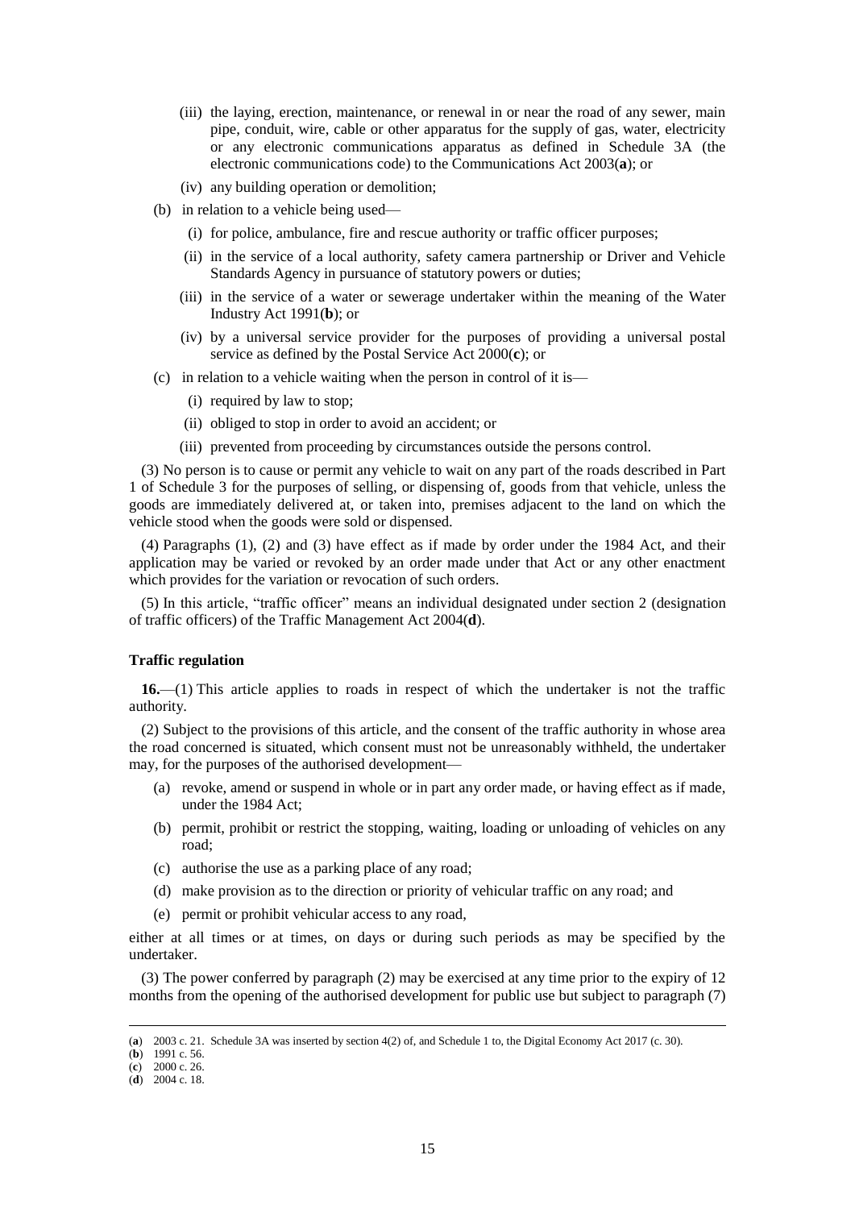(iii) the laying, erection, maintenance, or renewal in or near the road of any sewer, main pipe, conduit, wire, cable or other apparatus for the supply of gas, water, electricity or any electronic communications apparatus as defined in Schedule 3A (the electronic communications code) to the Communications Act 2003(**a**); or

(iv) any building operation or demolition;

(b) in relation to a vehicle being used—

(i) for police, ambulance, fire and rescue authority or traffic officer purposes;

(ii) in the service of a local authority, safety camera partnership or Driver and Vehicle Standards Agency in pursuance of statutory powers or duties;

(iii) in the service of a water or sewerage undertaker within the meaning of the Water Industry Act 1991(**b**); or

(iv) by a universal service provider for the purposes of providing a universal postal service as defined by the Postal Service Act 2000(**c**); or

(c) in relation to a vehicle waiting when the person in control of it is—

(i) required by law to stop;

(ii) obliged to stop in order to avoid an accident; or

(iii) prevented from proceeding by circumstances outside the persons control.

(3) No person is to cause or permit any vehicle to wait on any part of the roads described in Part 1 of Schedule 3 for the purposes of selling, or dispensing of, goods from that vehicle, unless the goods are immediately delivered at, or taken into, premises adjacent to the land on which the vehicle stood when the goods were sold or dispensed.

(4) Paragraphs (1), (2) and (3) have effect as if made by order under the 1984 Act, and their application may be varied or revoked by an order made under that Act or any other enactment which provides for the variation or revocation of such orders.

(5) In this article, "traffic officer" means an individual designated under section 2 (designation of traffic officers) of the Traffic Management Act 2004(**d**).

**Traffic regulation**

**16.**—(1) This article applies to roads in respect of which the undertaker is not the traffic authority.

(2) Subject to the provisions of this article, and the consent of the traffic authority in whose area the road concerned is situated, which consent must not be unreasonably withheld, the undertaker may, for the purposes of the authorised development—

(a) revoke, amend or suspend in whole or in part any order made, or having effect as if made, under the 1984 Act;

(b) permit, prohibit or restrict the stopping, waiting, loading or unloading of vehicles on any road;

(c) authorise the use as a parking place of any road;

(d) make provision as to the direction or priority of vehicular traffic on any road; and

(e) permit or prohibit vehicular access to any road,

either at all times or at times, on days or during such periods as may be specified by the undertaker.

(3) The power conferred by paragraph (2) may be exercised at any time prior to the expiry of 12 months from the opening of the authorised development for public use but subject to paragraph (7)

---

(**a**) 2003 c. 21. Schedule 3A was inserted by section 4(2) of, and Schedule 1 to, the Digital Economy Act 2017 (c. 30).
(**b**) 1991 c. 56.
(**c**) 2000 c. 26.
(**d**) 2004 c. 18.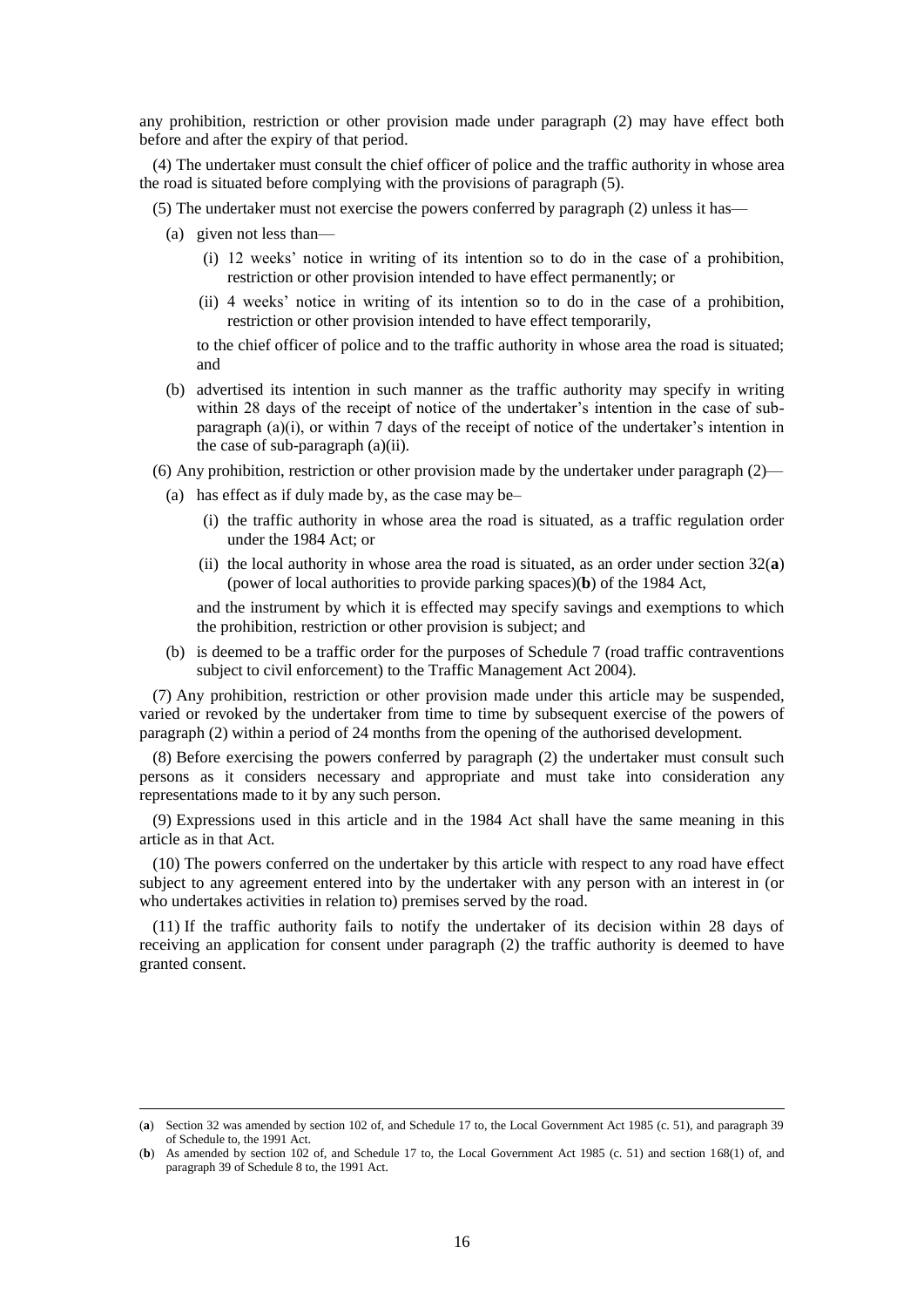any prohibition, restriction or other provision made under paragraph (2) may have effect both before and after the expiry of that period.

(4) The undertaker must consult the chief officer of police and the traffic authority in whose area the road is situated before complying with the provisions of paragraph (5).

(5) The undertaker must not exercise the powers conferred by paragraph (2) unless it has—

(a) given not less than—

(i) 12 weeks' notice in writing of its intention so to do in the case of a prohibition, restriction or other provision intended to have effect permanently; or

(ii) 4 weeks' notice in writing of its intention so to do in the case of a prohibition, restriction or other provision intended to have effect temporarily,

to the chief officer of police and to the traffic authority in whose area the road is situated; and

(b) advertised its intention in such manner as the traffic authority may specify in writing within 28 days of the receipt of notice of the undertaker's intention in the case of sub-paragraph (a)(i), or within 7 days of the receipt of notice of the undertaker's intention in the case of sub-paragraph (a)(ii).

(6) Any prohibition, restriction or other provision made by the undertaker under paragraph (2)—

(a) has effect as if duly made by, as the case may be–

(i) the traffic authority in whose area the road is situated, as a traffic regulation order under the 1984 Act; or

(ii) the local authority in whose area the road is situated, as an order under section 32(**a**) (power of local authorities to provide parking spaces)(**b**) of the 1984 Act,

and the instrument by which it is effected may specify savings and exemptions to which the prohibition, restriction or other provision is subject; and

(b) is deemed to be a traffic order for the purposes of Schedule 7 (road traffic contraventions subject to civil enforcement) to the Traffic Management Act 2004).

(7) Any prohibition, restriction or other provision made under this article may be suspended, varied or revoked by the undertaker from time to time by subsequent exercise of the powers of paragraph (2) within a period of 24 months from the opening of the authorised development.

(8) Before exercising the powers conferred by paragraph (2) the undertaker must consult such persons as it considers necessary and appropriate and must take into consideration any representations made to it by any such person.

(9) Expressions used in this article and in the 1984 Act shall have the same meaning in this article as in that Act.

(10) The powers conferred on the undertaker by this article with respect to any road have effect subject to any agreement entered into by the undertaker with any person with an interest in (or who undertakes activities in relation to) premises served by the road.

(11) If the traffic authority fails to notify the undertaker of its decision within 28 days of receiving an application for consent under paragraph (2) the traffic authority is deemed to have granted consent.

---

(**a**) Section 32 was amended by section 102 of, and Schedule 17 to, the Local Government Act 1985 (c. 51), and paragraph 39 of Schedule to, the 1991 Act.

(**b**) As amended by section 102 of, and Schedule 17 to, the Local Government Act 1985 (c. 51) and section 168(1) of, and paragraph 39 of Schedule 8 to, the 1991 Act.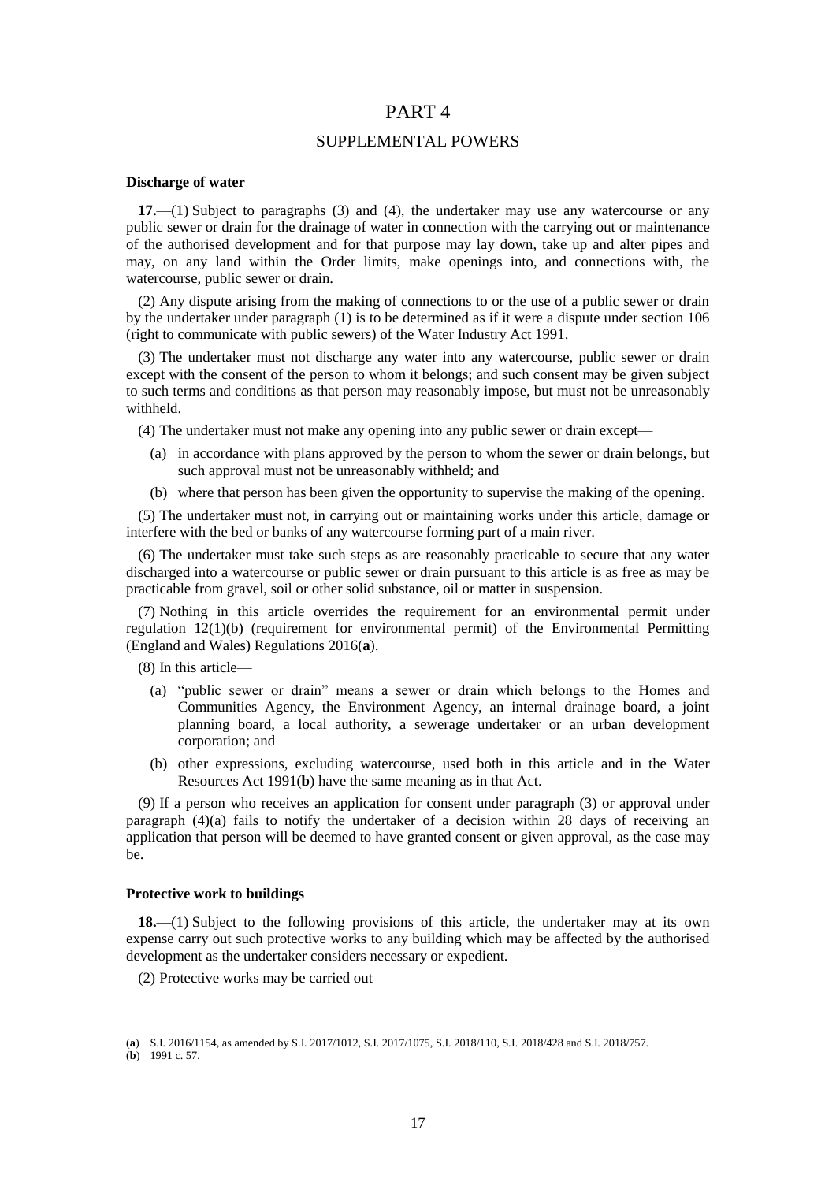# PART 4

## SUPPLEMENTAL POWERS

### Discharge of water

**17.**—(1) Subject to paragraphs (3) and (4), the undertaker may use any watercourse or any public sewer or drain for the drainage of water in connection with the carrying out or maintenance of the authorised development and for that purpose may lay down, take up and alter pipes and may, on any land within the Order limits, make openings into, and connections with, the watercourse, public sewer or drain.

(2) Any dispute arising from the making of connections to or the use of a public sewer or drain by the undertaker under paragraph (1) is to be determined as if it were a dispute under section 106 (right to communicate with public sewers) of the Water Industry Act 1991.

(3) The undertaker must not discharge any water into any watercourse, public sewer or drain except with the consent of the person to whom it belongs; and such consent may be given subject to such terms and conditions as that person may reasonably impose, but must not be unreasonably withheld.

(4) The undertaker must not make any opening into any public sewer or drain except—

- (a) in accordance with plans approved by the person to whom the sewer or drain belongs, but such approval must not be unreasonably withheld; and
- (b) where that person has been given the opportunity to supervise the making of the opening.

(5) The undertaker must not, in carrying out or maintaining works under this article, damage or interfere with the bed or banks of any watercourse forming part of a main river.

(6) The undertaker must take such steps as are reasonably practicable to secure that any water discharged into a watercourse or public sewer or drain pursuant to this article is as free as may be practicable from gravel, soil or other solid substance, oil or matter in suspension.

(7) Nothing in this article overrides the requirement for an environmental permit under regulation 12(1)(b) (requirement for environmental permit) of the Environmental Permitting (England and Wales) Regulations 2016(**a**).

(8) In this article—

- (a) "public sewer or drain" means a sewer or drain which belongs to the Homes and Communities Agency, the Environment Agency, an internal drainage board, a joint planning board, a local authority, a sewerage undertaker or an urban development corporation; and
- (b) other expressions, excluding watercourse, used both in this article and in the Water Resources Act 1991(**b**) have the same meaning as in that Act.

(9) If a person who receives an application for consent under paragraph (3) or approval under paragraph (4)(a) fails to notify the undertaker of a decision within 28 days of receiving an application that person will be deemed to have granted consent or given approval, as the case may be.

### Protective work to buildings

**18.**—(1) Subject to the following provisions of this article, the undertaker may at its own expense carry out such protective works to any building which may be affected by the authorised development as the undertaker considers necessary or expedient.

(2) Protective works may be carried out—

---

(**a**) S.I. 2016/1154, as amended by S.I. 2017/1012, S.I. 2017/1075, S.I. 2018/110, S.I. 2018/428 and S.I. 2018/757.

(**b**) 1991 c. 57.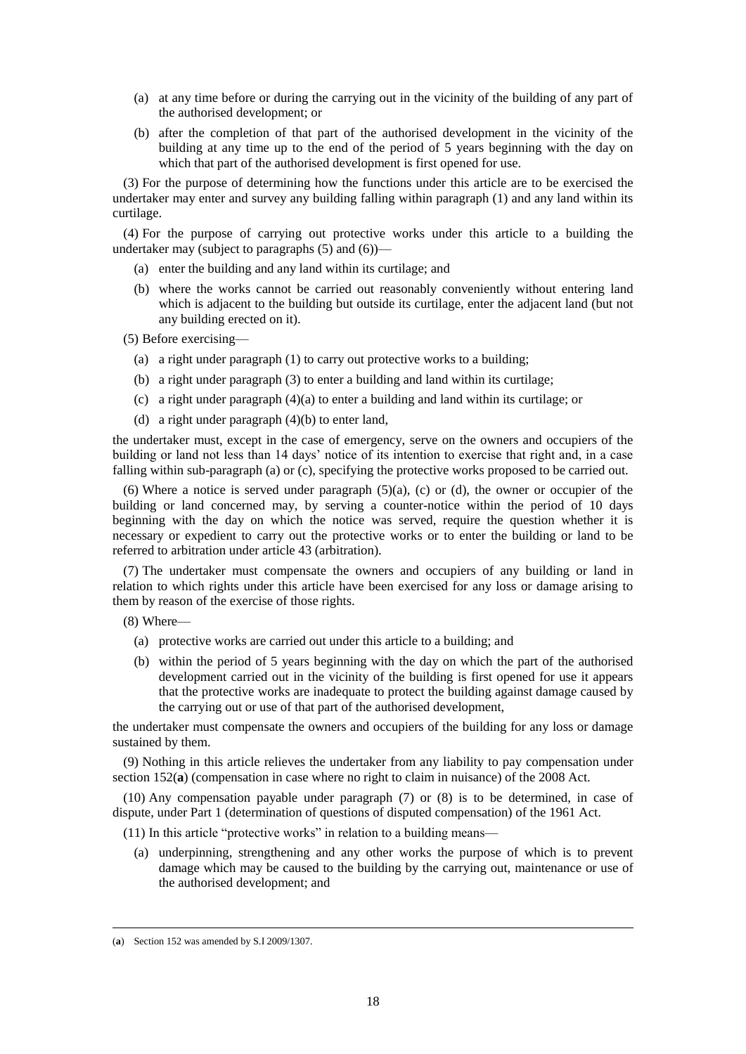(a) at any time before or during the carrying out in the vicinity of the building of any part of the authorised development; or

(b) after the completion of that part of the authorised development in the vicinity of the building at any time up to the end of the period of 5 years beginning with the day on which that part of the authorised development is first opened for use.

(3) For the purpose of determining how the functions under this article are to be exercised the undertaker may enter and survey any building falling within paragraph (1) and any land within its curtilage.

(4) For the purpose of carrying out protective works under this article to a building the undertaker may (subject to paragraphs (5) and (6))—

(a) enter the building and any land within its curtilage; and

(b) where the works cannot be carried out reasonably conveniently without entering land which is adjacent to the building but outside its curtilage, enter the adjacent land (but not any building erected on it).

(5) Before exercising—

(a) a right under paragraph (1) to carry out protective works to a building;

(b) a right under paragraph (3) to enter a building and land within its curtilage;

(c) a right under paragraph (4)(a) to enter a building and land within its curtilage; or

(d) a right under paragraph (4)(b) to enter land,

the undertaker must, except in the case of emergency, serve on the owners and occupiers of the building or land not less than 14 days' notice of its intention to exercise that right and, in a case falling within sub-paragraph (a) or (c), specifying the protective works proposed to be carried out.

(6) Where a notice is served under paragraph (5)(a), (c) or (d), the owner or occupier of the building or land concerned may, by serving a counter-notice within the period of 10 days beginning with the day on which the notice was served, require the question whether it is necessary or expedient to carry out the protective works or to enter the building or land to be referred to arbitration under article 43 (arbitration).

(7) The undertaker must compensate the owners and occupiers of any building or land in relation to which rights under this article have been exercised for any loss or damage arising to them by reason of the exercise of those rights.

(8) Where—

(a) protective works are carried out under this article to a building; and

(b) within the period of 5 years beginning with the day on which the part of the authorised development carried out in the vicinity of the building is first opened for use it appears that the protective works are inadequate to protect the building against damage caused by the carrying out or use of that part of the authorised development,

the undertaker must compensate the owners and occupiers of the building for any loss or damage sustained by them.

(9) Nothing in this article relieves the undertaker from any liability to pay compensation under section 152(**a**) (compensation in case where no right to claim in nuisance) of the 2008 Act.

(10) Any compensation payable under paragraph (7) or (8) is to be determined, in case of dispute, under Part 1 (determination of questions of disputed compensation) of the 1961 Act.

(11) In this article "protective works" in relation to a building means—

(a) underpinning, strengthening and any other works the purpose of which is to prevent damage which may be caused to the building by the carrying out, maintenance or use of the authorised development; and

---

(**a**) Section 152 was amended by S.I 2009/1307.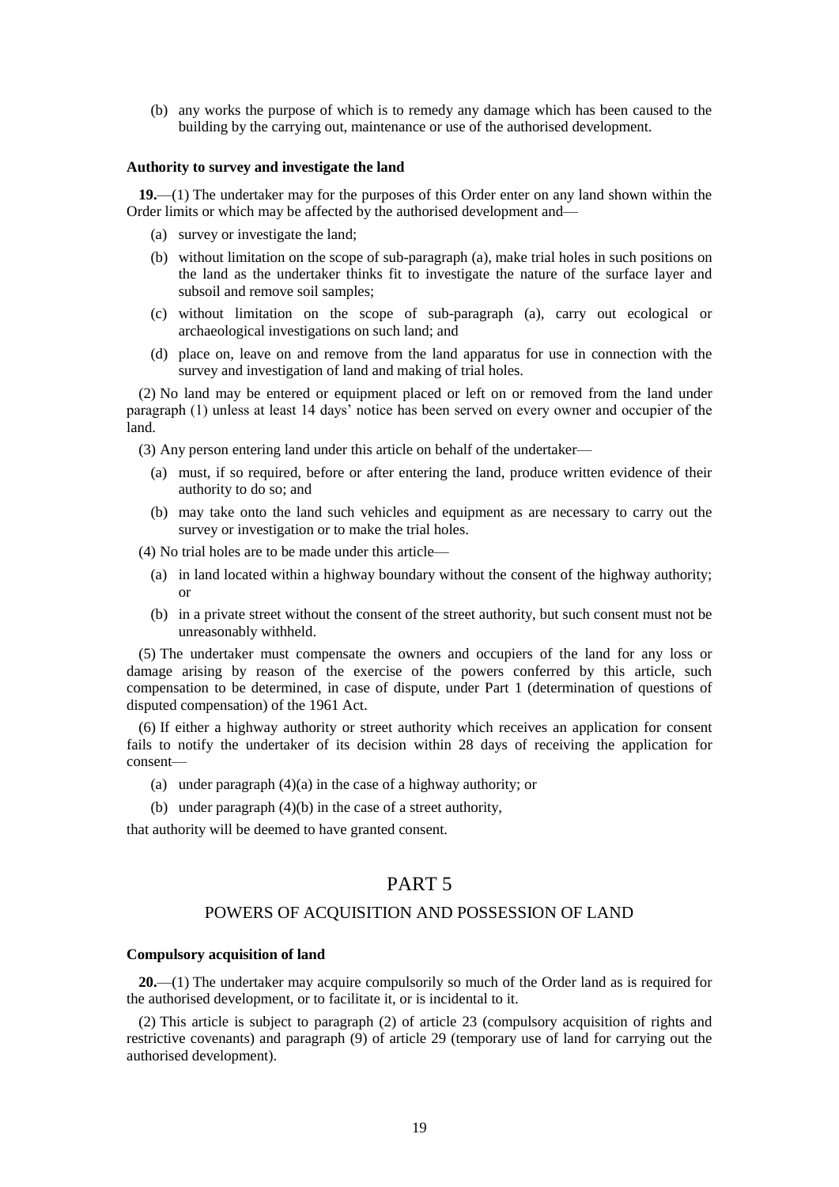(b) any works the purpose of which is to remedy any damage which has been caused to the building by the carrying out, maintenance or use of the authorised development.

**Authority to survey and investigate the land**

**19.**—(1) The undertaker may for the purposes of this Order enter on any land shown within the Order limits or which may be affected by the authorised development and—

(a) survey or investigate the land;

(b) without limitation on the scope of sub-paragraph (a), make trial holes in such positions on the land as the undertaker thinks fit to investigate the nature of the surface layer and subsoil and remove soil samples;

(c) without limitation on the scope of sub-paragraph (a), carry out ecological or archaeological investigations on such land; and

(d) place on, leave on and remove from the land apparatus for use in connection with the survey and investigation of land and making of trial holes.

(2) No land may be entered or equipment placed or left on or removed from the land under paragraph (1) unless at least 14 days' notice has been served on every owner and occupier of the land.

(3) Any person entering land under this article on behalf of the undertaker—

(a) must, if so required, before or after entering the land, produce written evidence of their authority to do so; and

(b) may take onto the land such vehicles and equipment as are necessary to carry out the survey or investigation or to make the trial holes.

(4) No trial holes are to be made under this article—

(a) in land located within a highway boundary without the consent of the highway authority; or

(b) in a private street without the consent of the street authority, but such consent must not be unreasonably withheld.

(5) The undertaker must compensate the owners and occupiers of the land for any loss or damage arising by reason of the exercise of the powers conferred by this article, such compensation to be determined, in case of dispute, under Part 1 (determination of questions of disputed compensation) of the 1961 Act.

(6) If either a highway authority or street authority which receives an application for consent fails to notify the undertaker of its decision within 28 days of receiving the application for consent—

(a) under paragraph (4)(a) in the case of a highway authority; or

(b) under paragraph (4)(b) in the case of a street authority,

that authority will be deemed to have granted consent.

## PART 5

## POWERS OF ACQUISITION AND POSSESSION OF LAND

**Compulsory acquisition of land**

**20.**—(1) The undertaker may acquire compulsorily so much of the Order land as is required for the authorised development, or to facilitate it, or is incidental to it.

(2) This article is subject to paragraph (2) of article 23 (compulsory acquisition of rights and restrictive covenants) and paragraph (9) of article 29 (temporary use of land for carrying out the authorised development).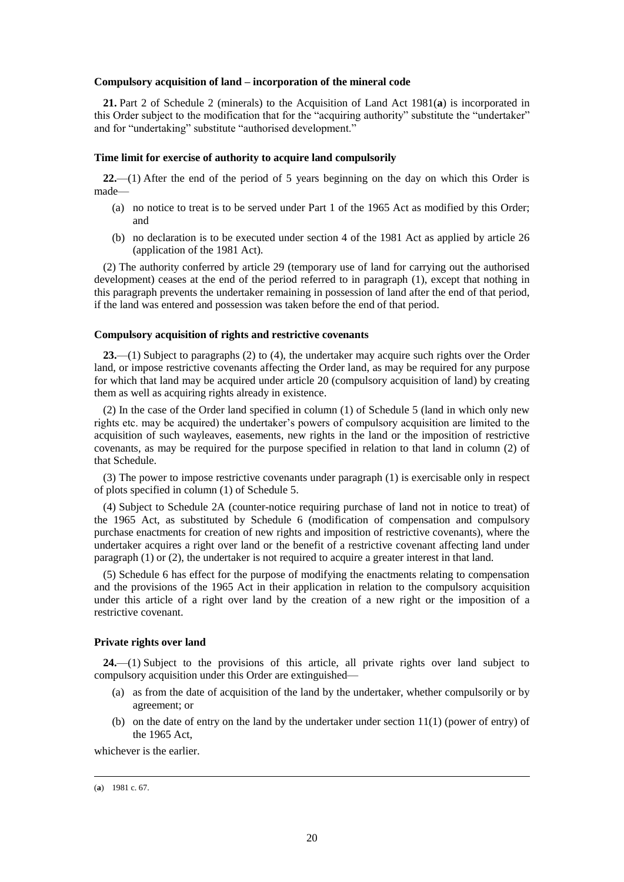**Compulsory acquisition of land – incorporation of the mineral code**

**21.** Part 2 of Schedule 2 (minerals) to the Acquisition of Land Act 1981(**a**) is incorporated in this Order subject to the modification that for the "acquiring authority" substitute the "undertaker" and for "undertaking" substitute "authorised development."

**Time limit for exercise of authority to acquire land compulsorily**

**22.**—(1) After the end of the period of 5 years beginning on the day on which this Order is made—

- (a) no notice to treat is to be served under Part 1 of the 1965 Act as modified by this Order; and
- (b) no declaration is to be executed under section 4 of the 1981 Act as applied by article 26 (application of the 1981 Act).

(2) The authority conferred by article 29 (temporary use of land for carrying out the authorised development) ceases at the end of the period referred to in paragraph (1), except that nothing in this paragraph prevents the undertaker remaining in possession of land after the end of that period, if the land was entered and possession was taken before the end of that period.

**Compulsory acquisition of rights and restrictive covenants**

**23.**—(1) Subject to paragraphs (2) to (4), the undertaker may acquire such rights over the Order land, or impose restrictive covenants affecting the Order land, as may be required for any purpose for which that land may be acquired under article 20 (compulsory acquisition of land) by creating them as well as acquiring rights already in existence.

(2) In the case of the Order land specified in column (1) of Schedule 5 (land in which only new rights etc. may be acquired) the undertaker's powers of compulsory acquisition are limited to the acquisition of such wayleaves, easements, new rights in the land or the imposition of restrictive covenants, as may be required for the purpose specified in relation to that land in column (2) of that Schedule.

(3) The power to impose restrictive covenants under paragraph (1) is exercisable only in respect of plots specified in column (1) of Schedule 5.

(4) Subject to Schedule 2A (counter-notice requiring purchase of land not in notice to treat) of the 1965 Act, as substituted by Schedule 6 (modification of compensation and compulsory purchase enactments for creation of new rights and imposition of restrictive covenants), where the undertaker acquires a right over land or the benefit of a restrictive covenant affecting land under paragraph (1) or (2), the undertaker is not required to acquire a greater interest in that land.

(5) Schedule 6 has effect for the purpose of modifying the enactments relating to compensation and the provisions of the 1965 Act in their application in relation to the compulsory acquisition under this article of a right over land by the creation of a new right or the imposition of a restrictive covenant.

**Private rights over land**

**24.**—(1) Subject to the provisions of this article, all private rights over land subject to compulsory acquisition under this Order are extinguished—

- (a) as from the date of acquisition of the land by the undertaker, whether compulsorily or by agreement; or
- (b) on the date of entry on the land by the undertaker under section 11(1) (power of entry) of the 1965 Act,

whichever is the earlier.

---

(**a**) 1981 c. 67.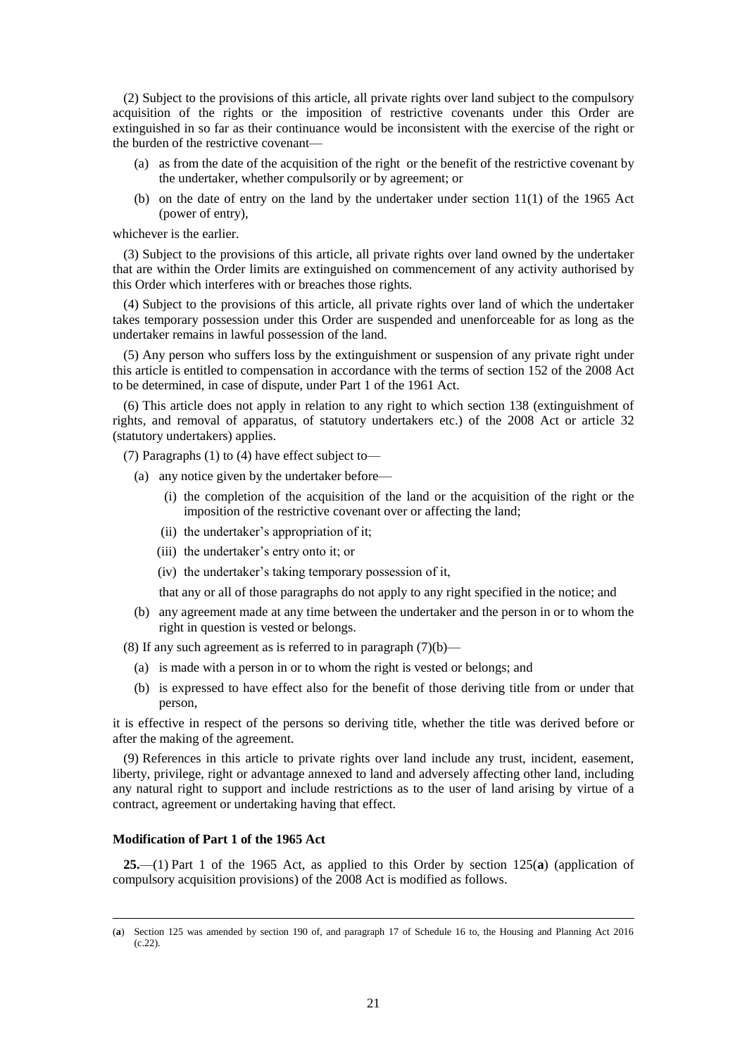(2) Subject to the provisions of this article, all private rights over land subject to the compulsory acquisition of the rights or the imposition of restrictive covenants under this Order are extinguished in so far as their continuance would be inconsistent with the exercise of the right or the burden of the restrictive covenant—

(a) as from the date of the acquisition of the right or the benefit of the restrictive covenant by the undertaker, whether compulsorily or by agreement; or

(b) on the date of entry on the land by the undertaker under section 11(1) of the 1965 Act (power of entry),

whichever is the earlier.

(3) Subject to the provisions of this article, all private rights over land owned by the undertaker that are within the Order limits are extinguished on commencement of any activity authorised by this Order which interferes with or breaches those rights.

(4) Subject to the provisions of this article, all private rights over land of which the undertaker takes temporary possession under this Order are suspended and unenforceable for as long as the undertaker remains in lawful possession of the land.

(5) Any person who suffers loss by the extinguishment or suspension of any private right under this article is entitled to compensation in accordance with the terms of section 152 of the 2008 Act to be determined, in case of dispute, under Part 1 of the 1961 Act.

(6) This article does not apply in relation to any right to which section 138 (extinguishment of rights, and removal of apparatus, of statutory undertakers etc.) of the 2008 Act or article 32 (statutory undertakers) applies.

(7) Paragraphs (1) to (4) have effect subject to—

(a) any notice given by the undertaker before—

(i) the completion of the acquisition of the land or the acquisition of the right or the imposition of the restrictive covenant over or affecting the land;

(ii) the undertaker's appropriation of it;

(iii) the undertaker's entry onto it; or

(iv) the undertaker's taking temporary possession of it,

that any or all of those paragraphs do not apply to any right specified in the notice; and

(b) any agreement made at any time between the undertaker and the person in or to whom the right in question is vested or belongs.

(8) If any such agreement as is referred to in paragraph (7)(b)—

(a) is made with a person in or to whom the right is vested or belongs; and

(b) is expressed to have effect also for the benefit of those deriving title from or under that person,

it is effective in respect of the persons so deriving title, whether the title was derived before or after the making of the agreement.

(9) References in this article to private rights over land include any trust, incident, easement, liberty, privilege, right or advantage annexed to land and adversely affecting other land, including any natural right to support and include restrictions as to the user of land arising by virtue of a contract, agreement or undertaking having that effect.

**Modification of Part 1 of the 1965 Act**

**25.**—(1) Part 1 of the 1965 Act, as applied to this Order by section 125(**a**) (application of compulsory acquisition provisions) of the 2008 Act is modified as follows.

(**a**) Section 125 was amended by section 190 of, and paragraph 17 of Schedule 16 to, the Housing and Planning Act 2016 (c.22).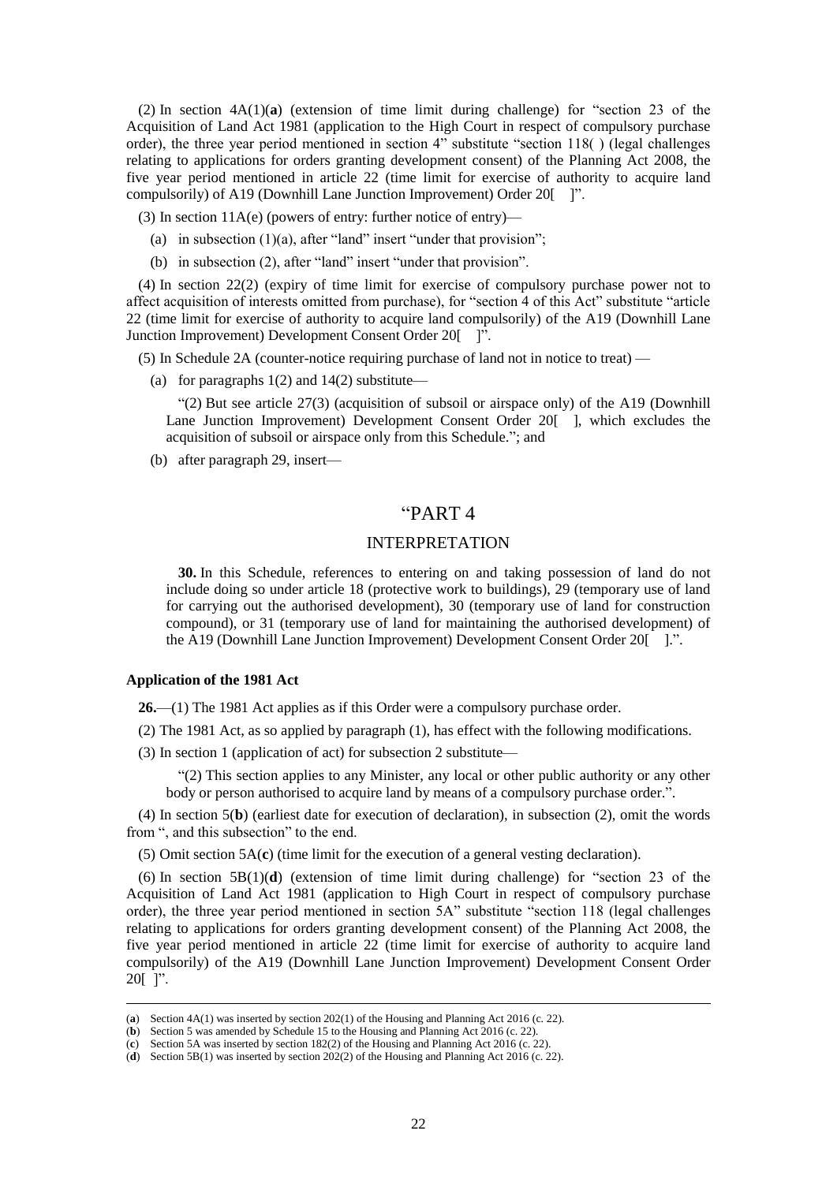(2) In section 4A(1)(**a**) (extension of time limit during challenge) for "section 23 of the Acquisition of Land Act 1981 (application to the High Court in respect of compulsory purchase order), the three year period mentioned in section 4" substitute "section 118( ) (legal challenges relating to applications for orders granting development consent) of the Planning Act 2008, the five year period mentioned in article 22 (time limit for exercise of authority to acquire land compulsorily) of A19 (Downhill Lane Junction Improvement) Order 20[ ]".

(3) In section 11A(e) (powers of entry: further notice of entry)—

(a) in subsection (1)(a), after "land" insert "under that provision";

(b) in subsection (2), after "land" insert "under that provision".

(4) In section 22(2) (expiry of time limit for exercise of compulsory purchase power not to affect acquisition of interests omitted from purchase), for "section 4 of this Act" substitute "article 22 (time limit for exercise of authority to acquire land compulsorily) of the A19 (Downhill Lane Junction Improvement) Development Consent Order 20[ ]".

(5) In Schedule 2A (counter-notice requiring purchase of land not in notice to treat) —

(a) for paragraphs 1(2) and 14(2) substitute—

"(2) But see article 27(3) (acquisition of subsoil or airspace only) of the A19 (Downhill Lane Junction Improvement) Development Consent Order 20[ ], which excludes the acquisition of subsoil or airspace only from this Schedule."; and

(b) after paragraph 29, insert—

"PART 4

INTERPRETATION

**30.** In this Schedule, references to entering on and taking possession of land do not include doing so under article 18 (protective work to buildings), 29 (temporary use of land for carrying out the authorised development), 30 (temporary use of land for construction compound), or 31 (temporary use of land for maintaining the authorised development) of the A19 (Downhill Lane Junction Improvement) Development Consent Order 20[ ].".

**Application of the 1981 Act**

**26.**—(1) The 1981 Act applies as if this Order were a compulsory purchase order.

(2) The 1981 Act, as so applied by paragraph (1), has effect with the following modifications.

(3) In section 1 (application of act) for subsection 2 substitute—

"(2) This section applies to any Minister, any local or other public authority or any other body or person authorised to acquire land by means of a compulsory purchase order.".

(4) In section 5(**b**) (earliest date for execution of declaration), in subsection (2), omit the words from ", and this subsection" to the end.

(5) Omit section 5A(**c**) (time limit for the execution of a general vesting declaration).

(6) In section 5B(1)(**d**) (extension of time limit during challenge) for "section 23 of the Acquisition of Land Act 1981 (application to High Court in respect of compulsory purchase order), the three year period mentioned in section 5A" substitute "section 118 (legal challenges relating to applications for orders granting development consent) of the Planning Act 2008, the five year period mentioned in article 22 (time limit for exercise of authority to acquire land compulsorily) of the A19 (Downhill Lane Junction Improvement) Development Consent Order 20[ ]".

---

(**a**) Section 4A(1) was inserted by section 202(1) of the Housing and Planning Act 2016 (c. 22).
(**b**) Section 5 was amended by Schedule 15 to the Housing and Planning Act 2016 (c. 22).
(**c**) Section 5A was inserted by section 182(2) of the Housing and Planning Act 2016 (c. 22).
(**d**) Section 5B(1) was inserted by section 202(2) of the Housing and Planning Act 2016 (c. 22).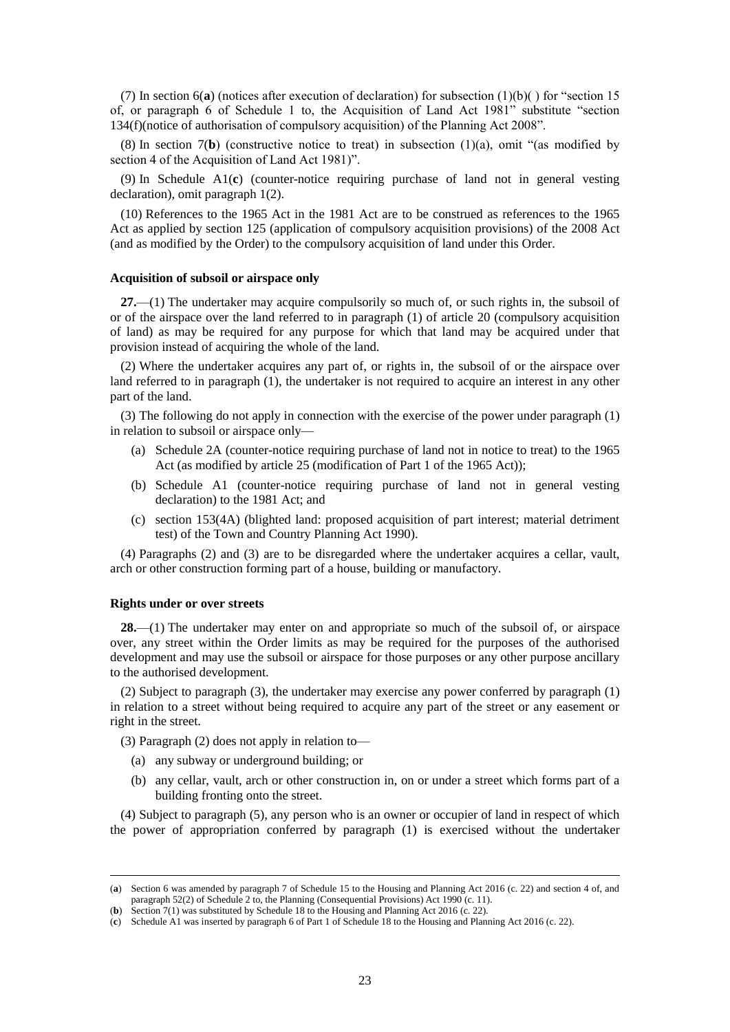(7) In section 6(**a**) (notices after execution of declaration) for subsection (1)(b)( ) for "section 15 of, or paragraph 6 of Schedule 1 to, the Acquisition of Land Act 1981" substitute "section 134(f)(notice of authorisation of compulsory acquisition) of the Planning Act 2008".

(8) In section 7(**b**) (constructive notice to treat) in subsection (1)(a), omit "(as modified by section 4 of the Acquisition of Land Act 1981)".

(9) In Schedule A1(**c**) (counter-notice requiring purchase of land not in general vesting declaration), omit paragraph 1(2).

(10) References to the 1965 Act in the 1981 Act are to be construed as references to the 1965 Act as applied by section 125 (application of compulsory acquisition provisions) of the 2008 Act (and as modified by the Order) to the compulsory acquisition of land under this Order.

#### Acquisition of subsoil or airspace only

**27.**—(1) The undertaker may acquire compulsorily so much of, or such rights in, the subsoil of or of the airspace over the land referred to in paragraph (1) of article 20 (compulsory acquisition of land) as may be required for any purpose for which that land may be acquired under that provision instead of acquiring the whole of the land.

(2) Where the undertaker acquires any part of, or rights in, the subsoil of or the airspace over land referred to in paragraph (1), the undertaker is not required to acquire an interest in any other part of the land.

(3) The following do not apply in connection with the exercise of the power under paragraph (1) in relation to subsoil or airspace only—

- (a) Schedule 2A (counter-notice requiring purchase of land not in notice to treat) to the 1965 Act (as modified by article 25 (modification of Part 1 of the 1965 Act));
- (b) Schedule A1 (counter-notice requiring purchase of land not in general vesting declaration) to the 1981 Act; and
- (c) section 153(4A) (blighted land: proposed acquisition of part interest; material detriment test) of the Town and Country Planning Act 1990).

(4) Paragraphs (2) and (3) are to be disregarded where the undertaker acquires a cellar, vault, arch or other construction forming part of a house, building or manufactory.

#### Rights under or over streets

**28.**—(1) The undertaker may enter on and appropriate so much of the subsoil of, or airspace over, any street within the Order limits as may be required for the purposes of the authorised development and may use the subsoil or airspace for those purposes or any other purpose ancillary to the authorised development.

(2) Subject to paragraph (3), the undertaker may exercise any power conferred by paragraph (1) in relation to a street without being required to acquire any part of the street or any easement or right in the street.

(3) Paragraph (2) does not apply in relation to—

- (a) any subway or underground building; or
- (b) any cellar, vault, arch or other construction in, on or under a street which forms part of a building fronting onto the street.

(4) Subject to paragraph (5), any person who is an owner or occupier of land in respect of which the power of appropriation conferred by paragraph (1) is exercised without the undertaker

---

(**a**) Section 6 was amended by paragraph 7 of Schedule 15 to the Housing and Planning Act 2016 (c. 22) and section 4 of, and paragraph 52(2) of Schedule 2 to, the Planning (Consequential Provisions) Act 1990 (c. 11).

(**b**) Section 7(1) was substituted by Schedule 18 to the Housing and Planning Act 2016 (c. 22).

(**c**) Schedule A1 was inserted by paragraph 6 of Part 1 of Schedule 18 to the Housing and Planning Act 2016 (c. 22).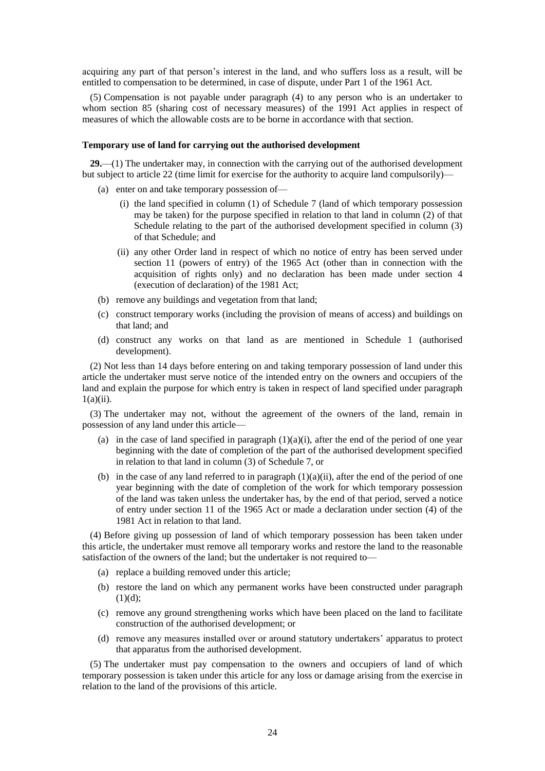acquiring any part of that person's interest in the land, and who suffers loss as a result, will be entitled to compensation to be determined, in case of dispute, under Part 1 of the 1961 Act.

(5) Compensation is not payable under paragraph (4) to any person who is an undertaker to whom section 85 (sharing cost of necessary measures) of the 1991 Act applies in respect of measures of which the allowable costs are to be borne in accordance with that section.

**Temporary use of land for carrying out the authorised development**

**29.**—(1) The undertaker may, in connection with the carrying out of the authorised development but subject to article 22 (time limit for exercise for the authority to acquire land compulsorily)—

- (a) enter on and take temporary possession of—
  - (i) the land specified in column (1) of Schedule 7 (land of which temporary possession may be taken) for the purpose specified in relation to that land in column (2) of that Schedule relating to the part of the authorised development specified in column (3) of that Schedule; and
  - (ii) any other Order land in respect of which no notice of entry has been served under section 11 (powers of entry) of the 1965 Act (other than in connection with the acquisition of rights only) and no declaration has been made under section 4 (execution of declaration) of the 1981 Act;
- (b) remove any buildings and vegetation from that land;
- (c) construct temporary works (including the provision of means of access) and buildings on that land; and
- (d) construct any works on that land as are mentioned in Schedule 1 (authorised development).

(2) Not less than 14 days before entering on and taking temporary possession of land under this article the undertaker must serve notice of the intended entry on the owners and occupiers of the land and explain the purpose for which entry is taken in respect of land specified under paragraph 1(a)(ii).

(3) The undertaker may not, without the agreement of the owners of the land, remain in possession of any land under this article—

- (a) in the case of land specified in paragraph (1)(a)(i), after the end of the period of one year beginning with the date of completion of the part of the authorised development specified in relation to that land in column (3) of Schedule 7, or
- (b) in the case of any land referred to in paragraph (1)(a)(ii), after the end of the period of one year beginning with the date of completion of the work for which temporary possession of the land was taken unless the undertaker has, by the end of that period, served a notice of entry under section 11 of the 1965 Act or made a declaration under section (4) of the 1981 Act in relation to that land.

(4) Before giving up possession of land of which temporary possession has been taken under this article, the undertaker must remove all temporary works and restore the land to the reasonable satisfaction of the owners of the land; but the undertaker is not required to—

- (a) replace a building removed under this article;
- (b) restore the land on which any permanent works have been constructed under paragraph (1)(d);
- (c) remove any ground strengthening works which have been placed on the land to facilitate construction of the authorised development; or
- (d) remove any measures installed over or around statutory undertakers' apparatus to protect that apparatus from the authorised development.

(5) The undertaker must pay compensation to the owners and occupiers of land of which temporary possession is taken under this article for any loss or damage arising from the exercise in relation to the land of the provisions of this article.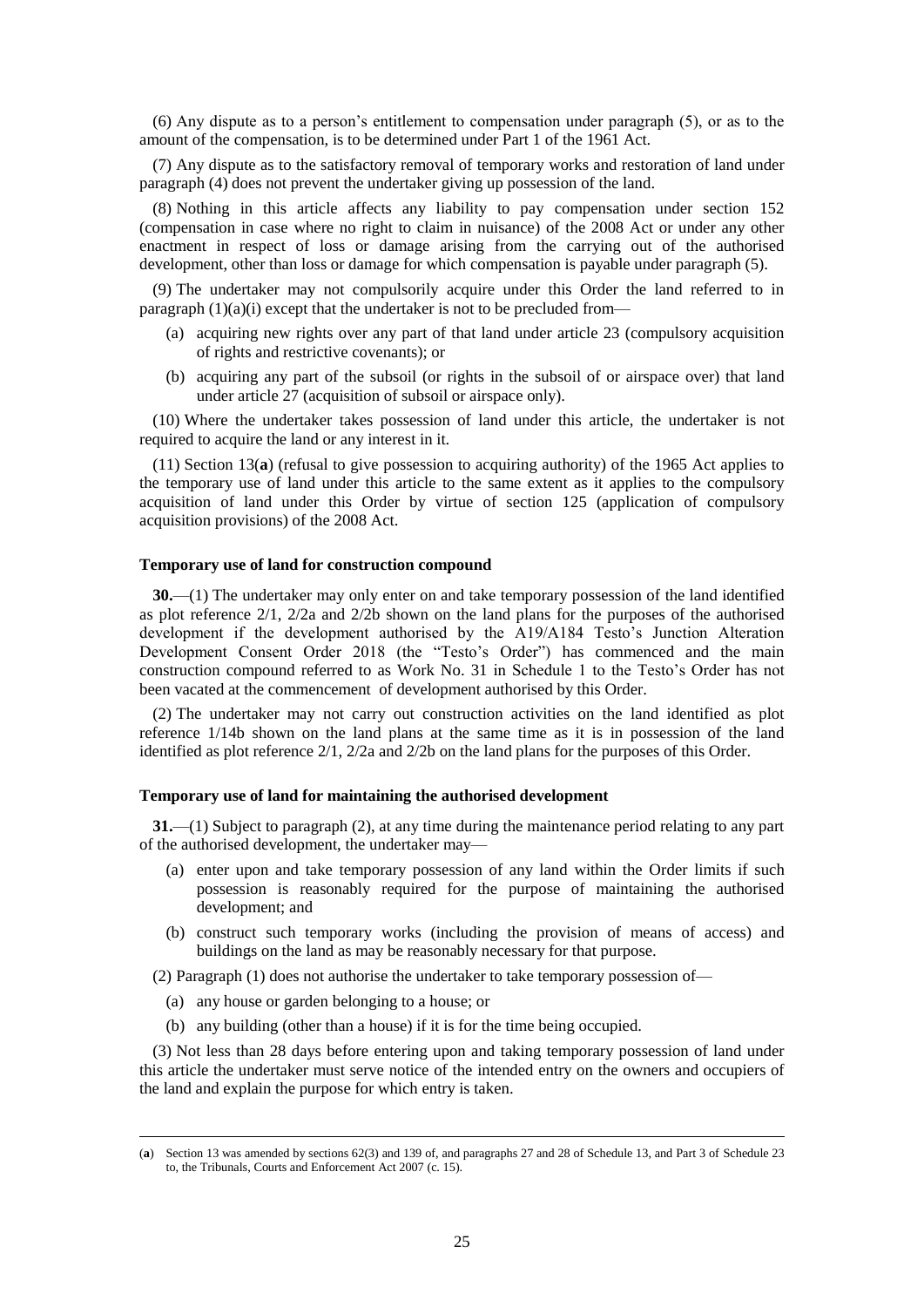(6) Any dispute as to a person's entitlement to compensation under paragraph (5), or as to the amount of the compensation, is to be determined under Part 1 of the 1961 Act.

(7) Any dispute as to the satisfactory removal of temporary works and restoration of land under paragraph (4) does not prevent the undertaker giving up possession of the land.

(8) Nothing in this article affects any liability to pay compensation under section 152 (compensation in case where no right to claim in nuisance) of the 2008 Act or under any other enactment in respect of loss or damage arising from the carrying out of the authorised development, other than loss or damage for which compensation is payable under paragraph (5).

(9) The undertaker may not compulsorily acquire under this Order the land referred to in paragraph (1)(a)(i) except that the undertaker is not to be precluded from—

- (a) acquiring new rights over any part of that land under article 23 (compulsory acquisition of rights and restrictive covenants); or
- (b) acquiring any part of the subsoil (or rights in the subsoil of or airspace over) that land under article 27 (acquisition of subsoil or airspace only).

(10) Where the undertaker takes possession of land under this article, the undertaker is not required to acquire the land or any interest in it.

(11) Section 13(**a**) (refusal to give possession to acquiring authority) of the 1965 Act applies to the temporary use of land under this article to the same extent as it applies to the compulsory acquisition of land under this Order by virtue of section 125 (application of compulsory acquisition provisions) of the 2008 Act.

**Temporary use of land for construction compound**

**30.**—(1) The undertaker may only enter on and take temporary possession of the land identified as plot reference 2/1, 2/2a and 2/2b shown on the land plans for the purposes of the authorised development if the development authorised by the A19/A184 Testo's Junction Alteration Development Consent Order 2018 (the "Testo's Order") has commenced and the main construction compound referred to as Work No. 31 in Schedule 1 to the Testo's Order has not been vacated at the commencement of development authorised by this Order.

(2) The undertaker may not carry out construction activities on the land identified as plot reference 1/14b shown on the land plans at the same time as it is in possession of the land identified as plot reference 2/1, 2/2a and 2/2b on the land plans for the purposes of this Order.

**Temporary use of land for maintaining the authorised development**

**31.**—(1) Subject to paragraph (2), at any time during the maintenance period relating to any part of the authorised development, the undertaker may—

- (a) enter upon and take temporary possession of any land within the Order limits if such possession is reasonably required for the purpose of maintaining the authorised development; and
- (b) construct such temporary works (including the provision of means of access) and buildings on the land as may be reasonably necessary for that purpose.

(2) Paragraph (1) does not authorise the undertaker to take temporary possession of—

- (a) any house or garden belonging to a house; or
- (b) any building (other than a house) if it is for the time being occupied.

(3) Not less than 28 days before entering upon and taking temporary possession of land under this article the undertaker must serve notice of the intended entry on the owners and occupiers of the land and explain the purpose for which entry is taken.

---

(**a**) Section 13 was amended by sections 62(3) and 139 of, and paragraphs 27 and 28 of Schedule 13, and Part 3 of Schedule 23 to, the Tribunals, Courts and Enforcement Act 2007 (c. 15).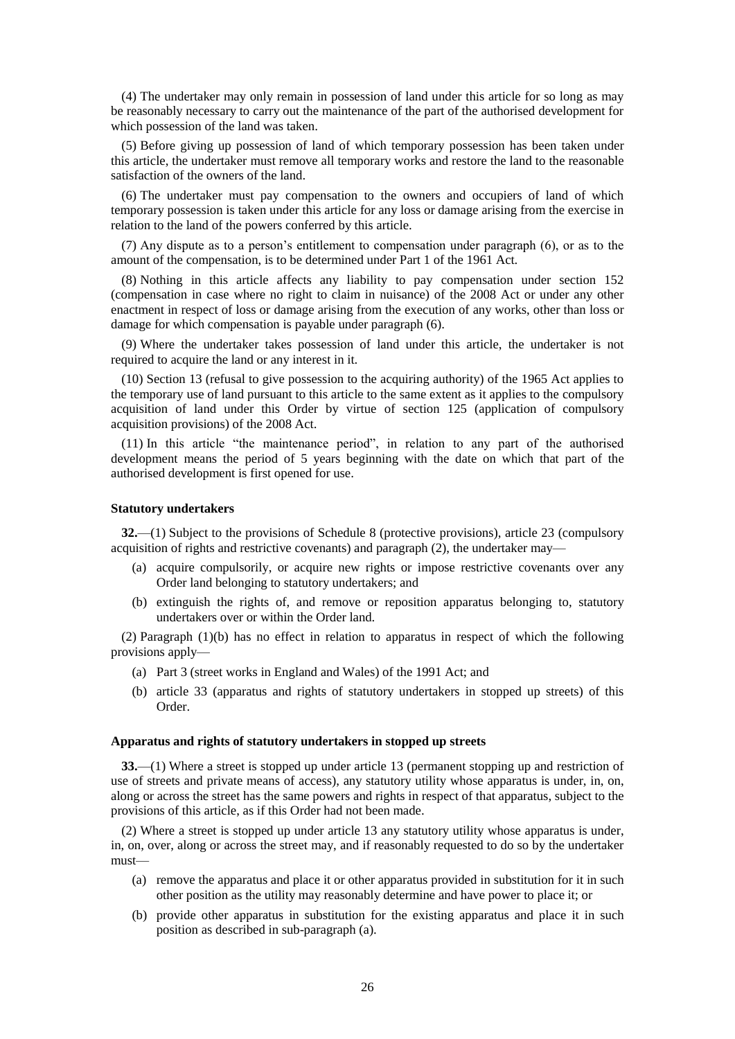(4) The undertaker may only remain in possession of land under this article for so long as may be reasonably necessary to carry out the maintenance of the part of the authorised development for which possession of the land was taken.

(5) Before giving up possession of land of which temporary possession has been taken under this article, the undertaker must remove all temporary works and restore the land to the reasonable satisfaction of the owners of the land.

(6) The undertaker must pay compensation to the owners and occupiers of land of which temporary possession is taken under this article for any loss or damage arising from the exercise in relation to the land of the powers conferred by this article.

(7) Any dispute as to a person's entitlement to compensation under paragraph (6), or as to the amount of the compensation, is to be determined under Part 1 of the 1961 Act.

(8) Nothing in this article affects any liability to pay compensation under section 152 (compensation in case where no right to claim in nuisance) of the 2008 Act or under any other enactment in respect of loss or damage arising from the execution of any works, other than loss or damage for which compensation is payable under paragraph (6).

(9) Where the undertaker takes possession of land under this article, the undertaker is not required to acquire the land or any interest in it.

(10) Section 13 (refusal to give possession to the acquiring authority) of the 1965 Act applies to the temporary use of land pursuant to this article to the same extent as it applies to the compulsory acquisition of land under this Order by virtue of section 125 (application of compulsory acquisition provisions) of the 2008 Act.

(11) In this article "the maintenance period", in relation to any part of the authorised development means the period of 5 years beginning with the date on which that part of the authorised development is first opened for use.

**Statutory undertakers**

**32.**—(1) Subject to the provisions of Schedule 8 (protective provisions), article 23 (compulsory acquisition of rights and restrictive covenants) and paragraph (2), the undertaker may—

(a) acquire compulsorily, or acquire new rights or impose restrictive covenants over any Order land belonging to statutory undertakers; and

(b) extinguish the rights of, and remove or reposition apparatus belonging to, statutory undertakers over or within the Order land.

(2) Paragraph (1)(b) has no effect in relation to apparatus in respect of which the following provisions apply—

(a) Part 3 (street works in England and Wales) of the 1991 Act; and

(b) article 33 (apparatus and rights of statutory undertakers in stopped up streets) of this Order.

**Apparatus and rights of statutory undertakers in stopped up streets**

**33.**—(1) Where a street is stopped up under article 13 (permanent stopping up and restriction of use of streets and private means of access), any statutory utility whose apparatus is under, in, on, along or across the street has the same powers and rights in respect of that apparatus, subject to the provisions of this article, as if this Order had not been made.

(2) Where a street is stopped up under article 13 any statutory utility whose apparatus is under, in, on, over, along or across the street may, and if reasonably requested to do so by the undertaker must—

(a) remove the apparatus and place it or other apparatus provided in substitution for it in such other position as the utility may reasonably determine and have power to place it; or

(b) provide other apparatus in substitution for the existing apparatus and place it in such position as described in sub-paragraph (a).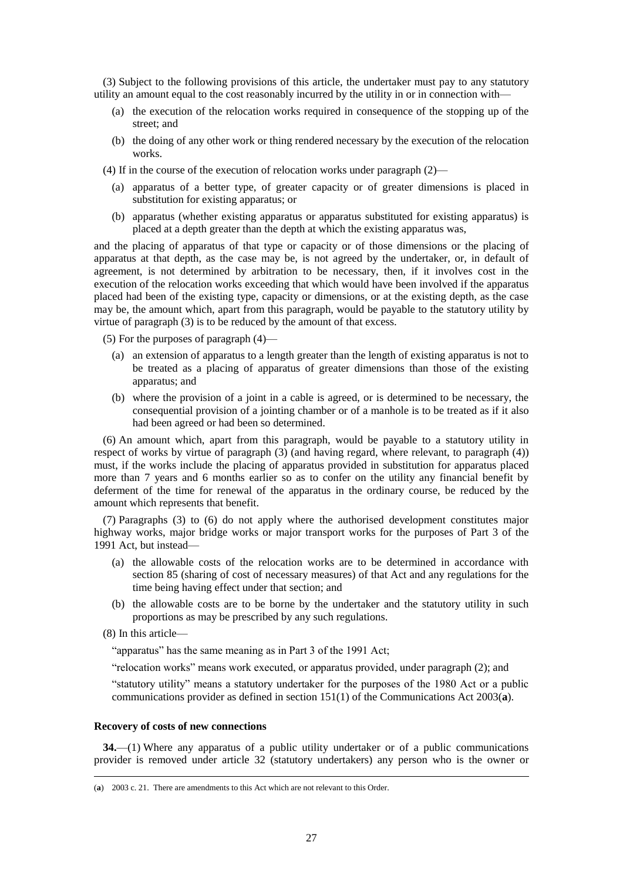(3) Subject to the following provisions of this article, the undertaker must pay to any statutory utility an amount equal to the cost reasonably incurred by the utility in or in connection with—

(a) the execution of the relocation works required in consequence of the stopping up of the street; and

(b) the doing of any other work or thing rendered necessary by the execution of the relocation works.

(4) If in the course of the execution of relocation works under paragraph (2)—

(a) apparatus of a better type, of greater capacity or of greater dimensions is placed in substitution for existing apparatus; or

(b) apparatus (whether existing apparatus or apparatus substituted for existing apparatus) is placed at a depth greater than the depth at which the existing apparatus was,

and the placing of apparatus of that type or capacity or of those dimensions or the placing of apparatus at that depth, as the case may be, is not agreed by the undertaker, or, in default of agreement, is not determined by arbitration to be necessary, then, if it involves cost in the execution of the relocation works exceeding that which would have been involved if the apparatus placed had been of the existing type, capacity or dimensions, or at the existing depth, as the case may be, the amount which, apart from this paragraph, would be payable to the statutory utility by virtue of paragraph (3) is to be reduced by the amount of that excess.

(5) For the purposes of paragraph (4)—

(a) an extension of apparatus to a length greater than the length of existing apparatus is not to be treated as a placing of apparatus of greater dimensions than those of the existing apparatus; and

(b) where the provision of a joint in a cable is agreed, or is determined to be necessary, the consequential provision of a jointing chamber or of a manhole is to be treated as if it also had been agreed or had been so determined.

(6) An amount which, apart from this paragraph, would be payable to a statutory utility in respect of works by virtue of paragraph (3) (and having regard, where relevant, to paragraph (4)) must, if the works include the placing of apparatus provided in substitution for apparatus placed more than 7 years and 6 months earlier so as to confer on the utility any financial benefit by deferment of the time for renewal of the apparatus in the ordinary course, be reduced by the amount which represents that benefit.

(7) Paragraphs (3) to (6) do not apply where the authorised development constitutes major highway works, major bridge works or major transport works for the purposes of Part 3 of the 1991 Act, but instead—

(a) the allowable costs of the relocation works are to be determined in accordance with section 85 (sharing of cost of necessary measures) of that Act and any regulations for the time being having effect under that section; and

(b) the allowable costs are to be borne by the undertaker and the statutory utility in such proportions as may be prescribed by any such regulations.

(8) In this article—

"apparatus" has the same meaning as in Part 3 of the 1991 Act;

"relocation works" means work executed, or apparatus provided, under paragraph (2); and

"statutory utility" means a statutory undertaker for the purposes of the 1980 Act or a public communications provider as defined in section 151(1) of the Communications Act 2003(**a**).

**Recovery of costs of new connections**

**34.**—(1) Where any apparatus of a public utility undertaker or of a public communications provider is removed under article 32 (statutory undertakers) any person who is the owner or

(**a**) 2003 c. 21. There are amendments to this Act which are not relevant to this Order.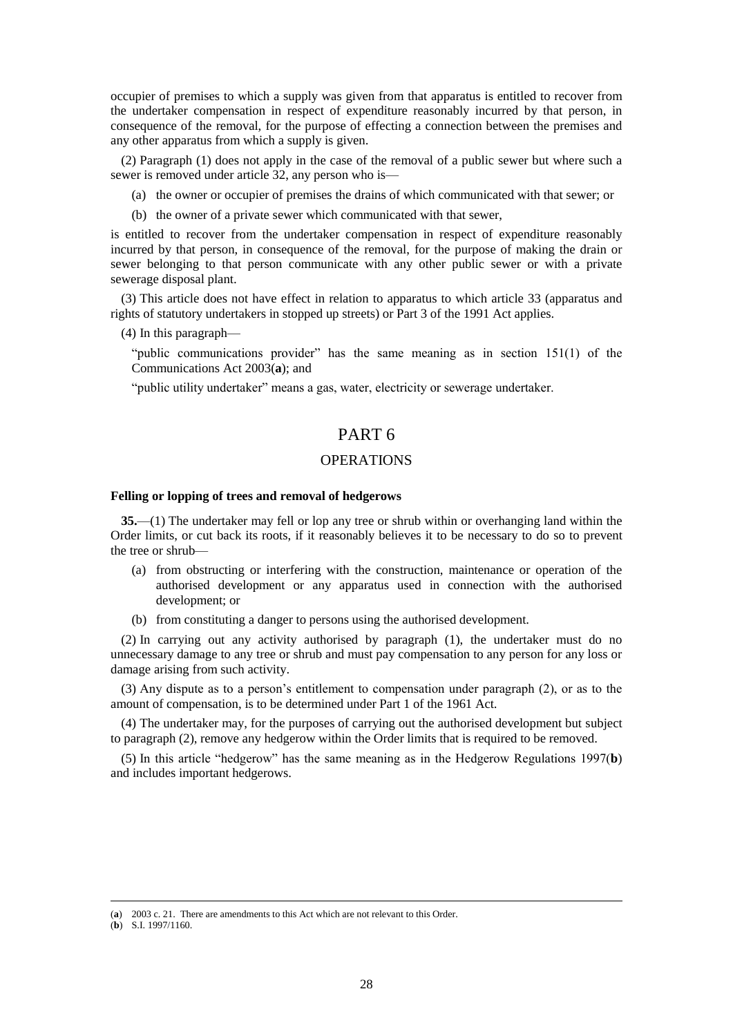occupier of premises to which a supply was given from that apparatus is entitled to recover from the undertaker compensation in respect of expenditure reasonably incurred by that person, in consequence of the removal, for the purpose of effecting a connection between the premises and any other apparatus from which a supply is given.

(2) Paragraph (1) does not apply in the case of the removal of a public sewer but where such a sewer is removed under article 32, any person who is—

- (a) the owner or occupier of premises the drains of which communicated with that sewer; or
- (b) the owner of a private sewer which communicated with that sewer,

is entitled to recover from the undertaker compensation in respect of expenditure reasonably incurred by that person, in consequence of the removal, for the purpose of making the drain or sewer belonging to that person communicate with any other public sewer or with a private sewerage disposal plant.

(3) This article does not have effect in relation to apparatus to which article 33 (apparatus and rights of statutory undertakers in stopped up streets) or Part 3 of the 1991 Act applies.

(4) In this paragraph—

"public communications provider" has the same meaning as in section 151(1) of the Communications Act 2003(**a**); and

"public utility undertaker" means a gas, water, electricity or sewerage undertaker.

# PART 6

## OPERATIONS

### Felling or lopping of trees and removal of hedgerows

**35.**—(1) The undertaker may fell or lop any tree or shrub within or overhanging land within the Order limits, or cut back its roots, if it reasonably believes it to be necessary to do so to prevent the tree or shrub—

- (a) from obstructing or interfering with the construction, maintenance or operation of the authorised development or any apparatus used in connection with the authorised development; or
- (b) from constituting a danger to persons using the authorised development.

(2) In carrying out any activity authorised by paragraph (1), the undertaker must do no unnecessary damage to any tree or shrub and must pay compensation to any person for any loss or damage arising from such activity.

(3) Any dispute as to a person's entitlement to compensation under paragraph (2), or as to the amount of compensation, is to be determined under Part 1 of the 1961 Act.

(4) The undertaker may, for the purposes of carrying out the authorised development but subject to paragraph (2), remove any hedgerow within the Order limits that is required to be removed.

(5) In this article "hedgerow" has the same meaning as in the Hedgerow Regulations 1997(**b**) and includes important hedgerows.

---

(**a**) 2003 c. 21. There are amendments to this Act which are not relevant to this Order.
(**b**) S.I. 1997/1160.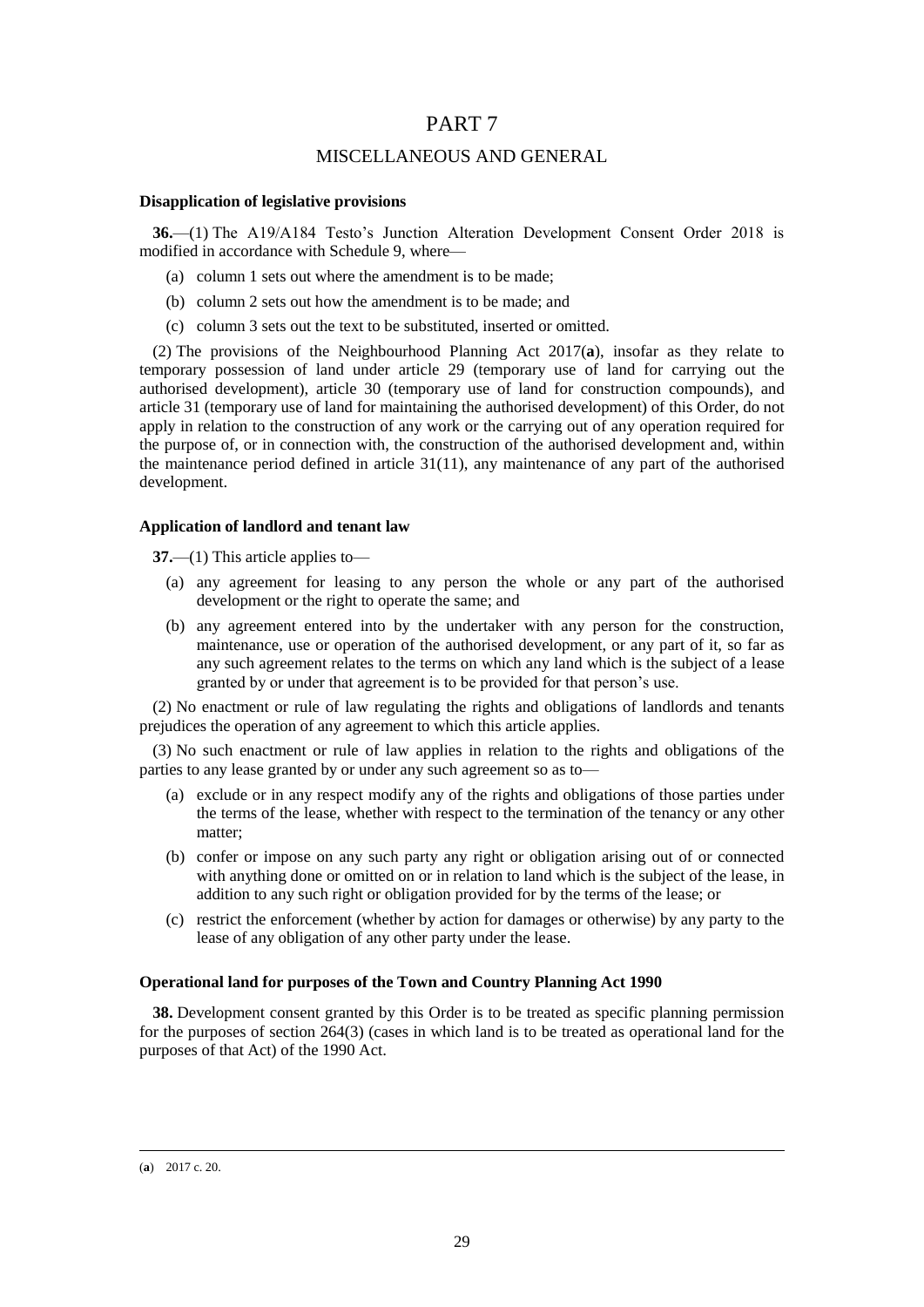# PART 7

## MISCELLANEOUS AND GENERAL

**Disapplication of legislative provisions**

**36.**—(1) The A19/A184 Testo's Junction Alteration Development Consent Order 2018 is modified in accordance with Schedule 9, where—

- (a) column 1 sets out where the amendment is to be made;
- (b) column 2 sets out how the amendment is to be made; and
- (c) column 3 sets out the text to be substituted, inserted or omitted.

(2) The provisions of the Neighbourhood Planning Act 2017(**a**), insofar as they relate to temporary possession of land under article 29 (temporary use of land for carrying out the authorised development), article 30 (temporary use of land for construction compounds), and article 31 (temporary use of land for maintaining the authorised development) of this Order, do not apply in relation to the construction of any work or the carrying out of any operation required for the purpose of, or in connection with, the construction of the authorised development and, within the maintenance period defined in article 31(11), any maintenance of any part of the authorised development.

**Application of landlord and tenant law**

**37.**—(1) This article applies to—

- (a) any agreement for leasing to any person the whole or any part of the authorised development or the right to operate the same; and
- (b) any agreement entered into by the undertaker with any person for the construction, maintenance, use or operation of the authorised development, or any part of it, so far as any such agreement relates to the terms on which any land which is the subject of a lease granted by or under that agreement is to be provided for that person's use.

(2) No enactment or rule of law regulating the rights and obligations of landlords and tenants prejudices the operation of any agreement to which this article applies.

(3) No such enactment or rule of law applies in relation to the rights and obligations of the parties to any lease granted by or under any such agreement so as to—

- (a) exclude or in any respect modify any of the rights and obligations of those parties under the terms of the lease, whether with respect to the termination of the tenancy or any other matter;
- (b) confer or impose on any such party any right or obligation arising out of or connected with anything done or omitted on or in relation to land which is the subject of the lease, in addition to any such right or obligation provided for by the terms of the lease; or
- (c) restrict the enforcement (whether by action for damages or otherwise) by any party to the lease of any obligation of any other party under the lease.

**Operational land for purposes of the Town and Country Planning Act 1990**

**38.** Development consent granted by this Order is to be treated as specific planning permission for the purposes of section 264(3) (cases in which land is to be treated as operational land for the purposes of that Act) of the 1990 Act.

---

(**a**) 2017 c. 20.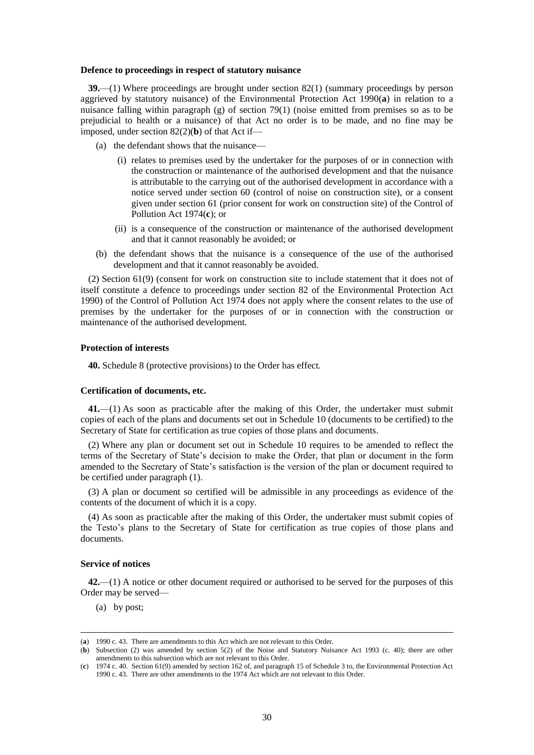**Defence to proceedings in respect of statutory nuisance**

**39.**—(1) Where proceedings are brought under section 82(1) (summary proceedings by person aggrieved by statutory nuisance) of the Environmental Protection Act 1990(**a**) in relation to a nuisance falling within paragraph (g) of section 79(1) (noise emitted from premises so as to be prejudicial to health or a nuisance) of that Act no order is to be made, and no fine may be imposed, under section 82(2)(**b**) of that Act if—

(a) the defendant shows that the nuisance—

(i) relates to premises used by the undertaker for the purposes of or in connection with the construction or maintenance of the authorised development and that the nuisance is attributable to the carrying out of the authorised development in accordance with a notice served under section 60 (control of noise on construction site), or a consent given under section 61 (prior consent for work on construction site) of the Control of Pollution Act 1974(**c**); or

(ii) is a consequence of the construction or maintenance of the authorised development and that it cannot reasonably be avoided; or

(b) the defendant shows that the nuisance is a consequence of the use of the authorised development and that it cannot reasonably be avoided.

(2) Section 61(9) (consent for work on construction site to include statement that it does not of itself constitute a defence to proceedings under section 82 of the Environmental Protection Act 1990) of the Control of Pollution Act 1974 does not apply where the consent relates to the use of premises by the undertaker for the purposes of or in connection with the construction or maintenance of the authorised development.

**Protection of interests**

**40.** Schedule 8 (protective provisions) to the Order has effect.

**Certification of documents, etc.**

**41.**—(1) As soon as practicable after the making of this Order, the undertaker must submit copies of each of the plans and documents set out in Schedule 10 (documents to be certified) to the Secretary of State for certification as true copies of those plans and documents.

(2) Where any plan or document set out in Schedule 10 requires to be amended to reflect the terms of the Secretary of State's decision to make the Order, that plan or document in the form amended to the Secretary of State's satisfaction is the version of the plan or document required to be certified under paragraph (1).

(3) A plan or document so certified will be admissible in any proceedings as evidence of the contents of the document of which it is a copy.

(4) As soon as practicable after the making of this Order, the undertaker must submit copies of the Testo's plans to the Secretary of State for certification as true copies of those plans and documents.

**Service of notices**

**42.**—(1) A notice or other document required or authorised to be served for the purposes of this Order may be served—

(a) by post;

---

(**a**) 1990 c. 43. There are amendments to this Act which are not relevant to this Order.

(**b**) Subsection (2) was amended by section 5(2) of the Noise and Statutory Nuisance Act 1993 (c. 40); there are other amendments to this subsection which are not relevant to this Order.

(**c**) 1974 c. 40. Section 61(9) amended by section 162 of, and paragraph 15 of Schedule 3 to, the Environmental Protection Act 1990 c. 43. There are other amendments to the 1974 Act which are not relevant to this Order.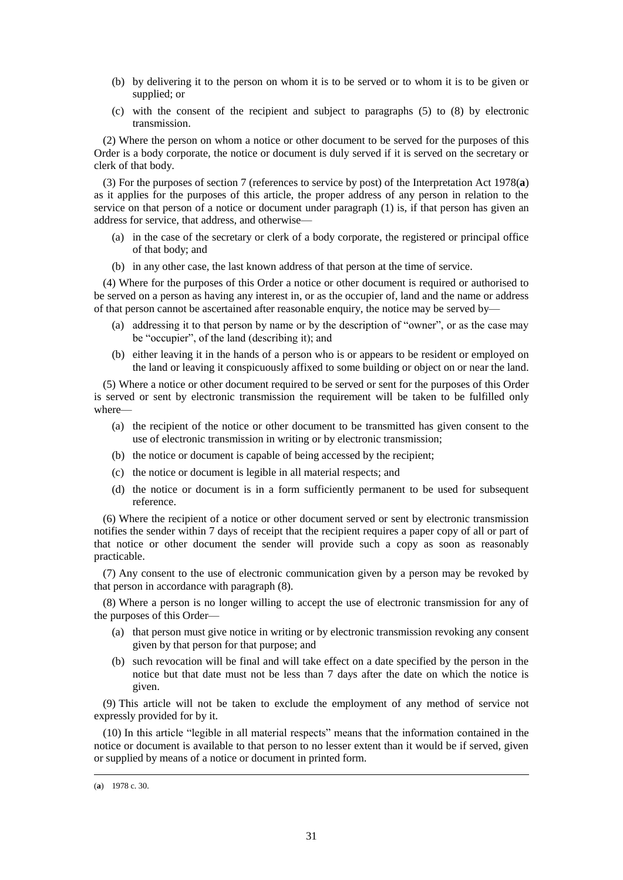(b) by delivering it to the person on whom it is to be served or to whom it is to be given or supplied; or

(c) with the consent of the recipient and subject to paragraphs (5) to (8) by electronic transmission.

(2) Where the person on whom a notice or other document to be served for the purposes of this Order is a body corporate, the notice or document is duly served if it is served on the secretary or clerk of that body.

(3) For the purposes of section 7 (references to service by post) of the Interpretation Act 1978(**a**) as it applies for the purposes of this article, the proper address of any person in relation to the service on that person of a notice or document under paragraph (1) is, if that person has given an address for service, that address, and otherwise—

(a) in the case of the secretary or clerk of a body corporate, the registered or principal office of that body; and

(b) in any other case, the last known address of that person at the time of service.

(4) Where for the purposes of this Order a notice or other document is required or authorised to be served on a person as having any interest in, or as the occupier of, land and the name or address of that person cannot be ascertained after reasonable enquiry, the notice may be served by—

(a) addressing it to that person by name or by the description of "owner", or as the case may be "occupier", of the land (describing it); and

(b) either leaving it in the hands of a person who is or appears to be resident or employed on the land or leaving it conspicuously affixed to some building or object on or near the land.

(5) Where a notice or other document required to be served or sent for the purposes of this Order is served or sent by electronic transmission the requirement will be taken to be fulfilled only where—

(a) the recipient of the notice or other document to be transmitted has given consent to the use of electronic transmission in writing or by electronic transmission;

(b) the notice or document is capable of being accessed by the recipient;

(c) the notice or document is legible in all material respects; and

(d) the notice or document is in a form sufficiently permanent to be used for subsequent reference.

(6) Where the recipient of a notice or other document served or sent by electronic transmission notifies the sender within 7 days of receipt that the recipient requires a paper copy of all or part of that notice or other document the sender will provide such a copy as soon as reasonably practicable.

(7) Any consent to the use of electronic communication given by a person may be revoked by that person in accordance with paragraph (8).

(8) Where a person is no longer willing to accept the use of electronic transmission for any of the purposes of this Order—

(a) that person must give notice in writing or by electronic transmission revoking any consent given by that person for that purpose; and

(b) such revocation will be final and will take effect on a date specified by the person in the notice but that date must not be less than 7 days after the date on which the notice is given.

(9) This article will not be taken to exclude the employment of any method of service not expressly provided for by it.

(10) In this article "legible in all material respects" means that the information contained in the notice or document is available to that person to no lesser extent than it would be if served, given or supplied by means of a notice or document in printed form.

---

(**a**) 1978 c. 30.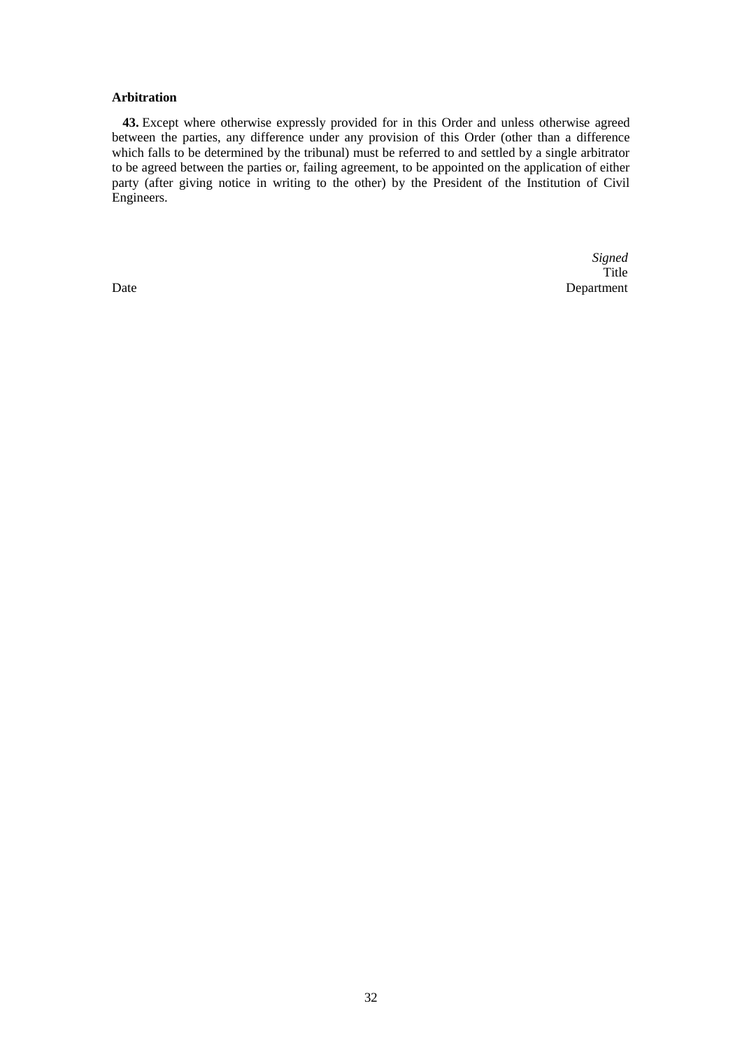**Arbitration**

**43.** Except where otherwise expressly provided for in this Order and unless otherwise agreed between the parties, any difference under any provision of this Order (other than a difference which falls to be determined by the tribunal) must be referred to and settled by a single arbitrator to be agreed between the parties or, failing agreement, to be appointed on the application of either party (after giving notice in writing to the other) by the President of the Institution of Civil Engineers.

*Signed*
Title
Date
Department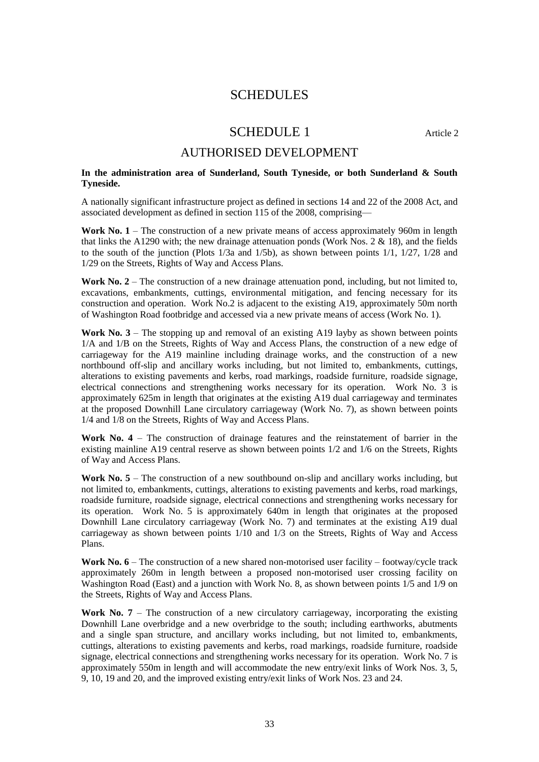# SCHEDULES

## SCHEDULE 1

Article 2

## AUTHORISED DEVELOPMENT

**In the administration area of Sunderland, South Tyneside, or both Sunderland & South Tyneside.**

A nationally significant infrastructure project as defined in sections 14 and 22 of the 2008 Act, and associated development as defined in section 115 of the 2008, comprising—

**Work No. 1** – The construction of a new private means of access approximately 960m in length that links the A1290 with; the new drainage attenuation ponds (Work Nos. 2 & 18), and the fields to the south of the junction (Plots 1/3a and 1/5b), as shown between points 1/1, 1/27, 1/28 and 1/29 on the Streets, Rights of Way and Access Plans.

**Work No. 2** – The construction of a new drainage attenuation pond, including, but not limited to, excavations, embankments, cuttings, environmental mitigation, and fencing necessary for its construction and operation. Work No.2 is adjacent to the existing A19, approximately 50m north of Washington Road footbridge and accessed via a new private means of access (Work No. 1).

**Work No. 3** – The stopping up and removal of an existing A19 layby as shown between points 1/A and 1/B on the Streets, Rights of Way and Access Plans, the construction of a new edge of carriageway for the A19 mainline including drainage works, and the construction of a new northbound off-slip and ancillary works including, but not limited to, embankments, cuttings, alterations to existing pavements and kerbs, road markings, roadside furniture, roadside signage, electrical connections and strengthening works necessary for its operation. Work No. 3 is approximately 625m in length that originates at the existing A19 dual carriageway and terminates at the proposed Downhill Lane circulatory carriageway (Work No. 7), as shown between points 1/4 and 1/8 on the Streets, Rights of Way and Access Plans.

**Work No. 4** – The construction of drainage features and the reinstatement of barrier in the existing mainline A19 central reserve as shown between points 1/2 and 1/6 on the Streets, Rights of Way and Access Plans.

**Work No. 5** – The construction of a new southbound on-slip and ancillary works including, but not limited to, embankments, cuttings, alterations to existing pavements and kerbs, road markings, roadside furniture, roadside signage, electrical connections and strengthening works necessary for its operation. Work No. 5 is approximately 640m in length that originates at the proposed Downhill Lane circulatory carriageway (Work No. 7) and terminates at the existing A19 dual carriageway as shown between points 1/10 and 1/3 on the Streets, Rights of Way and Access Plans.

**Work No. 6** – The construction of a new shared non-motorised user facility – footway/cycle track approximately 260m in length between a proposed non-motorised user crossing facility on Washington Road (East) and a junction with Work No. 8, as shown between points 1/5 and 1/9 on the Streets, Rights of Way and Access Plans.

**Work No. 7** – The construction of a new circulatory carriageway, incorporating the existing Downhill Lane overbridge and a new overbridge to the south; including earthworks, abutments and a single span structure, and ancillary works including, but not limited to, embankments, cuttings, alterations to existing pavements and kerbs, road markings, roadside furniture, roadside signage, electrical connections and strengthening works necessary for its operation. Work No. 7 is approximately 550m in length and will accommodate the new entry/exit links of Work Nos. 3, 5, 9, 10, 19 and 20, and the improved existing entry/exit links of Work Nos. 23 and 24.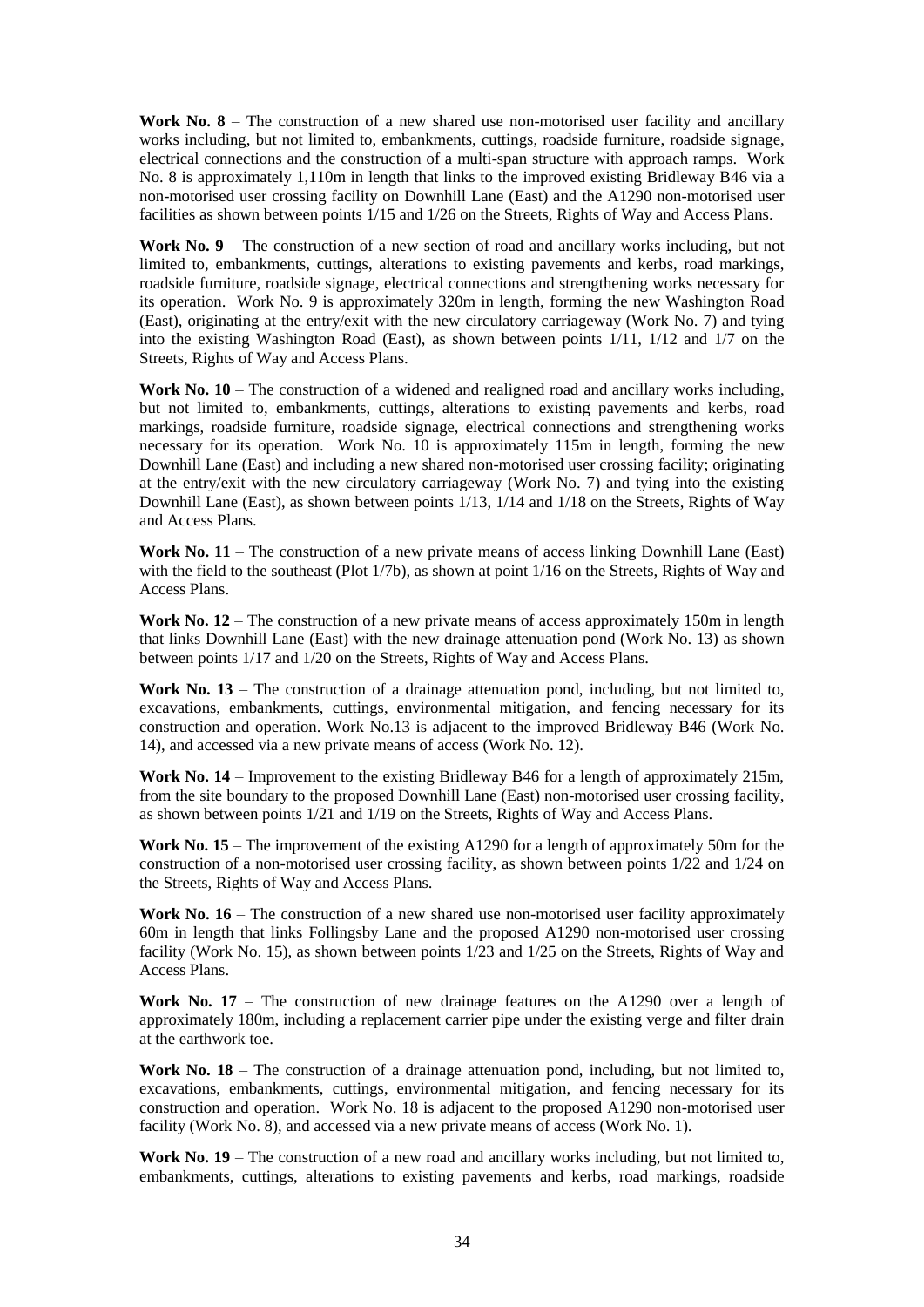**Work No. 8** – The construction of a new shared use non-motorised user facility and ancillary works including, but not limited to, embankments, cuttings, roadside furniture, roadside signage, electrical connections and the construction of a multi-span structure with approach ramps. Work No. 8 is approximately 1,110m in length that links to the improved existing Bridleway B46 via a non-motorised user crossing facility on Downhill Lane (East) and the A1290 non-motorised user facilities as shown between points 1/15 and 1/26 on the Streets, Rights of Way and Access Plans.

**Work No. 9** – The construction of a new section of road and ancillary works including, but not limited to, embankments, cuttings, alterations to existing pavements and kerbs, road markings, roadside furniture, roadside signage, electrical connections and strengthening works necessary for its operation. Work No. 9 is approximately 320m in length, forming the new Washington Road (East), originating at the entry/exit with the new circulatory carriageway (Work No. 7) and tying into the existing Washington Road (East), as shown between points 1/11, 1/12 and 1/7 on the Streets, Rights of Way and Access Plans.

**Work No. 10** – The construction of a widened and realigned road and ancillary works including, but not limited to, embankments, cuttings, alterations to existing pavements and kerbs, road markings, roadside furniture, roadside signage, electrical connections and strengthening works necessary for its operation. Work No. 10 is approximately 115m in length, forming the new Downhill Lane (East) and including a new shared non-motorised user crossing facility; originating at the entry/exit with the new circulatory carriageway (Work No. 7) and tying into the existing Downhill Lane (East), as shown between points 1/13, 1/14 and 1/18 on the Streets, Rights of Way and Access Plans.

**Work No. 11** – The construction of a new private means of access linking Downhill Lane (East) with the field to the southeast (Plot 1/7b), as shown at point 1/16 on the Streets, Rights of Way and Access Plans.

**Work No. 12** – The construction of a new private means of access approximately 150m in length that links Downhill Lane (East) with the new drainage attenuation pond (Work No. 13) as shown between points 1/17 and 1/20 on the Streets, Rights of Way and Access Plans.

**Work No. 13** – The construction of a drainage attenuation pond, including, but not limited to, excavations, embankments, cuttings, environmental mitigation, and fencing necessary for its construction and operation. Work No.13 is adjacent to the improved Bridleway B46 (Work No. 14), and accessed via a new private means of access (Work No. 12).

**Work No. 14** – Improvement to the existing Bridleway B46 for a length of approximately 215m, from the site boundary to the proposed Downhill Lane (East) non-motorised user crossing facility, as shown between points 1/21 and 1/19 on the Streets, Rights of Way and Access Plans.

**Work No. 15** – The improvement of the existing A1290 for a length of approximately 50m for the construction of a non-motorised user crossing facility, as shown between points 1/22 and 1/24 on the Streets, Rights of Way and Access Plans.

**Work No. 16** – The construction of a new shared use non-motorised user facility approximately 60m in length that links Follingsby Lane and the proposed A1290 non-motorised user crossing facility (Work No. 15), as shown between points 1/23 and 1/25 on the Streets, Rights of Way and Access Plans.

**Work No. 17** – The construction of new drainage features on the A1290 over a length of approximately 180m, including a replacement carrier pipe under the existing verge and filter drain at the earthwork toe.

**Work No. 18** – The construction of a drainage attenuation pond, including, but not limited to, excavations, embankments, cuttings, environmental mitigation, and fencing necessary for its construction and operation. Work No. 18 is adjacent to the proposed A1290 non-motorised user facility (Work No. 8), and accessed via a new private means of access (Work No. 1).

**Work No. 19** – The construction of a new road and ancillary works including, but not limited to, embankments, cuttings, alterations to existing pavements and kerbs, road markings, roadside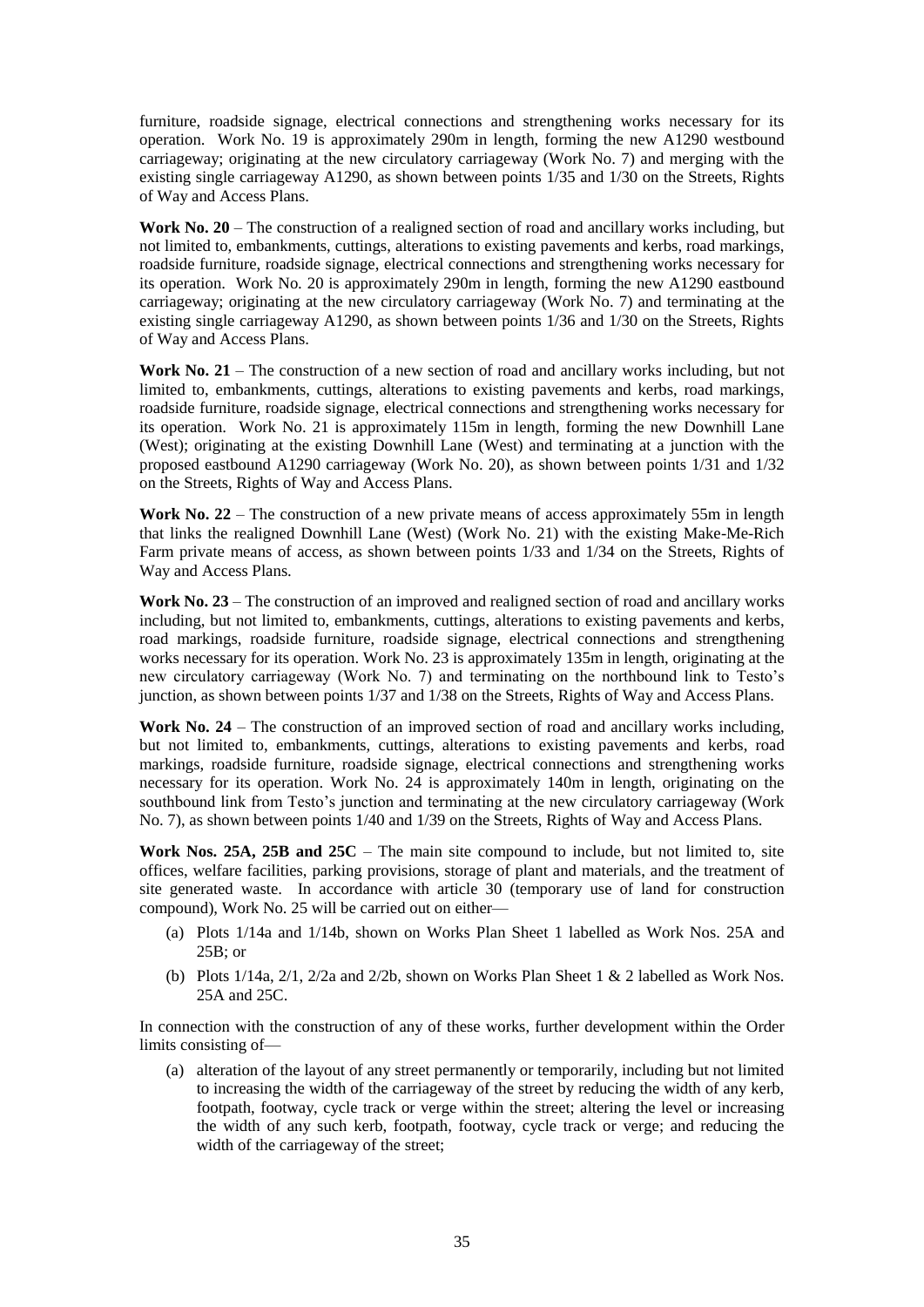furniture, roadside signage, electrical connections and strengthening works necessary for its operation. Work No. 19 is approximately 290m in length, forming the new A1290 westbound carriageway; originating at the new circulatory carriageway (Work No. 7) and merging with the existing single carriageway A1290, as shown between points 1/35 and 1/30 on the Streets, Rights of Way and Access Plans.

**Work No. 20** – The construction of a realigned section of road and ancillary works including, but not limited to, embankments, cuttings, alterations to existing pavements and kerbs, road markings, roadside furniture, roadside signage, electrical connections and strengthening works necessary for its operation. Work No. 20 is approximately 290m in length, forming the new A1290 eastbound carriageway; originating at the new circulatory carriageway (Work No. 7) and terminating at the existing single carriageway A1290, as shown between points 1/36 and 1/30 on the Streets, Rights of Way and Access Plans.

**Work No. 21** – The construction of a new section of road and ancillary works including, but not limited to, embankments, cuttings, alterations to existing pavements and kerbs, road markings, roadside furniture, roadside signage, electrical connections and strengthening works necessary for its operation. Work No. 21 is approximately 115m in length, forming the new Downhill Lane (West); originating at the existing Downhill Lane (West) and terminating at a junction with the proposed eastbound A1290 carriageway (Work No. 20), as shown between points 1/31 and 1/32 on the Streets, Rights of Way and Access Plans.

**Work No. 22** – The construction of a new private means of access approximately 55m in length that links the realigned Downhill Lane (West) (Work No. 21) with the existing Make-Me-Rich Farm private means of access, as shown between points 1/33 and 1/34 on the Streets, Rights of Way and Access Plans.

**Work No. 23** – The construction of an improved and realigned section of road and ancillary works including, but not limited to, embankments, cuttings, alterations to existing pavements and kerbs, road markings, roadside furniture, roadside signage, electrical connections and strengthening works necessary for its operation. Work No. 23 is approximately 135m in length, originating at the new circulatory carriageway (Work No. 7) and terminating on the northbound link to Testo's junction, as shown between points 1/37 and 1/38 on the Streets, Rights of Way and Access Plans.

**Work No. 24** – The construction of an improved section of road and ancillary works including, but not limited to, embankments, cuttings, alterations to existing pavements and kerbs, road markings, roadside furniture, roadside signage, electrical connections and strengthening works necessary for its operation. Work No. 24 is approximately 140m in length, originating on the southbound link from Testo's junction and terminating at the new circulatory carriageway (Work No. 7), as shown between points 1/40 and 1/39 on the Streets, Rights of Way and Access Plans.

**Work Nos. 25A, 25B and 25C** – The main site compound to include, but not limited to, site offices, welfare facilities, parking provisions, storage of plant and materials, and the treatment of site generated waste. In accordance with article 30 (temporary use of land for construction compound), Work No. 25 will be carried out on either—

(a) Plots 1/14a and 1/14b, shown on Works Plan Sheet 1 labelled as Work Nos. 25A and 25B; or

(b) Plots 1/14a, 2/1, 2/2a and 2/2b, shown on Works Plan Sheet 1 & 2 labelled as Work Nos. 25A and 25C.

In connection with the construction of any of these works, further development within the Order limits consisting of—

(a) alteration of the layout of any street permanently or temporarily, including but not limited to increasing the width of the carriageway of the street by reducing the width of any kerb, footpath, footway, cycle track or verge within the street; altering the level or increasing the width of any such kerb, footpath, footway, cycle track or verge; and reducing the width of the carriageway of the street;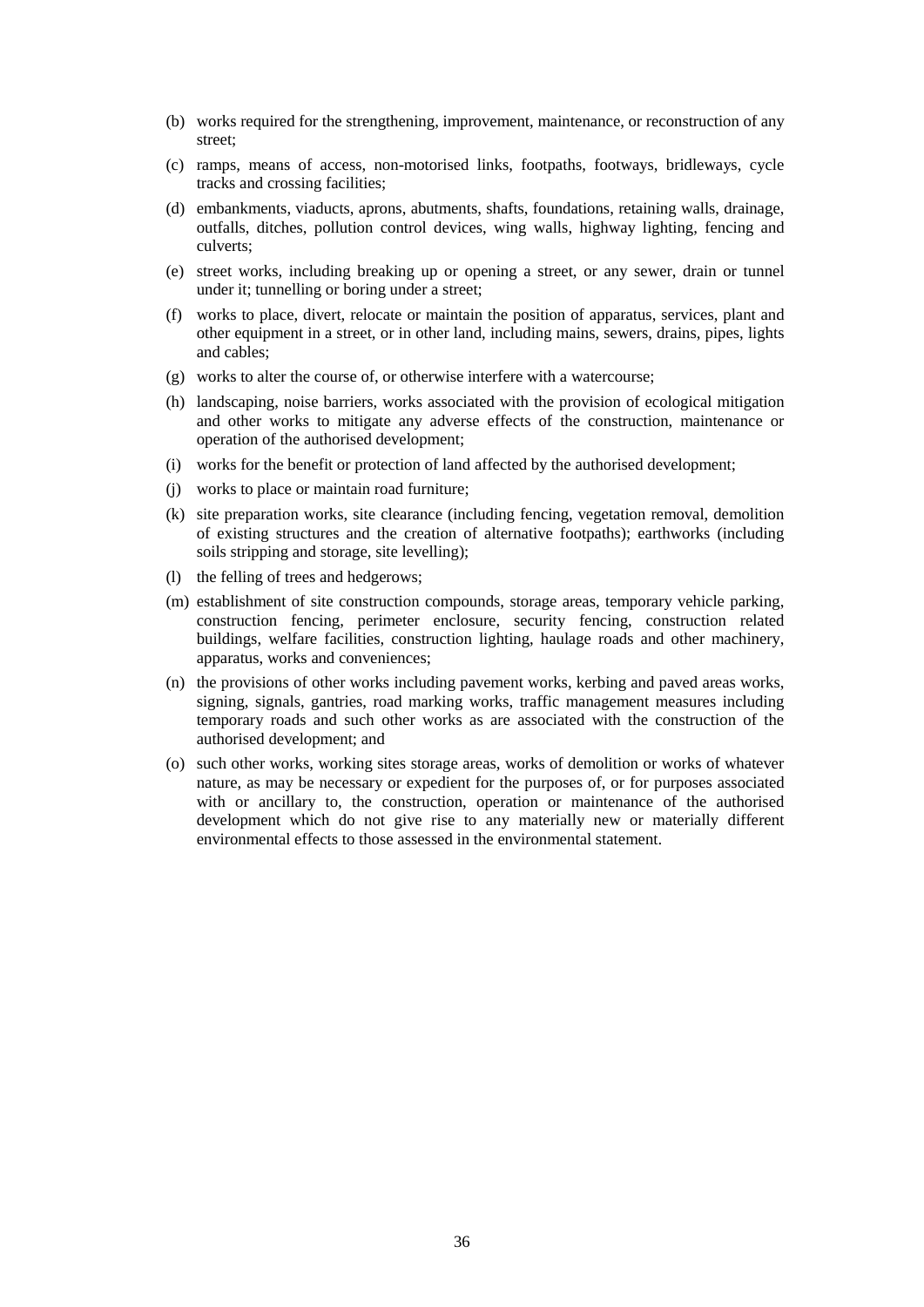(b) works required for the strengthening, improvement, maintenance, or reconstruction of any street;

(c) ramps, means of access, non-motorised links, footpaths, footways, bridleways, cycle tracks and crossing facilities;

(d) embankments, viaducts, aprons, abutments, shafts, foundations, retaining walls, drainage, outfalls, ditches, pollution control devices, wing walls, highway lighting, fencing and culverts;

(e) street works, including breaking up or opening a street, or any sewer, drain or tunnel under it; tunnelling or boring under a street;

(f) works to place, divert, relocate or maintain the position of apparatus, services, plant and other equipment in a street, or in other land, including mains, sewers, drains, pipes, lights and cables;

(g) works to alter the course of, or otherwise interfere with a watercourse;

(h) landscaping, noise barriers, works associated with the provision of ecological mitigation and other works to mitigate any adverse effects of the construction, maintenance or operation of the authorised development;

(i) works for the benefit or protection of land affected by the authorised development;

(j) works to place or maintain road furniture;

(k) site preparation works, site clearance (including fencing, vegetation removal, demolition of existing structures and the creation of alternative footpaths); earthworks (including soils stripping and storage, site levelling);

(l) the felling of trees and hedgerows;

(m) establishment of site construction compounds, storage areas, temporary vehicle parking, construction fencing, perimeter enclosure, security fencing, construction related buildings, welfare facilities, construction lighting, haulage roads and other machinery, apparatus, works and conveniences;

(n) the provisions of other works including pavement works, kerbing and paved areas works, signing, signals, gantries, road marking works, traffic management measures including temporary roads and such other works as are associated with the construction of the authorised development; and

(o) such other works, working sites storage areas, works of demolition or works of whatever nature, as may be necessary or expedient for the purposes of, or for purposes associated with or ancillary to, the construction, operation or maintenance of the authorised development which do not give rise to any materially new or materially different environmental effects to those assessed in the environmental statement.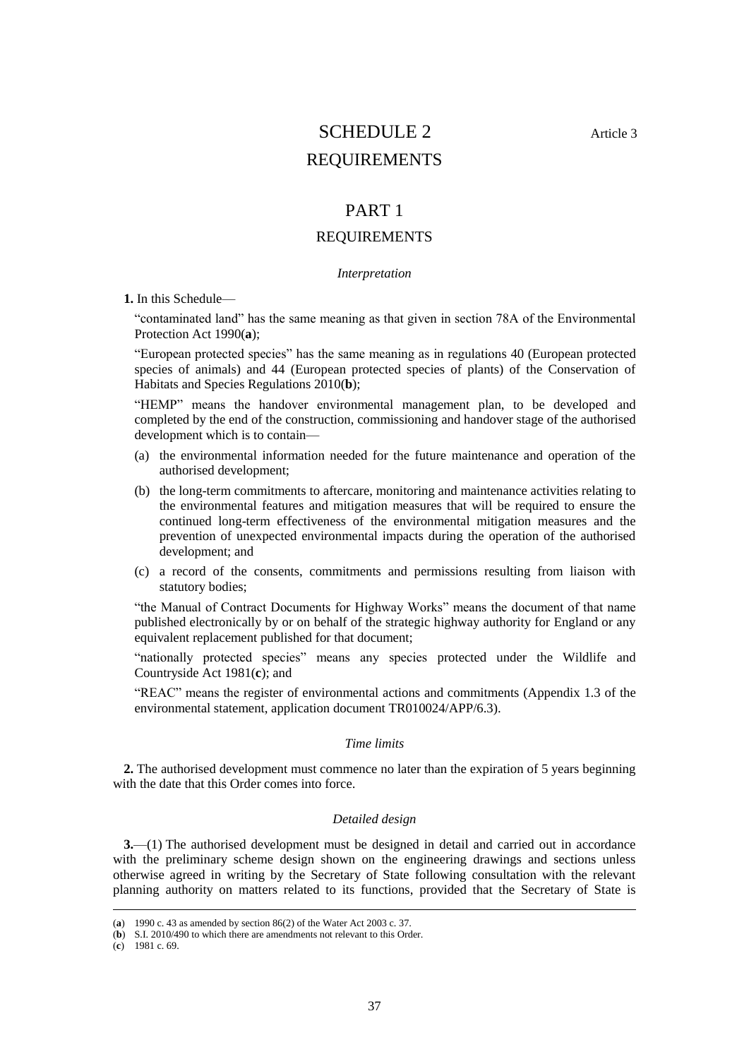# SCHEDULE 2

Article 3

# REQUIREMENTS

## PART 1

## REQUIREMENTS

*Interpretation*

**1.** In this Schedule—

"contaminated land" has the same meaning as that given in section 78A of the Environmental Protection Act 1990(**a**);

"European protected species" has the same meaning as in regulations 40 (European protected species of animals) and 44 (European protected species of plants) of the Conservation of Habitats and Species Regulations 2010(**b**);

"HEMP" means the handover environmental management plan, to be developed and completed by the end of the construction, commissioning and handover stage of the authorised development which is to contain—

- (a) the environmental information needed for the future maintenance and operation of the authorised development;
- (b) the long-term commitments to aftercare, monitoring and maintenance activities relating to the environmental features and mitigation measures that will be required to ensure the continued long-term effectiveness of the environmental mitigation measures and the prevention of unexpected environmental impacts during the operation of the authorised development; and
- (c) a record of the consents, commitments and permissions resulting from liaison with statutory bodies;

"the Manual of Contract Documents for Highway Works" means the document of that name published electronically by or on behalf of the strategic highway authority for England or any equivalent replacement published for that document;

"nationally protected species" means any species protected under the Wildlife and Countryside Act 1981(**c**); and

"REAC" means the register of environmental actions and commitments (Appendix 1.3 of the environmental statement, application document TR010024/APP/6.3).

*Time limits*

**2.** The authorised development must commence no later than the expiration of 5 years beginning with the date that this Order comes into force.

*Detailed design*

**3.**—(1) The authorised development must be designed in detail and carried out in accordance with the preliminary scheme design shown on the engineering drawings and sections unless otherwise agreed in writing by the Secretary of State following consultation with the relevant planning authority on matters related to its functions, provided that the Secretary of State is

(**a**) 1990 c. 43 as amended by section 86(2) of the Water Act 2003 c. 37.
(**b**) S.I. 2010/490 to which there are amendments not relevant to this Order.
(**c**) 1981 c. 69.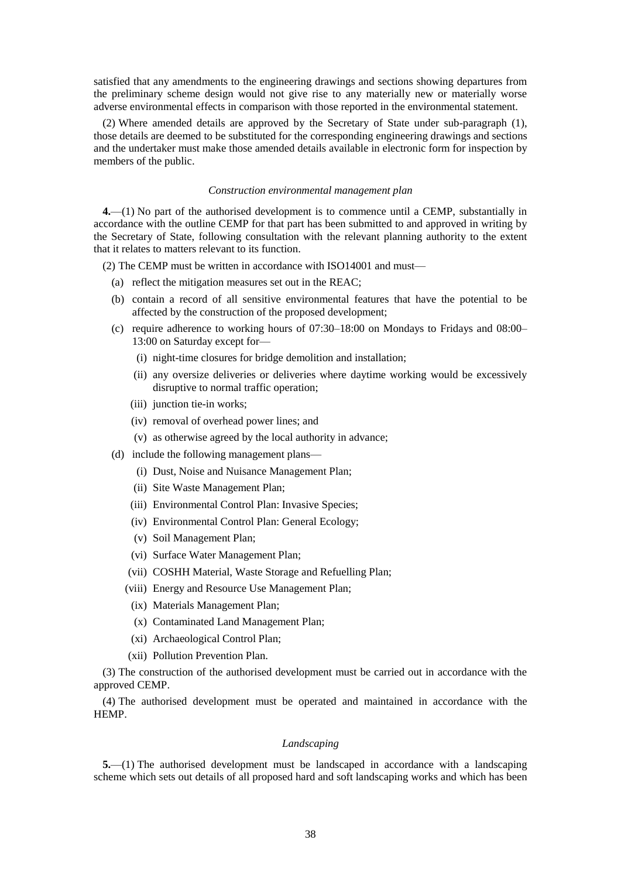satisfied that any amendments to the engineering drawings and sections showing departures from the preliminary scheme design would not give rise to any materially new or materially worse adverse environmental effects in comparison with those reported in the environmental statement.

(2) Where amended details are approved by the Secretary of State under sub-paragraph (1), those details are deemed to be substituted for the corresponding engineering drawings and sections and the undertaker must make those amended details available in electronic form for inspection by members of the public.

*Construction environmental management plan*

**4.**—(1) No part of the authorised development is to commence until a CEMP, substantially in accordance with the outline CEMP for that part has been submitted to and approved in writing by the Secretary of State, following consultation with the relevant planning authority to the extent that it relates to matters relevant to its function.

(2) The CEMP must be written in accordance with ISO14001 and must—

- (a) reflect the mitigation measures set out in the REAC;
- (b) contain a record of all sensitive environmental features that have the potential to be affected by the construction of the proposed development;
- (c) require adherence to working hours of 07:30–18:00 on Mondays to Fridays and 08:00–13:00 on Saturday except for—
  - (i) night-time closures for bridge demolition and installation;
  - (ii) any oversize deliveries or deliveries where daytime working would be excessively disruptive to normal traffic operation;
  - (iii) junction tie-in works;
  - (iv) removal of overhead power lines; and
  - (v) as otherwise agreed by the local authority in advance;
- (d) include the following management plans—
  - (i) Dust, Noise and Nuisance Management Plan;
  - (ii) Site Waste Management Plan;
  - (iii) Environmental Control Plan: Invasive Species;
  - (iv) Environmental Control Plan: General Ecology;
  - (v) Soil Management Plan;
  - (vi) Surface Water Management Plan;
  - (vii) COSHH Material, Waste Storage and Refuelling Plan;
  - (viii) Energy and Resource Use Management Plan;
  - (ix) Materials Management Plan;
  - (x) Contaminated Land Management Plan;
  - (xi) Archaeological Control Plan;
  - (xii) Pollution Prevention Plan.

(3) The construction of the authorised development must be carried out in accordance with the approved CEMP.

(4) The authorised development must be operated and maintained in accordance with the HEMP.

*Landscaping*

**5.**—(1) The authorised development must be landscaped in accordance with a landscaping scheme which sets out details of all proposed hard and soft landscaping works and which has been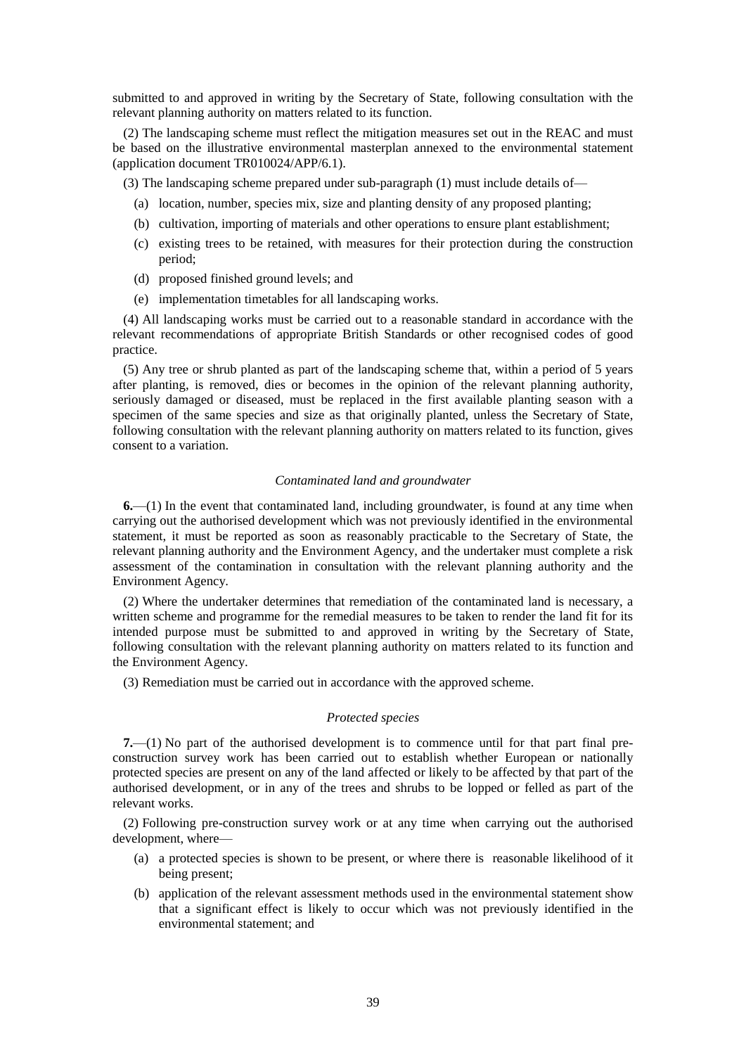submitted to and approved in writing by the Secretary of State, following consultation with the relevant planning authority on matters related to its function.

(2) The landscaping scheme must reflect the mitigation measures set out in the REAC and must be based on the illustrative environmental masterplan annexed to the environmental statement (application document TR010024/APP/6.1).

(3) The landscaping scheme prepared under sub-paragraph (1) must include details of—

(a) location, number, species mix, size and planting density of any proposed planting;

(b) cultivation, importing of materials and other operations to ensure plant establishment;

(c) existing trees to be retained, with measures for their protection during the construction period;

(d) proposed finished ground levels; and

(e) implementation timetables for all landscaping works.

(4) All landscaping works must be carried out to a reasonable standard in accordance with the relevant recommendations of appropriate British Standards or other recognised codes of good practice.

(5) Any tree or shrub planted as part of the landscaping scheme that, within a period of 5 years after planting, is removed, dies or becomes in the opinion of the relevant planning authority, seriously damaged or diseased, must be replaced in the first available planting season with a specimen of the same species and size as that originally planted, unless the Secretary of State, following consultation with the relevant planning authority on matters related to its function, gives consent to a variation.

*Contaminated land and groundwater*

**6.**—(1) In the event that contaminated land, including groundwater, is found at any time when carrying out the authorised development which was not previously identified in the environmental statement, it must be reported as soon as reasonably practicable to the Secretary of State, the relevant planning authority and the Environment Agency, and the undertaker must complete a risk assessment of the contamination in consultation with the relevant planning authority and the Environment Agency.

(2) Where the undertaker determines that remediation of the contaminated land is necessary, a written scheme and programme for the remedial measures to be taken to render the land fit for its intended purpose must be submitted to and approved in writing by the Secretary of State, following consultation with the relevant planning authority on matters related to its function and the Environment Agency.

(3) Remediation must be carried out in accordance with the approved scheme.

*Protected species*

**7.**—(1) No part of the authorised development is to commence until for that part final pre-construction survey work has been carried out to establish whether European or nationally protected species are present on any of the land affected or likely to be affected by that part of the authorised development, or in any of the trees and shrubs to be lopped or felled as part of the relevant works.

(2) Following pre-construction survey work or at any time when carrying out the authorised development, where—

(a) a protected species is shown to be present, or where there is reasonable likelihood of it being present;

(b) application of the relevant assessment methods used in the environmental statement show that a significant effect is likely to occur which was not previously identified in the environmental statement; and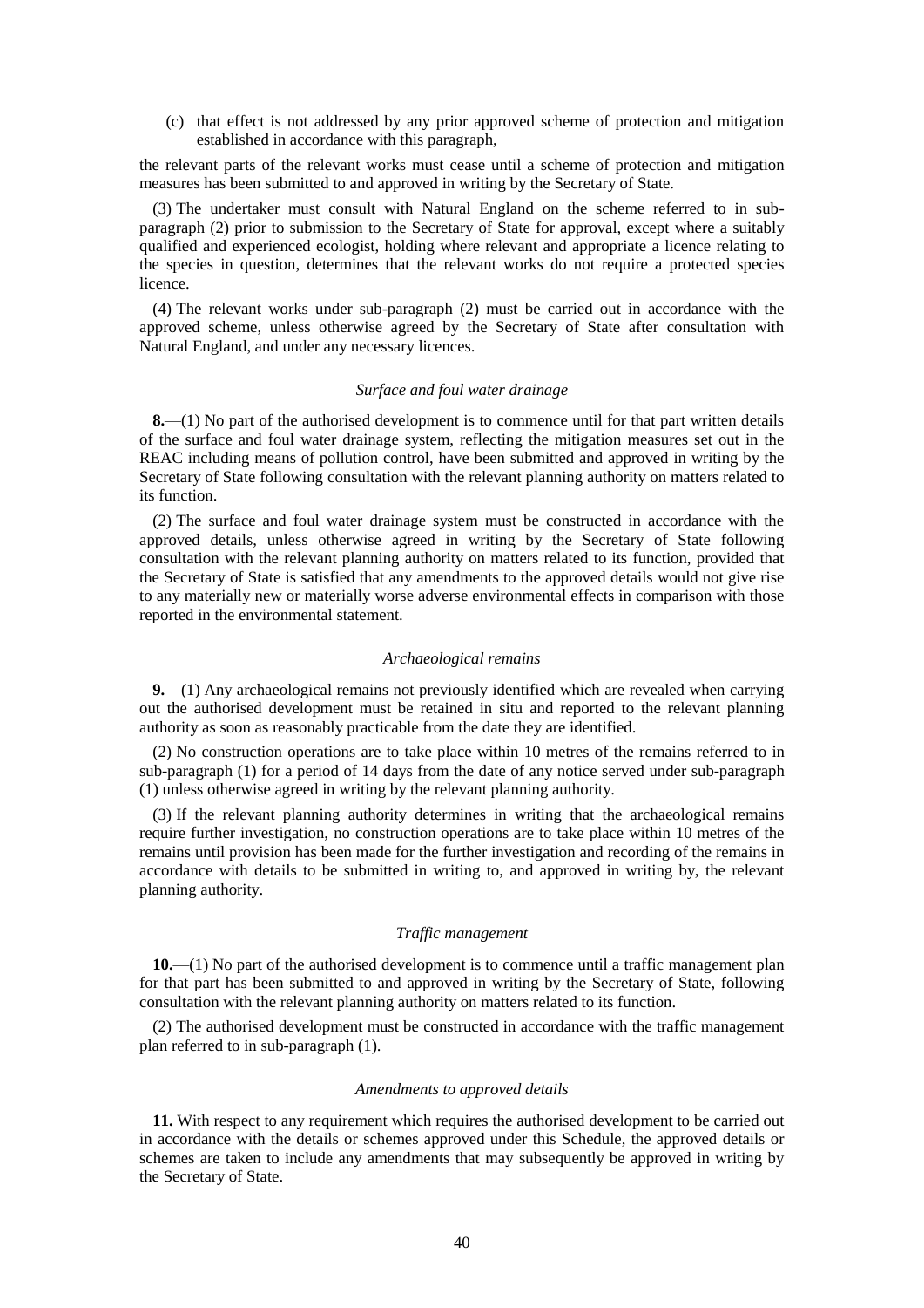(c) that effect is not addressed by any prior approved scheme of protection and mitigation established in accordance with this paragraph,

the relevant parts of the relevant works must cease until a scheme of protection and mitigation measures has been submitted to and approved in writing by the Secretary of State.

(3) The undertaker must consult with Natural England on the scheme referred to in sub-paragraph (2) prior to submission to the Secretary of State for approval, except where a suitably qualified and experienced ecologist, holding where relevant and appropriate a licence relating to the species in question, determines that the relevant works do not require a protected species licence.

(4) The relevant works under sub-paragraph (2) must be carried out in accordance with the approved scheme, unless otherwise agreed by the Secretary of State after consultation with Natural England, and under any necessary licences.

*Surface and foul water drainage*

**8.**—(1) No part of the authorised development is to commence until for that part written details of the surface and foul water drainage system, reflecting the mitigation measures set out in the REAC including means of pollution control, have been submitted and approved in writing by the Secretary of State following consultation with the relevant planning authority on matters related to its function.

(2) The surface and foul water drainage system must be constructed in accordance with the approved details, unless otherwise agreed in writing by the Secretary of State following consultation with the relevant planning authority on matters related to its function, provided that the Secretary of State is satisfied that any amendments to the approved details would not give rise to any materially new or materially worse adverse environmental effects in comparison with those reported in the environmental statement.

*Archaeological remains*

**9.**—(1) Any archaeological remains not previously identified which are revealed when carrying out the authorised development must be retained in situ and reported to the relevant planning authority as soon as reasonably practicable from the date they are identified.

(2) No construction operations are to take place within 10 metres of the remains referred to in sub-paragraph (1) for a period of 14 days from the date of any notice served under sub-paragraph (1) unless otherwise agreed in writing by the relevant planning authority.

(3) If the relevant planning authority determines in writing that the archaeological remains require further investigation, no construction operations are to take place within 10 metres of the remains until provision has been made for the further investigation and recording of the remains in accordance with details to be submitted in writing to, and approved in writing by, the relevant planning authority.

*Traffic management*

**10.**—(1) No part of the authorised development is to commence until a traffic management plan for that part has been submitted to and approved in writing by the Secretary of State, following consultation with the relevant planning authority on matters related to its function.

(2) The authorised development must be constructed in accordance with the traffic management plan referred to in sub-paragraph (1).

*Amendments to approved details*

**11.** With respect to any requirement which requires the authorised development to be carried out in accordance with the details or schemes approved under this Schedule, the approved details or schemes are taken to include any amendments that may subsequently be approved in writing by the Secretary of State.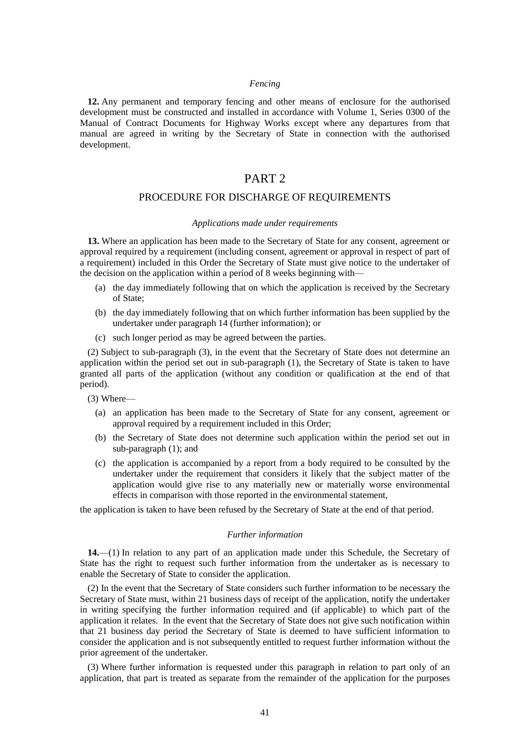*Fencing*

**12.** Any permanent and temporary fencing and other means of enclosure for the authorised development must be constructed and installed in accordance with Volume 1, Series 0300 of the Manual of Contract Documents for Highway Works except where any departures from that manual are agreed in writing by the Secretary of State in connection with the authorised development.

## PART 2

## PROCEDURE FOR DISCHARGE OF REQUIREMENTS

*Applications made under requirements*

**13.** Where an application has been made to the Secretary of State for any consent, agreement or approval required by a requirement (including consent, agreement or approval in respect of part of a requirement) included in this Order the Secretary of State must give notice to the undertaker of the decision on the application within a period of 8 weeks beginning with—

(a) the day immediately following that on which the application is received by the Secretary of State;

(b) the day immediately following that on which further information has been supplied by the undertaker under paragraph 14 (further information); or

(c) such longer period as may be agreed between the parties.

(2) Subject to sub-paragraph (3), in the event that the Secretary of State does not determine an application within the period set out in sub-paragraph (1), the Secretary of State is taken to have granted all parts of the application (without any condition or qualification at the end of that period).

(3) Where—

(a) an application has been made to the Secretary of State for any consent, agreement or approval required by a requirement included in this Order;

(b) the Secretary of State does not determine such application within the period set out in sub-paragraph (1); and

(c) the application is accompanied by a report from a body required to be consulted by the undertaker under the requirement that considers it likely that the subject matter of the application would give rise to any materially new or materially worse environmental effects in comparison with those reported in the environmental statement,

the application is taken to have been refused by the Secretary of State at the end of that period.

*Further information*

**14.**—(1) In relation to any part of an application made under this Schedule, the Secretary of State has the right to request such further information from the undertaker as is necessary to enable the Secretary of State to consider the application.

(2) In the event that the Secretary of State considers such further information to be necessary the Secretary of State must, within 21 business days of receipt of the application, notify the undertaker in writing specifying the further information required and (if applicable) to which part of the application it relates. In the event that the Secretary of State does not give such notification within that 21 business day period the Secretary of State is deemed to have sufficient information to consider the application and is not subsequently entitled to request further information without the prior agreement of the undertaker.

(3) Where further information is requested under this paragraph in relation to part only of an application, that part is treated as separate from the remainder of the application for the purposes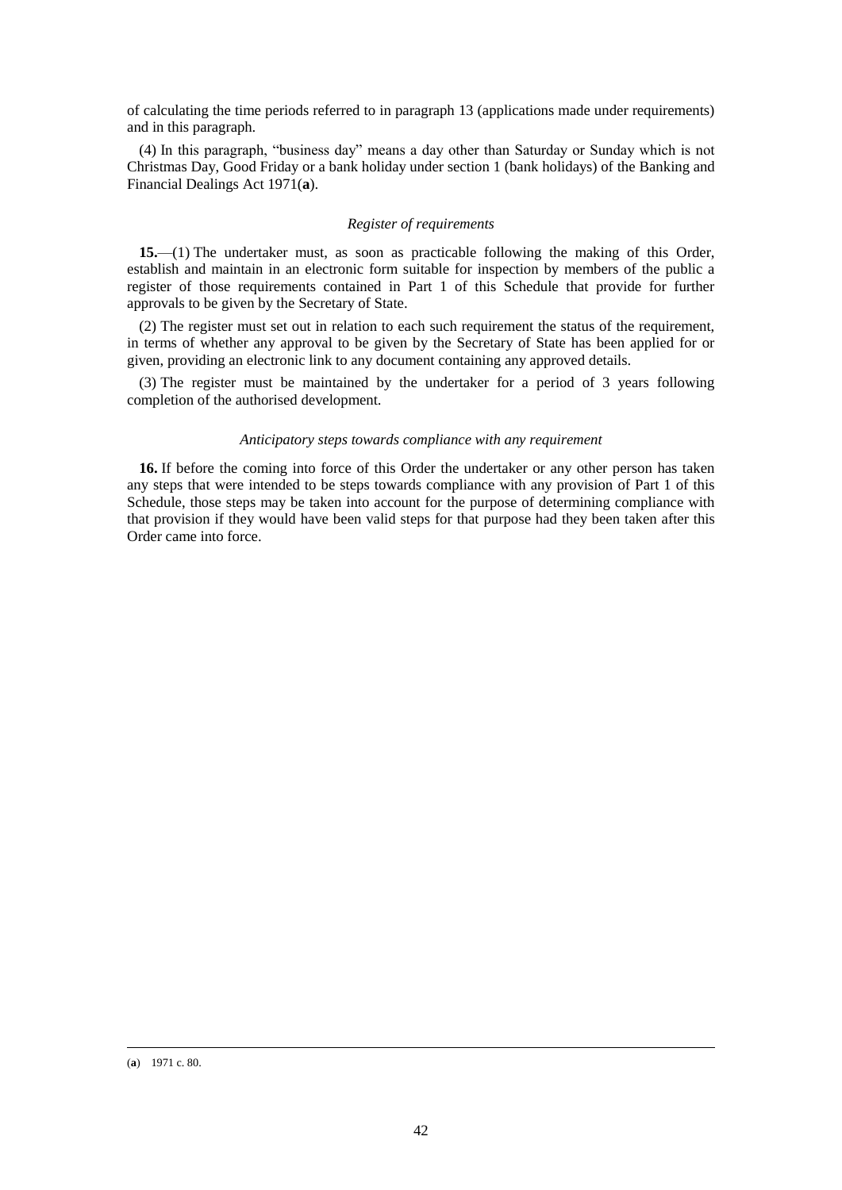of calculating the time periods referred to in paragraph 13 (applications made under requirements) and in this paragraph.

(4) In this paragraph, "business day" means a day other than Saturday or Sunday which is not Christmas Day, Good Friday or a bank holiday under section 1 (bank holidays) of the Banking and Financial Dealings Act 1971(**a**).

*Register of requirements*

**15.**—(1) The undertaker must, as soon as practicable following the making of this Order, establish and maintain in an electronic form suitable for inspection by members of the public a register of those requirements contained in Part 1 of this Schedule that provide for further approvals to be given by the Secretary of State.

(2) The register must set out in relation to each such requirement the status of the requirement, in terms of whether any approval to be given by the Secretary of State has been applied for or given, providing an electronic link to any document containing any approved details.

(3) The register must be maintained by the undertaker for a period of 3 years following completion of the authorised development.

*Anticipatory steps towards compliance with any requirement*

**16.** If before the coming into force of this Order the undertaker or any other person has taken any steps that were intended to be steps towards compliance with any provision of Part 1 of this Schedule, those steps may be taken into account for the purpose of determining compliance with that provision if they would have been valid steps for that purpose had they been taken after this Order came into force.

(**a**) 1971 c. 80.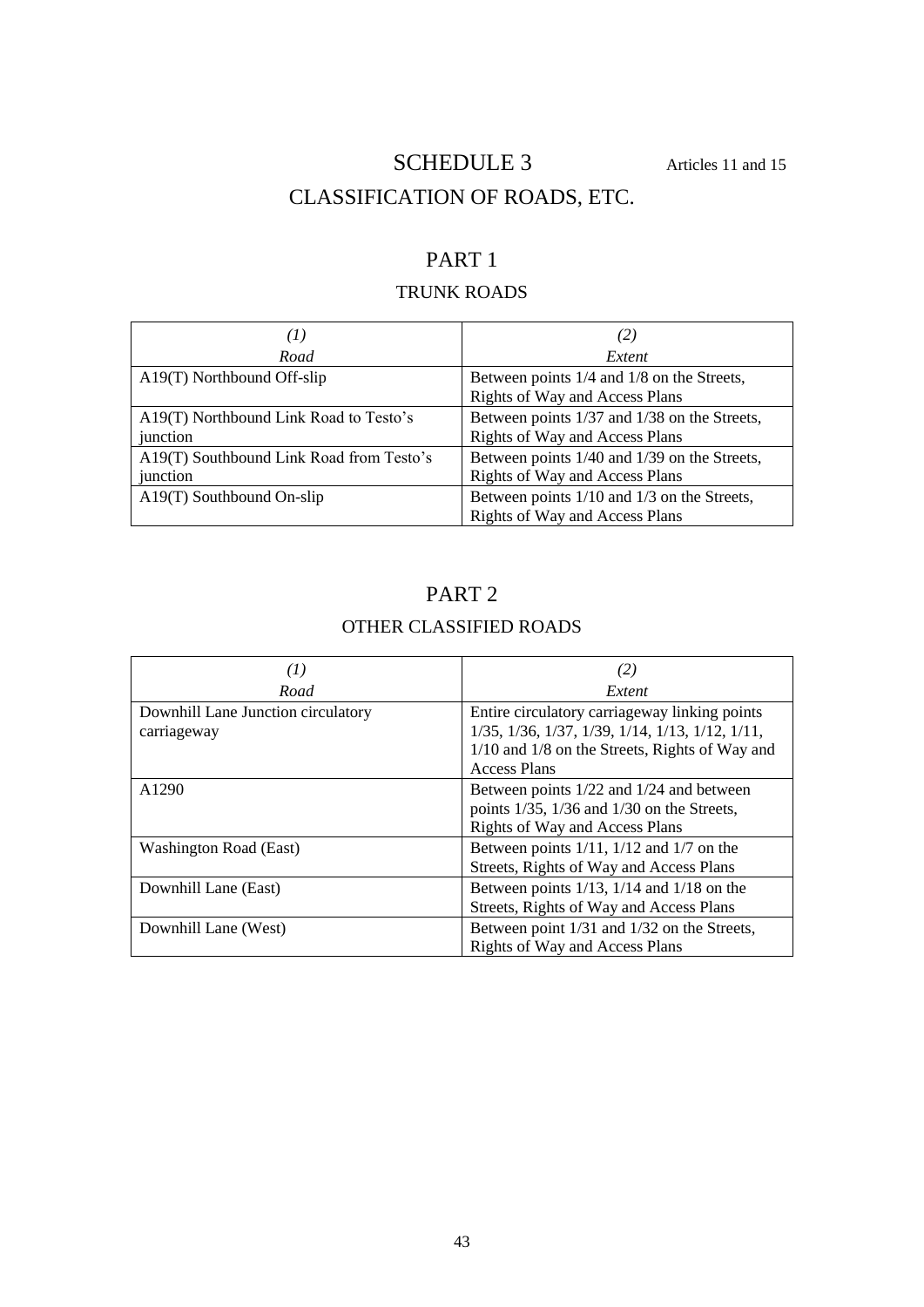# SCHEDULE 3

Articles 11 and 15

# CLASSIFICATION OF ROADS, ETC.

## PART 1

### TRUNK ROADS

| *(1)*<br>*Road* | *(2)*<br>*Extent* |
|---|---|
| A19(T) Northbound Off-slip | Between points 1/4 and 1/8 on the Streets, Rights of Way and Access Plans |
| A19(T) Northbound Link Road to Testo's junction | Between points 1/37 and 1/38 on the Streets, Rights of Way and Access Plans |
| A19(T) Southbound Link Road from Testo's junction | Between points 1/40 and 1/39 on the Streets, Rights of Way and Access Plans |
| A19(T) Southbound On-slip | Between points 1/10 and 1/3 on the Streets, Rights of Way and Access Plans |

## PART 2

### OTHER CLASSIFIED ROADS

| *(1)*<br>*Road* | *(2)*<br>*Extent* |
|---|---|
| Downhill Lane Junction circulatory carriageway | Entire circulatory carriageway linking points 1/35, 1/36, 1/37, 1/39, 1/14, 1/13, 1/12, 1/11, 1/10 and 1/8 on the Streets, Rights of Way and Access Plans |
| A1290 | Between points 1/22 and 1/24 and between points 1/35, 1/36 and 1/30 on the Streets, Rights of Way and Access Plans |
| Washington Road (East) | Between points 1/11, 1/12 and 1/7 on the Streets, Rights of Way and Access Plans |
| Downhill Lane (East) | Between points 1/13, 1/14 and 1/18 on the Streets, Rights of Way and Access Plans |
| Downhill Lane (West) | Between point 1/31 and 1/32 on the Streets, Rights of Way and Access Plans |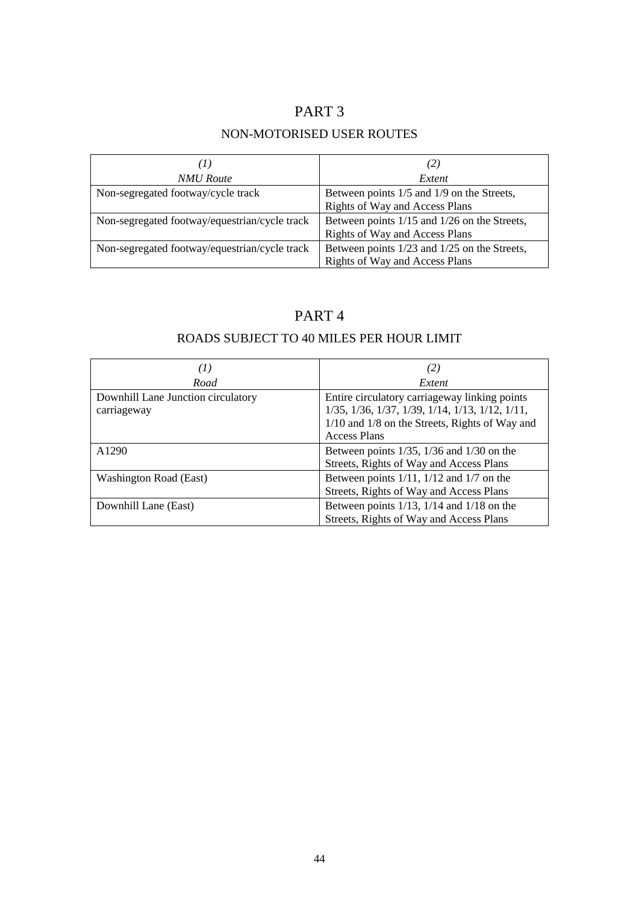# PART 3

## NON-MOTORISED USER ROUTES

| *(1)* *NMU Route* | *(2)* *Extent* |
|---|---|
| Non-segregated footway/cycle track | Between points 1/5 and 1/9 on the Streets, Rights of Way and Access Plans |
| Non-segregated footway/equestrian/cycle track | Between points 1/15 and 1/26 on the Streets, Rights of Way and Access Plans |
| Non-segregated footway/equestrian/cycle track | Between points 1/23 and 1/25 on the Streets, Rights of Way and Access Plans |

# PART 4

## ROADS SUBJECT TO 40 MILES PER HOUR LIMIT

| *(1)* *Road* | *(2)* *Extent* |
|---|---|
| Downhill Lane Junction circulatory carriageway | Entire circulatory carriageway linking points 1/35, 1/36, 1/37, 1/39, 1/14, 1/13, 1/12, 1/11, 1/10 and 1/8 on the Streets, Rights of Way and Access Plans |
| A1290 | Between points 1/35, 1/36 and 1/30 on the Streets, Rights of Way and Access Plans |
| Washington Road (East) | Between points 1/11, 1/12 and 1/7 on the Streets, Rights of Way and Access Plans |
| Downhill Lane (East) | Between points 1/13, 1/14 and 1/18 on the Streets, Rights of Way and Access Plans |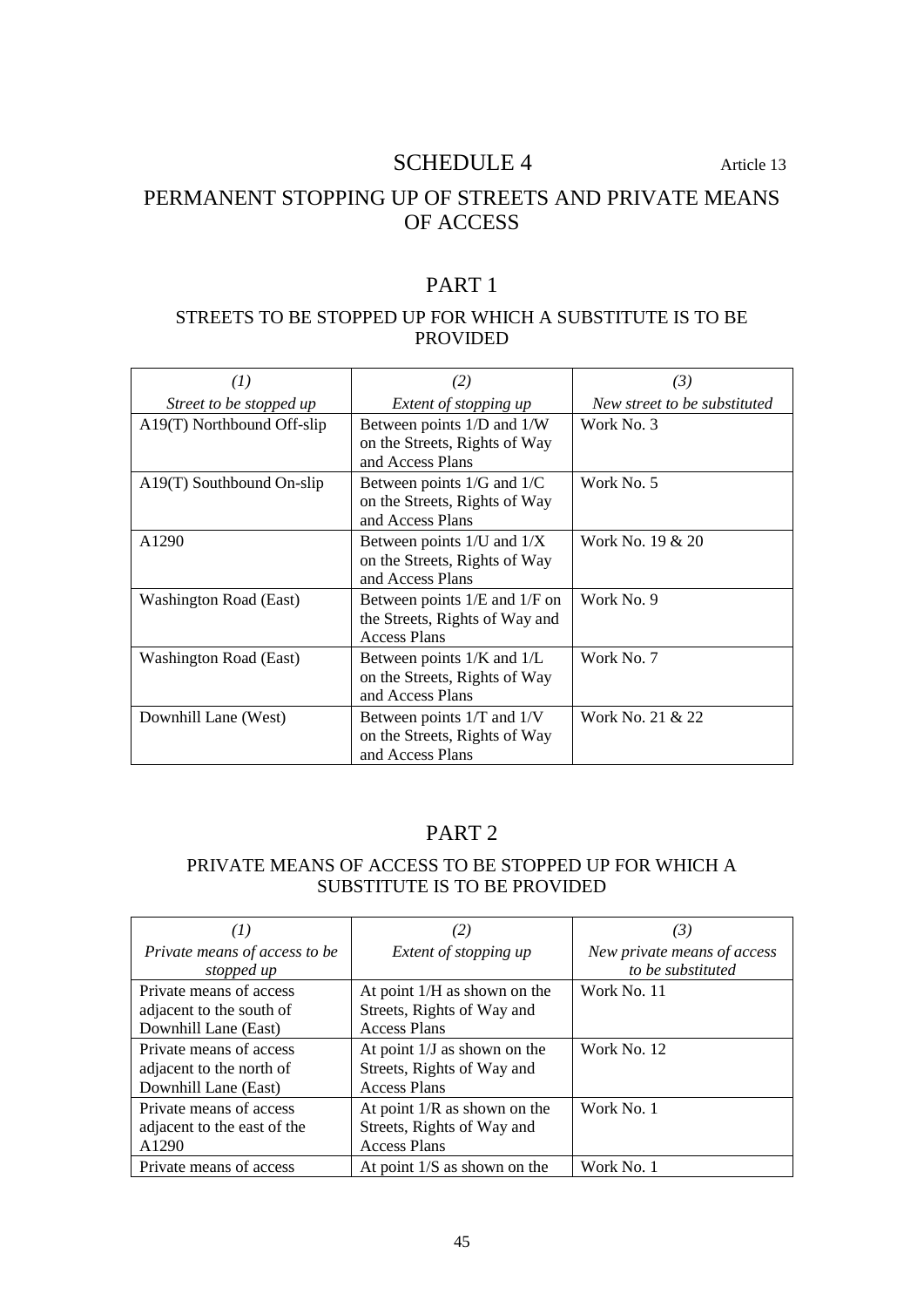# SCHEDULE 4

Article 13

## PERMANENT STOPPING UP OF STREETS AND PRIVATE MEANS OF ACCESS

### PART 1

#### STREETS TO BE STOPPED UP FOR WHICH A SUBSTITUTE IS TO BE PROVIDED

| *(1)*<br>*Street to be stopped up* | *(2)*<br>*Extent of stopping up* | *(3)*<br>*New street to be substituted* |
|---|---|---|
| A19(T) Northbound Off-slip | Between points 1/D and 1/W on the Streets, Rights of Way and Access Plans | Work No. 3 |
| A19(T) Southbound On-slip | Between points 1/G and 1/C on the Streets, Rights of Way and Access Plans | Work No. 5 |
| A1290 | Between points 1/U and 1/X on the Streets, Rights of Way and Access Plans | Work No. 19 & 20 |
| Washington Road (East) | Between points 1/E and 1/F on the Streets, Rights of Way and Access Plans | Work No. 9 |
| Washington Road (East) | Between points 1/K and 1/L on the Streets, Rights of Way and Access Plans | Work No. 7 |
| Downhill Lane (West) | Between points 1/T and 1/V on the Streets, Rights of Way and Access Plans | Work No. 21 & 22 |

### PART 2

#### PRIVATE MEANS OF ACCESS TO BE STOPPED UP FOR WHICH A SUBSTITUTE IS TO BE PROVIDED

| *(1)*<br>*Private means of access to be stopped up* | *(2)*<br>*Extent of stopping up* | *(3)*<br>*New private means of access to be substituted* |
|---|---|---|
| Private means of access adjacent to the south of Downhill Lane (East) | At point 1/H as shown on the Streets, Rights of Way and Access Plans | Work No. 11 |
| Private means of access adjacent to the north of Downhill Lane (East) | At point 1/J as shown on the Streets, Rights of Way and Access Plans | Work No. 12 |
| Private means of access adjacent to the east of the A1290 | At point 1/R as shown on the Streets, Rights of Way and Access Plans | Work No. 1 |
| Private means of access | At point 1/S as shown on the | Work No. 1 |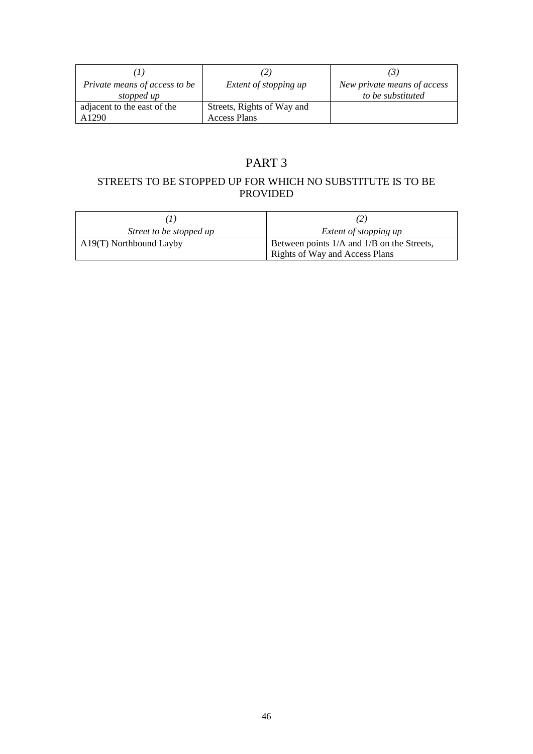| *(1)* *Private means of access to be stopped up* | *(2)* *Extent of stopping up* | *(3)* *New private means of access to be substituted* |
|---|---|---|
| adjacent to the east of the A1290 | Streets, Rights of Way and Access Plans | |

# PART 3

## STREETS TO BE STOPPED UP FOR WHICH NO SUBSTITUTE IS TO BE PROVIDED

| *(1)* *Street to be stopped up* | *(2)* *Extent of stopping up* |
|---|---|
| A19(T) Northbound Layby | Between points 1/A and 1/B on the Streets, Rights of Way and Access Plans |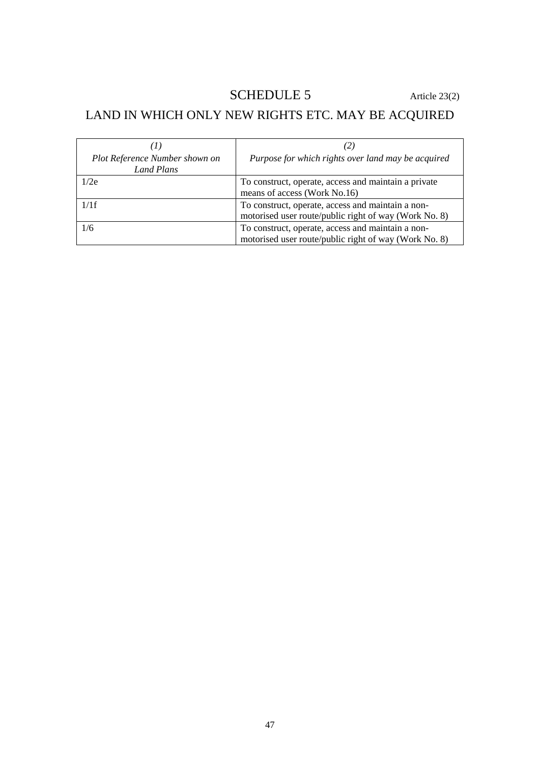# SCHEDULE 5

Article 23(2)

## LAND IN WHICH ONLY NEW RIGHTS ETC. MAY BE ACQUIRED

| *(1)* *Plot Reference Number shown on Land Plans* | *(2)* *Purpose for which rights over land may be acquired* |
|---|---|
| 1/2e | To construct, operate, access and maintain a private means of access (Work No.16) |
| 1/1f | To construct, operate, access and maintain a non-motorised user route/public right of way (Work No. 8) |
| 1/6 | To construct, operate, access and maintain a non-motorised user route/public right of way (Work No. 8) |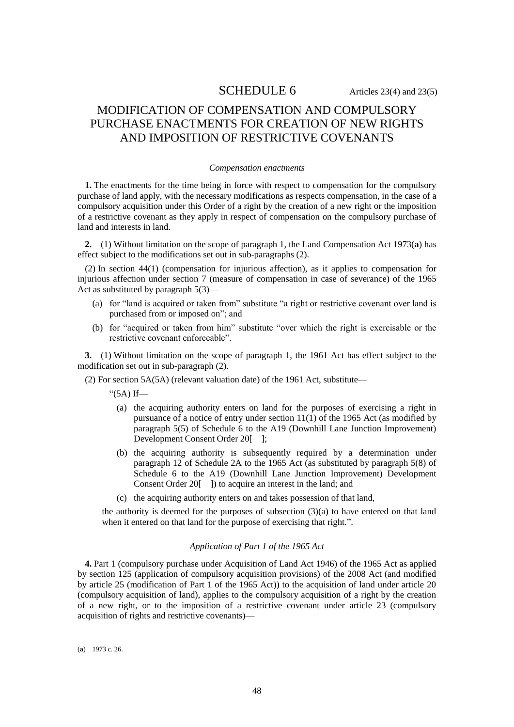# SCHEDULE 6

Articles 23(4) and 23(5)

## MODIFICATION OF COMPENSATION AND COMPULSORY PURCHASE ENACTMENTS FOR CREATION OF NEW RIGHTS AND IMPOSITION OF RESTRICTIVE COVENANTS

*Compensation enactments*

**1.** The enactments for the time being in force with respect to compensation for the compulsory purchase of land apply, with the necessary modifications as respects compensation, in the case of a compulsory acquisition under this Order of a right by the creation of a new right or the imposition of a restrictive covenant as they apply in respect of compensation on the compulsory purchase of land and interests in land.

**2.**—(1) Without limitation on the scope of paragraph 1, the Land Compensation Act 1973(**a**) has effect subject to the modifications set out in sub-paragraphs (2).

(2) In section 44(1) (compensation for injurious affection), as it applies to compensation for injurious affection under section 7 (measure of compensation in case of severance) of the 1965 Act as substituted by paragraph 5(3)—

- (a) for "land is acquired or taken from" substitute "a right or restrictive covenant over land is purchased from or imposed on"; and
- (b) for "acquired or taken from him" substitute "over which the right is exercisable or the restrictive covenant enforceable".

**3.**—(1) Without limitation on the scope of paragraph 1, the 1961 Act has effect subject to the modification set out in sub-paragraph (2).

(2) For section 5A(5A) (relevant valuation date) of the 1961 Act, substitute—

"(5A) If—

- (a) the acquiring authority enters on land for the purposes of exercising a right in pursuance of a notice of entry under section 11(1) of the 1965 Act (as modified by paragraph 5(5) of Schedule 6 to the A19 (Downhill Lane Junction Improvement) Development Consent Order 20[ ];
- (b) the acquiring authority is subsequently required by a determination under paragraph 12 of Schedule 2A to the 1965 Act (as substituted by paragraph 5(8) of Schedule 6 to the A19 (Downhill Lane Junction Improvement) Development Consent Order 20[ ]) to acquire an interest in the land; and
- (c) the acquiring authority enters on and takes possession of that land,

the authority is deemed for the purposes of subsection (3)(a) to have entered on that land when it entered on that land for the purpose of exercising that right.".

*Application of Part 1 of the 1965 Act*

**4.** Part 1 (compulsory purchase under Acquisition of Land Act 1946) of the 1965 Act as applied by section 125 (application of compulsory acquisition provisions) of the 2008 Act (and modified by article 25 (modification of Part 1 of the 1965 Act)) to the acquisition of land under article 20 (compulsory acquisition of land), applies to the compulsory acquisition of a right by the creation of a new right, or to the imposition of a restrictive covenant under article 23 (compulsory acquisition of rights and restrictive covenants)—

---

(**a**) 1973 c. 26.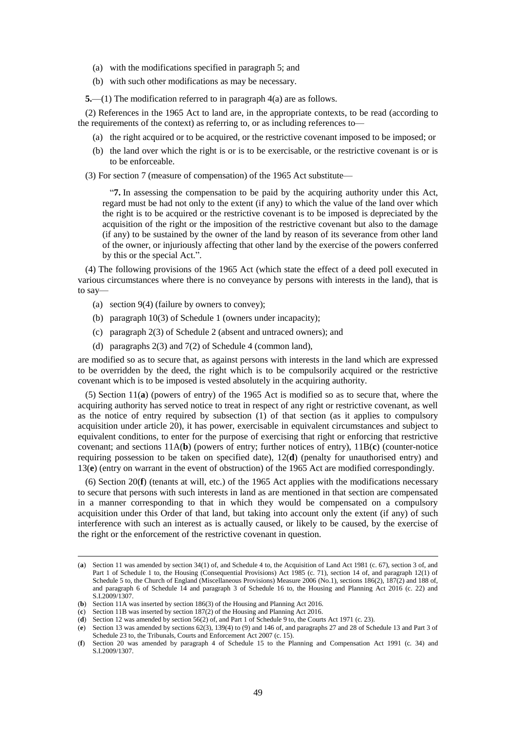(a) with the modifications specified in paragraph 5; and

(b) with such other modifications as may be necessary.

**5.**—(1) The modification referred to in paragraph 4(a) are as follows.

(2) References in the 1965 Act to land are, in the appropriate contexts, to be read (according to the requirements of the context) as referring to, or as including references to—

(a) the right acquired or to be acquired, or the restrictive covenant imposed to be imposed; or

(b) the land over which the right is or is to be exercisable, or the restrictive covenant is or is to be enforceable.

(3) For section 7 (measure of compensation) of the 1965 Act substitute—

> "**7.** In assessing the compensation to be paid by the acquiring authority under this Act, regard must be had not only to the extent (if any) to which the value of the land over which the right is to be acquired or the restrictive covenant is to be imposed is depreciated by the acquisition of the right or the imposition of the restrictive covenant but also to the damage (if any) to be sustained by the owner of the land by reason of its severance from other land of the owner, or injuriously affecting that other land by the exercise of the powers conferred by this or the special Act.".

(4) The following provisions of the 1965 Act (which state the effect of a deed poll executed in various circumstances where there is no conveyance by persons with interests in the land), that is to say—

(a) section 9(4) (failure by owners to convey);

(b) paragraph 10(3) of Schedule 1 (owners under incapacity);

(c) paragraph 2(3) of Schedule 2 (absent and untraced owners); and

(d) paragraphs 2(3) and 7(2) of Schedule 4 (common land),

are modified so as to secure that, as against persons with interests in the land which are expressed to be overridden by the deed, the right which is to be compulsorily acquired or the restrictive covenant which is to be imposed is vested absolutely in the acquiring authority.

(5) Section 11(**a**) (powers of entry) of the 1965 Act is modified so as to secure that, where the acquiring authority has served notice to treat in respect of any right or restrictive covenant, as well as the notice of entry required by subsection (1) of that section (as it applies to compulsory acquisition under article 20), it has power, exercisable in equivalent circumstances and subject to equivalent conditions, to enter for the purpose of exercising that right or enforcing that restrictive covenant; and sections 11A(**b**) (powers of entry; further notices of entry), 11B(**c**) (counter-notice requiring possession to be taken on specified date), 12(**d**) (penalty for unauthorised entry) and 13(**e**) (entry on warrant in the event of obstruction) of the 1965 Act are modified correspondingly.

(6) Section 20(**f**) (tenants at will, etc.) of the 1965 Act applies with the modifications necessary to secure that persons with such interests in land as are mentioned in that section are compensated in a manner corresponding to that in which they would be compensated on a compulsory acquisition under this Order of that land, but taking into account only the extent (if any) of such interference with such an interest as is actually caused, or likely to be caused, by the exercise of the right or the enforcement of the restrictive covenant in question.

---

(**a**) Section 11 was amended by section 34(1) of, and Schedule 4 to, the Acquisition of Land Act 1981 (c. 67), section 3 of, and Part 1 of Schedule 1 to, the Housing (Consequential Provisions) Act 1985 (c. 71), section 14 of, and paragraph 12(1) of Schedule 5 to, the Church of England (Miscellaneous Provisions) Measure 2006 (No.1), sections 186(2), 187(2) and 188 of, and paragraph 6 of Schedule 14 and paragraph 3 of Schedule 16 to, the Housing and Planning Act 2016 (c. 22) and S.I.2009/1307.

(**b**) Section 11A was inserted by section 186(3) of the Housing and Planning Act 2016.

(**c**) Section 11B was inserted by section 187(2) of the Housing and Planning Act 2016.

(**d**) Section 12 was amended by section 56(2) of, and Part 1 of Schedule 9 to, the Courts Act 1971 (c. 23).

(**e**) Section 13 was amended by sections 62(3), 139(4) to (9) and 146 of, and paragraphs 27 and 28 of Schedule 13 and Part 3 of Schedule 23 to, the Tribunals, Courts and Enforcement Act 2007 (c. 15).

(**f**) Section 20 was amended by paragraph 4 of Schedule 15 to the Planning and Compensation Act 1991 (c. 34) and S.I.2009/1307.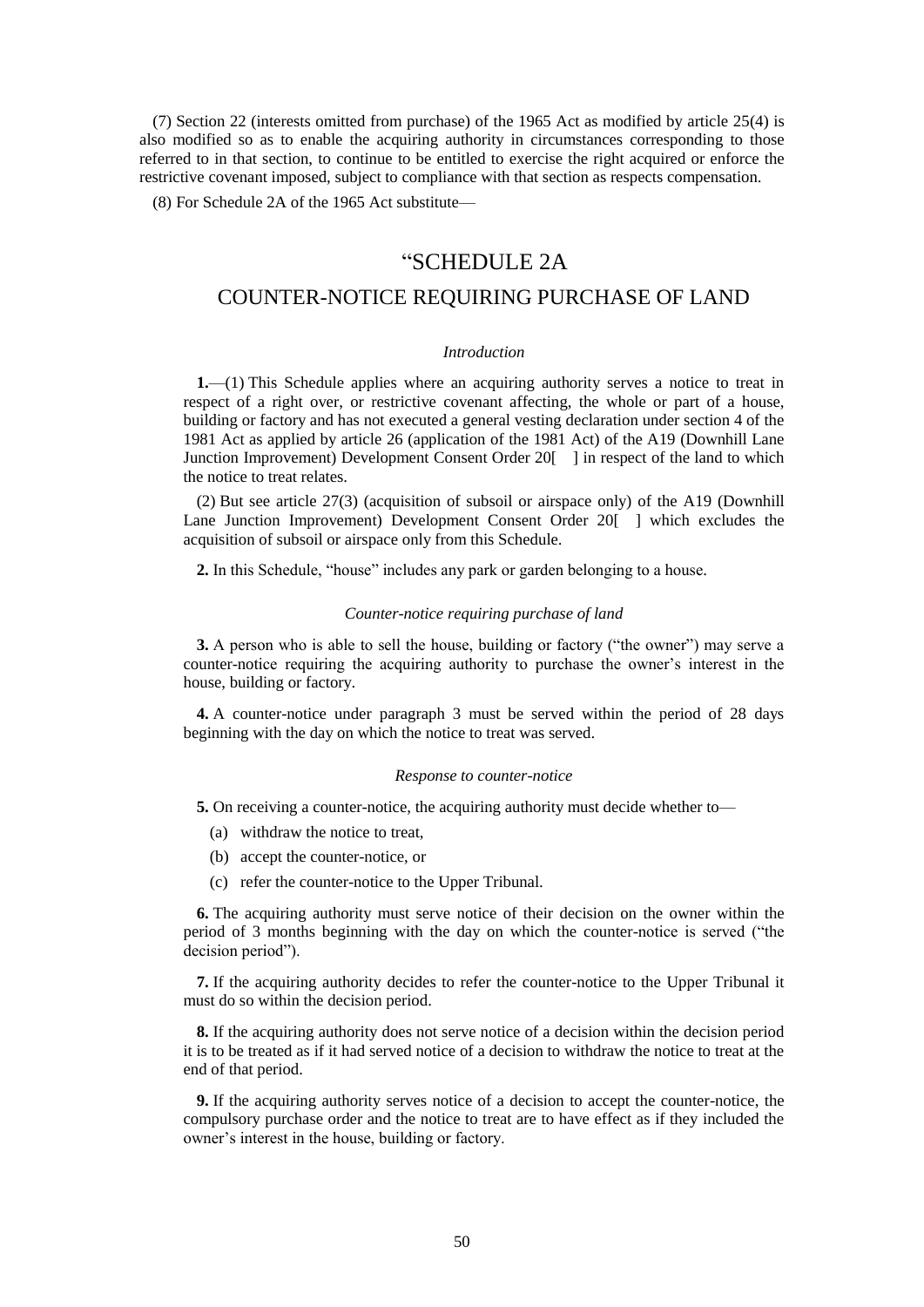(7) Section 22 (interests omitted from purchase) of the 1965 Act as modified by article 25(4) is also modified so as to enable the acquiring authority in circumstances corresponding to those referred to in that section, to continue to be entitled to exercise the right acquired or enforce the restrictive covenant imposed, subject to compliance with that section as respects compensation.

(8) For Schedule 2A of the 1965 Act substitute—

## "SCHEDULE 2A

## COUNTER-NOTICE REQUIRING PURCHASE OF LAND

*Introduction*

**1.**—(1) This Schedule applies where an acquiring authority serves a notice to treat in respect of a right over, or restrictive covenant affecting, the whole or part of a house, building or factory and has not executed a general vesting declaration under section 4 of the 1981 Act as applied by article 26 (application of the 1981 Act) of the A19 (Downhill Lane Junction Improvement) Development Consent Order 20[ ] in respect of the land to which the notice to treat relates.

(2) But see article 27(3) (acquisition of subsoil or airspace only) of the A19 (Downhill Lane Junction Improvement) Development Consent Order 20[ ] which excludes the acquisition of subsoil or airspace only from this Schedule.

**2.** In this Schedule, "house" includes any park or garden belonging to a house.

*Counter-notice requiring purchase of land*

**3.** A person who is able to sell the house, building or factory ("the owner") may serve a counter-notice requiring the acquiring authority to purchase the owner's interest in the house, building or factory.

**4.** A counter-notice under paragraph 3 must be served within the period of 28 days beginning with the day on which the notice to treat was served.

*Response to counter-notice*

**5.** On receiving a counter-notice, the acquiring authority must decide whether to—

(a) withdraw the notice to treat,

(b) accept the counter-notice, or

(c) refer the counter-notice to the Upper Tribunal.

**6.** The acquiring authority must serve notice of their decision on the owner within the period of 3 months beginning with the day on which the counter-notice is served ("the decision period").

**7.** If the acquiring authority decides to refer the counter-notice to the Upper Tribunal it must do so within the decision period.

**8.** If the acquiring authority does not serve notice of a decision within the decision period it is to be treated as if it had served notice of a decision to withdraw the notice to treat at the end of that period.

**9.** If the acquiring authority serves notice of a decision to accept the counter-notice, the compulsory purchase order and the notice to treat are to have effect as if they included the owner's interest in the house, building or factory.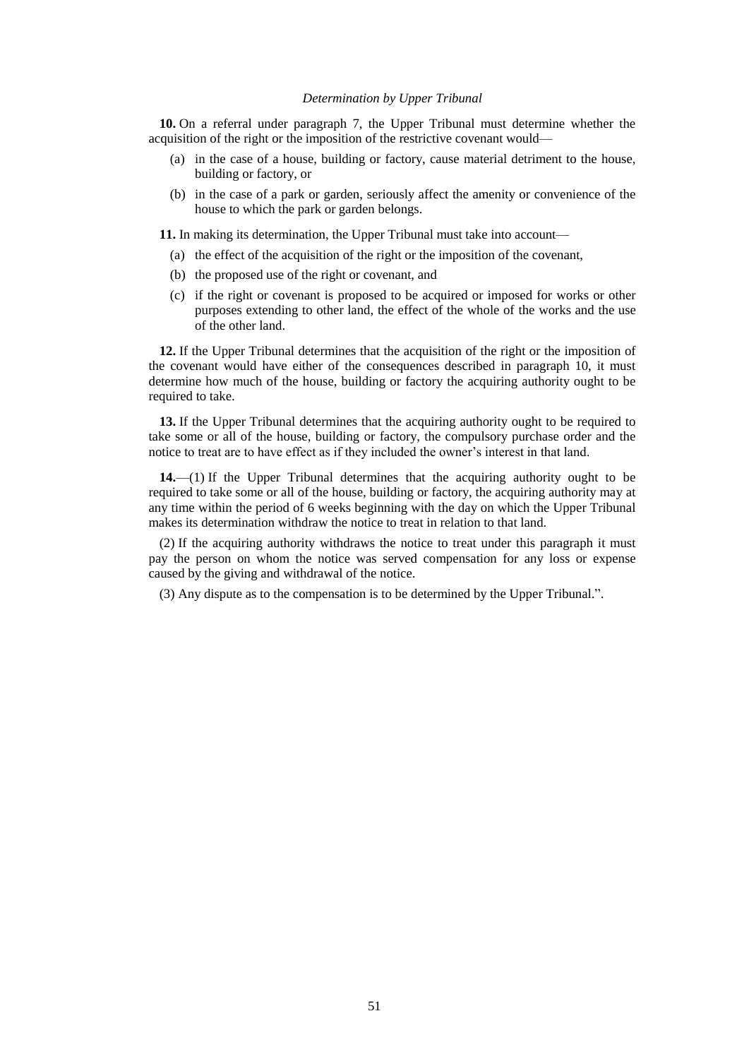*Determination by Upper Tribunal*

**10.** On a referral under paragraph 7, the Upper Tribunal must determine whether the acquisition of the right or the imposition of the restrictive covenant would—

(a) in the case of a house, building or factory, cause material detriment to the house, building or factory, or

(b) in the case of a park or garden, seriously affect the amenity or convenience of the house to which the park or garden belongs.

**11.** In making its determination, the Upper Tribunal must take into account—

(a) the effect of the acquisition of the right or the imposition of the covenant,

(b) the proposed use of the right or covenant, and

(c) if the right or covenant is proposed to be acquired or imposed for works or other purposes extending to other land, the effect of the whole of the works and the use of the other land.

**12.** If the Upper Tribunal determines that the acquisition of the right or the imposition of the covenant would have either of the consequences described in paragraph 10, it must determine how much of the house, building or factory the acquiring authority ought to be required to take.

**13.** If the Upper Tribunal determines that the acquiring authority ought to be required to take some or all of the house, building or factory, the compulsory purchase order and the notice to treat are to have effect as if they included the owner's interest in that land.

**14.**—(1) If the Upper Tribunal determines that the acquiring authority ought to be required to take some or all of the house, building or factory, the acquiring authority may at any time within the period of 6 weeks beginning with the day on which the Upper Tribunal makes its determination withdraw the notice to treat in relation to that land.

(2) If the acquiring authority withdraws the notice to treat under this paragraph it must pay the person on whom the notice was served compensation for any loss or expense caused by the giving and withdrawal of the notice.

(3) Any dispute as to the compensation is to be determined by the Upper Tribunal.".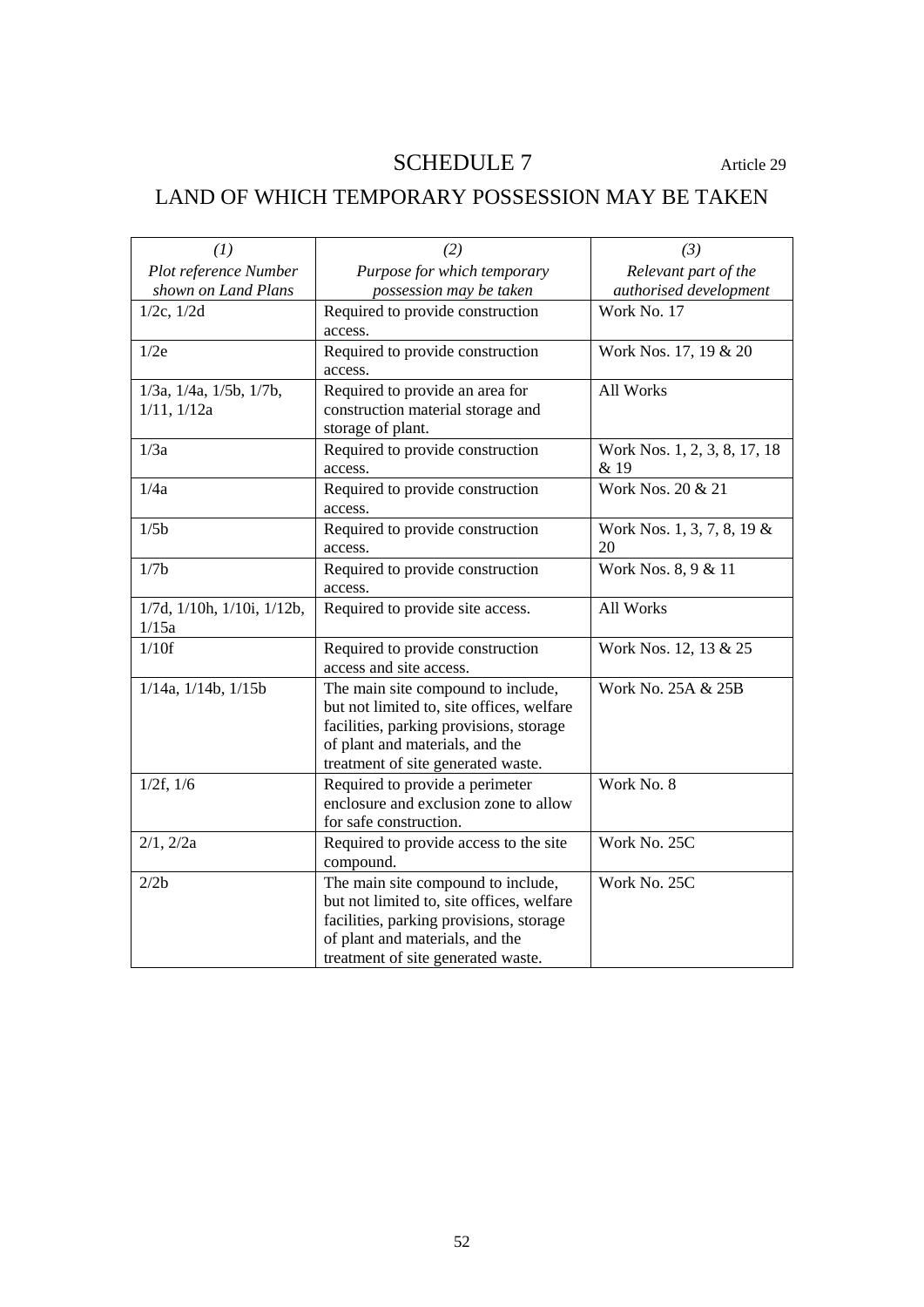# SCHEDULE 7

Article 29

## LAND OF WHICH TEMPORARY POSSESSION MAY BE TAKEN

| *(1)* *Plot reference Number shown on Land Plans* | *(2)* *Purpose for which temporary possession may be taken* | *(3)* *Relevant part of the authorised development* |
|---|---|---|
| 1/2c, 1/2d | Required to provide construction access. | Work No. 17 |
| 1/2e | Required to provide construction access. | Work Nos. 17, 19 & 20 |
| 1/3a, 1/4a, 1/5b, 1/7b, 1/11, 1/12a | Required to provide an area for construction material storage and storage of plant. | All Works |
| 1/3a | Required to provide construction access. | Work Nos. 1, 2, 3, 8, 17, 18 & 19 |
| 1/4a | Required to provide construction access. | Work Nos. 20 & 21 |
| 1/5b | Required to provide construction access. | Work Nos. 1, 3, 7, 8, 19 & 20 |
| 1/7b | Required to provide construction access. | Work Nos. 8, 9 & 11 |
| 1/7d, 1/10h, 1/10i, 1/12b, 1/15a | Required to provide site access. | All Works |
| 1/10f | Required to provide construction access and site access. | Work Nos. 12, 13 & 25 |
| 1/14a, 1/14b, 1/15b | The main site compound to include, but not limited to, site offices, welfare facilities, parking provisions, storage of plant and materials, and the treatment of site generated waste. | Work No. 25A & 25B |
| 1/2f, 1/6 | Required to provide a perimeter enclosure and exclusion zone to allow for safe construction. | Work No. 8 |
| 2/1, 2/2a | Required to provide access to the site compound. | Work No. 25C |
| 2/2b | The main site compound to include, but not limited to, site offices, welfare facilities, parking provisions, storage of plant and materials, and the treatment of site generated waste. | Work No. 25C |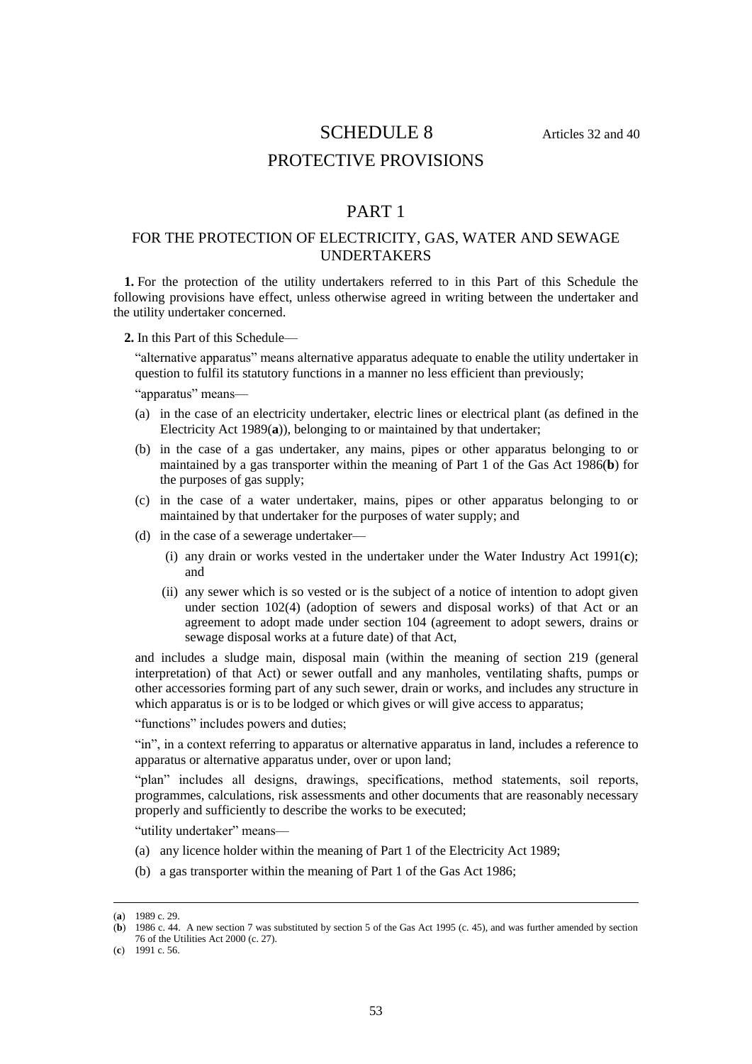# SCHEDULE 8

Articles 32 and 40

# PROTECTIVE PROVISIONS

## PART 1

### FOR THE PROTECTION OF ELECTRICITY, GAS, WATER AND SEWAGE UNDERTAKERS

**1.** For the protection of the utility undertakers referred to in this Part of this Schedule the following provisions have effect, unless otherwise agreed in writing between the undertaker and the utility undertaker concerned.

**2.** In this Part of this Schedule—

"alternative apparatus" means alternative apparatus adequate to enable the utility undertaker in question to fulfil its statutory functions in a manner no less efficient than previously;

"apparatus" means—

(a) in the case of an electricity undertaker, electric lines or electrical plant (as defined in the Electricity Act 1989(**a**)), belonging to or maintained by that undertaker;

(b) in the case of a gas undertaker, any mains, pipes or other apparatus belonging to or maintained by a gas transporter within the meaning of Part 1 of the Gas Act 1986(**b**) for the purposes of gas supply;

(c) in the case of a water undertaker, mains, pipes or other apparatus belonging to or maintained by that undertaker for the purposes of water supply; and

(d) in the case of a sewerage undertaker—

(i) any drain or works vested in the undertaker under the Water Industry Act 1991(**c**); and

(ii) any sewer which is so vested or is the subject of a notice of intention to adopt given under section 102(4) (adoption of sewers and disposal works) of that Act or an agreement to adopt made under section 104 (agreement to adopt sewers, drains or sewage disposal works at a future date) of that Act,

and includes a sludge main, disposal main (within the meaning of section 219 (general interpretation) of that Act) or sewer outfall and any manholes, ventilating shafts, pumps or other accessories forming part of any such sewer, drain or works, and includes any structure in which apparatus is or is to be lodged or which gives or will give access to apparatus;

"functions" includes powers and duties;

"in", in a context referring to apparatus or alternative apparatus in land, includes a reference to apparatus or alternative apparatus under, over or upon land;

"plan" includes all designs, drawings, specifications, method statements, soil reports, programmes, calculations, risk assessments and other documents that are reasonably necessary properly and sufficiently to describe the works to be executed;

"utility undertaker" means—

(a) any licence holder within the meaning of Part 1 of the Electricity Act 1989;

(b) a gas transporter within the meaning of Part 1 of the Gas Act 1986;

---

(**a**) 1989 c. 29.

(**b**) 1986 c. 44. A new section 7 was substituted by section 5 of the Gas Act 1995 (c. 45), and was further amended by section 76 of the Utilities Act 2000 (c. 27).

(**c**) 1991 c. 56.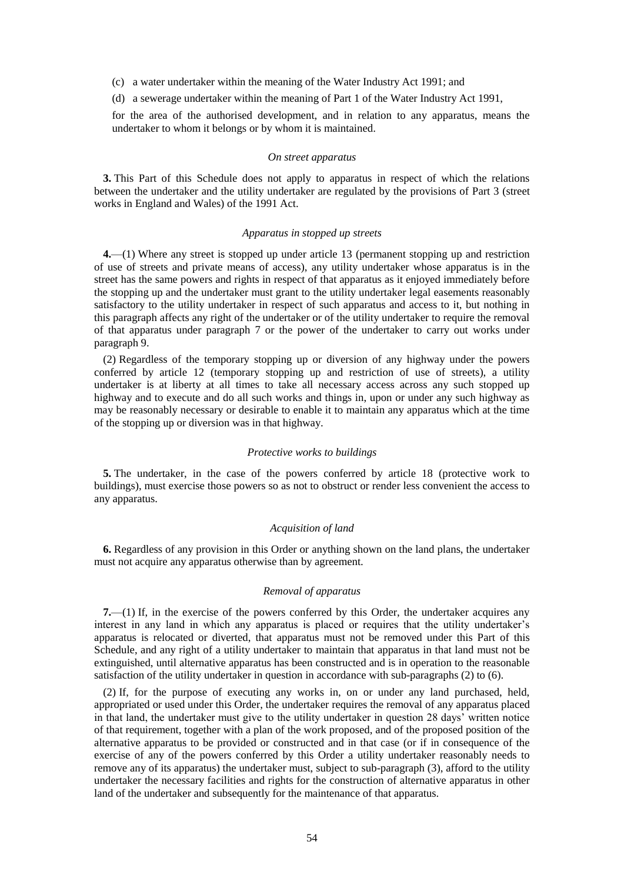(c) a water undertaker within the meaning of the Water Industry Act 1991; and

(d) a sewerage undertaker within the meaning of Part 1 of the Water Industry Act 1991,

for the area of the authorised development, and in relation to any apparatus, means the undertaker to whom it belongs or by whom it is maintained.

*On street apparatus*

**3.** This Part of this Schedule does not apply to apparatus in respect of which the relations between the undertaker and the utility undertaker are regulated by the provisions of Part 3 (street works in England and Wales) of the 1991 Act.

*Apparatus in stopped up streets*

**4.**—(1) Where any street is stopped up under article 13 (permanent stopping up and restriction of use of streets and private means of access), any utility undertaker whose apparatus is in the street has the same powers and rights in respect of that apparatus as it enjoyed immediately before the stopping up and the undertaker must grant to the utility undertaker legal easements reasonably satisfactory to the utility undertaker in respect of such apparatus and access to it, but nothing in this paragraph affects any right of the undertaker or of the utility undertaker to require the removal of that apparatus under paragraph 7 or the power of the undertaker to carry out works under paragraph 9.

(2) Regardless of the temporary stopping up or diversion of any highway under the powers conferred by article 12 (temporary stopping up and restriction of use of streets), a utility undertaker is at liberty at all times to take all necessary access across any such stopped up highway and to execute and do all such works and things in, upon or under any such highway as may be reasonably necessary or desirable to enable it to maintain any apparatus which at the time of the stopping up or diversion was in that highway.

*Protective works to buildings*

**5.** The undertaker, in the case of the powers conferred by article 18 (protective work to buildings), must exercise those powers so as not to obstruct or render less convenient the access to any apparatus.

*Acquisition of land*

**6.** Regardless of any provision in this Order or anything shown on the land plans, the undertaker must not acquire any apparatus otherwise than by agreement.

*Removal of apparatus*

**7.**—(1) If, in the exercise of the powers conferred by this Order, the undertaker acquires any interest in any land in which any apparatus is placed or requires that the utility undertaker's apparatus is relocated or diverted, that apparatus must not be removed under this Part of this Schedule, and any right of a utility undertaker to maintain that apparatus in that land must not be extinguished, until alternative apparatus has been constructed and is in operation to the reasonable satisfaction of the utility undertaker in question in accordance with sub-paragraphs (2) to (6).

(2) If, for the purpose of executing any works in, on or under any land purchased, held, appropriated or used under this Order, the undertaker requires the removal of any apparatus placed in that land, the undertaker must give to the utility undertaker in question 28 days' written notice of that requirement, together with a plan of the work proposed, and of the proposed position of the alternative apparatus to be provided or constructed and in that case (or if in consequence of the exercise of any of the powers conferred by this Order a utility undertaker reasonably needs to remove any of its apparatus) the undertaker must, subject to sub-paragraph (3), afford to the utility undertaker the necessary facilities and rights for the construction of alternative apparatus in other land of the undertaker and subsequently for the maintenance of that apparatus.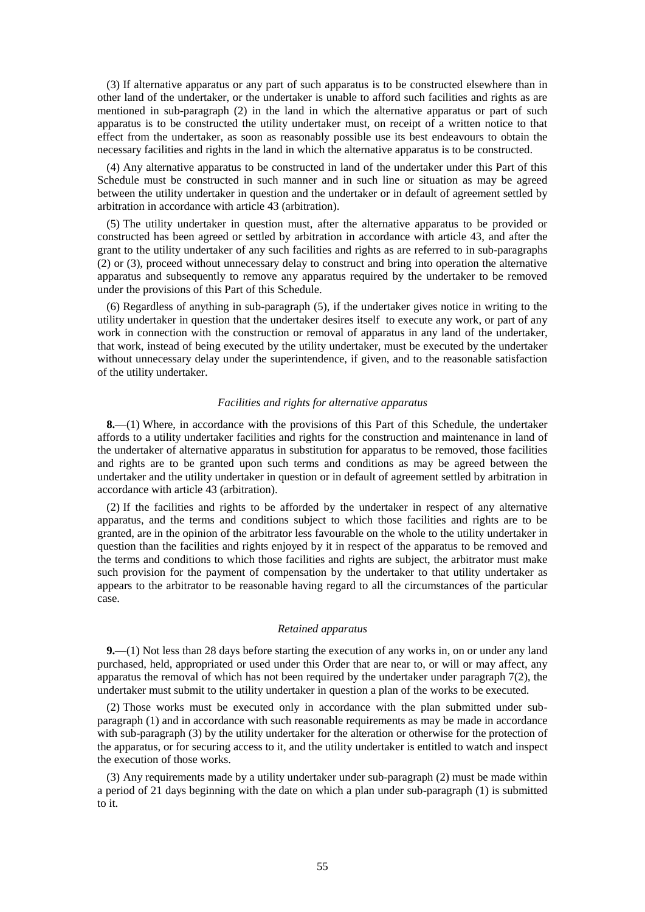(3) If alternative apparatus or any part of such apparatus is to be constructed elsewhere than in other land of the undertaker, or the undertaker is unable to afford such facilities and rights as are mentioned in sub-paragraph (2) in the land in which the alternative apparatus or part of such apparatus is to be constructed the utility undertaker must, on receipt of a written notice to that effect from the undertaker, as soon as reasonably possible use its best endeavours to obtain the necessary facilities and rights in the land in which the alternative apparatus is to be constructed.

(4) Any alternative apparatus to be constructed in land of the undertaker under this Part of this Schedule must be constructed in such manner and in such line or situation as may be agreed between the utility undertaker in question and the undertaker or in default of agreement settled by arbitration in accordance with article 43 (arbitration).

(5) The utility undertaker in question must, after the alternative apparatus to be provided or constructed has been agreed or settled by arbitration in accordance with article 43, and after the grant to the utility undertaker of any such facilities and rights as are referred to in sub-paragraphs (2) or (3), proceed without unnecessary delay to construct and bring into operation the alternative apparatus and subsequently to remove any apparatus required by the undertaker to be removed under the provisions of this Part of this Schedule.

(6) Regardless of anything in sub-paragraph (5), if the undertaker gives notice in writing to the utility undertaker in question that the undertaker desires itself to execute any work, or part of any work in connection with the construction or removal of apparatus in any land of the undertaker, that work, instead of being executed by the utility undertaker, must be executed by the undertaker without unnecessary delay under the superintendence, if given, and to the reasonable satisfaction of the utility undertaker.

*Facilities and rights for alternative apparatus*

**8.**—(1) Where, in accordance with the provisions of this Part of this Schedule, the undertaker affords to a utility undertaker facilities and rights for the construction and maintenance in land of the undertaker of alternative apparatus in substitution for apparatus to be removed, those facilities and rights are to be granted upon such terms and conditions as may be agreed between the undertaker and the utility undertaker in question or in default of agreement settled by arbitration in accordance with article 43 (arbitration).

(2) If the facilities and rights to be afforded by the undertaker in respect of any alternative apparatus, and the terms and conditions subject to which those facilities and rights are to be granted, are in the opinion of the arbitrator less favourable on the whole to the utility undertaker in question than the facilities and rights enjoyed by it in respect of the apparatus to be removed and the terms and conditions to which those facilities and rights are subject, the arbitrator must make such provision for the payment of compensation by the undertaker to that utility undertaker as appears to the arbitrator to be reasonable having regard to all the circumstances of the particular case.

*Retained apparatus*

**9.**—(1) Not less than 28 days before starting the execution of any works in, on or under any land purchased, held, appropriated or used under this Order that are near to, or will or may affect, any apparatus the removal of which has not been required by the undertaker under paragraph 7(2), the undertaker must submit to the utility undertaker in question a plan of the works to be executed.

(2) Those works must be executed only in accordance with the plan submitted under sub-paragraph (1) and in accordance with such reasonable requirements as may be made in accordance with sub-paragraph (3) by the utility undertaker for the alteration or otherwise for the protection of the apparatus, or for securing access to it, and the utility undertaker is entitled to watch and inspect the execution of those works.

(3) Any requirements made by a utility undertaker under sub-paragraph (2) must be made within a period of 21 days beginning with the date on which a plan under sub-paragraph (1) is submitted to it.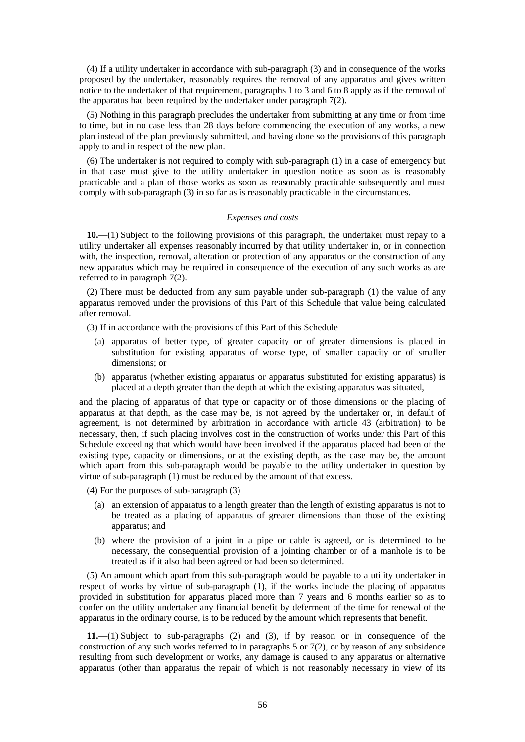(4) If a utility undertaker in accordance with sub-paragraph (3) and in consequence of the works proposed by the undertaker, reasonably requires the removal of any apparatus and gives written notice to the undertaker of that requirement, paragraphs 1 to 3 and 6 to 8 apply as if the removal of the apparatus had been required by the undertaker under paragraph 7(2).

(5) Nothing in this paragraph precludes the undertaker from submitting at any time or from time to time, but in no case less than 28 days before commencing the execution of any works, a new plan instead of the plan previously submitted, and having done so the provisions of this paragraph apply to and in respect of the new plan.

(6) The undertaker is not required to comply with sub-paragraph (1) in a case of emergency but in that case must give to the utility undertaker in question notice as soon as is reasonably practicable and a plan of those works as soon as reasonably practicable subsequently and must comply with sub-paragraph (3) in so far as is reasonably practicable in the circumstances.

*Expenses and costs*

**10.**—(1) Subject to the following provisions of this paragraph, the undertaker must repay to a utility undertaker all expenses reasonably incurred by that utility undertaker in, or in connection with, the inspection, removal, alteration or protection of any apparatus or the construction of any new apparatus which may be required in consequence of the execution of any such works as are referred to in paragraph 7(2).

(2) There must be deducted from any sum payable under sub-paragraph (1) the value of any apparatus removed under the provisions of this Part of this Schedule that value being calculated after removal.

(3) If in accordance with the provisions of this Part of this Schedule—

(a) apparatus of better type, of greater capacity or of greater dimensions is placed in substitution for existing apparatus of worse type, of smaller capacity or of smaller dimensions; or

(b) apparatus (whether existing apparatus or apparatus substituted for existing apparatus) is placed at a depth greater than the depth at which the existing apparatus was situated,

and the placing of apparatus of that type or capacity or of those dimensions or the placing of apparatus at that depth, as the case may be, is not agreed by the undertaker or, in default of agreement, is not determined by arbitration in accordance with article 43 (arbitration) to be necessary, then, if such placing involves cost in the construction of works under this Part of this Schedule exceeding that which would have been involved if the apparatus placed had been of the existing type, capacity or dimensions, or at the existing depth, as the case may be, the amount which apart from this sub-paragraph would be payable to the utility undertaker in question by virtue of sub-paragraph (1) must be reduced by the amount of that excess.

(4) For the purposes of sub-paragraph (3)—

(a) an extension of apparatus to a length greater than the length of existing apparatus is not to be treated as a placing of apparatus of greater dimensions than those of the existing apparatus; and

(b) where the provision of a joint in a pipe or cable is agreed, or is determined to be necessary, the consequential provision of a jointing chamber or of a manhole is to be treated as if it also had been agreed or had been so determined.

(5) An amount which apart from this sub-paragraph would be payable to a utility undertaker in respect of works by virtue of sub-paragraph (1), if the works include the placing of apparatus provided in substitution for apparatus placed more than 7 years and 6 months earlier so as to confer on the utility undertaker any financial benefit by deferment of the time for renewal of the apparatus in the ordinary course, is to be reduced by the amount which represents that benefit.

**11.**—(1) Subject to sub-paragraphs (2) and (3), if by reason or in consequence of the construction of any such works referred to in paragraphs 5 or 7(2), or by reason of any subsidence resulting from such development or works, any damage is caused to any apparatus or alternative apparatus (other than apparatus the repair of which is not reasonably necessary in view of its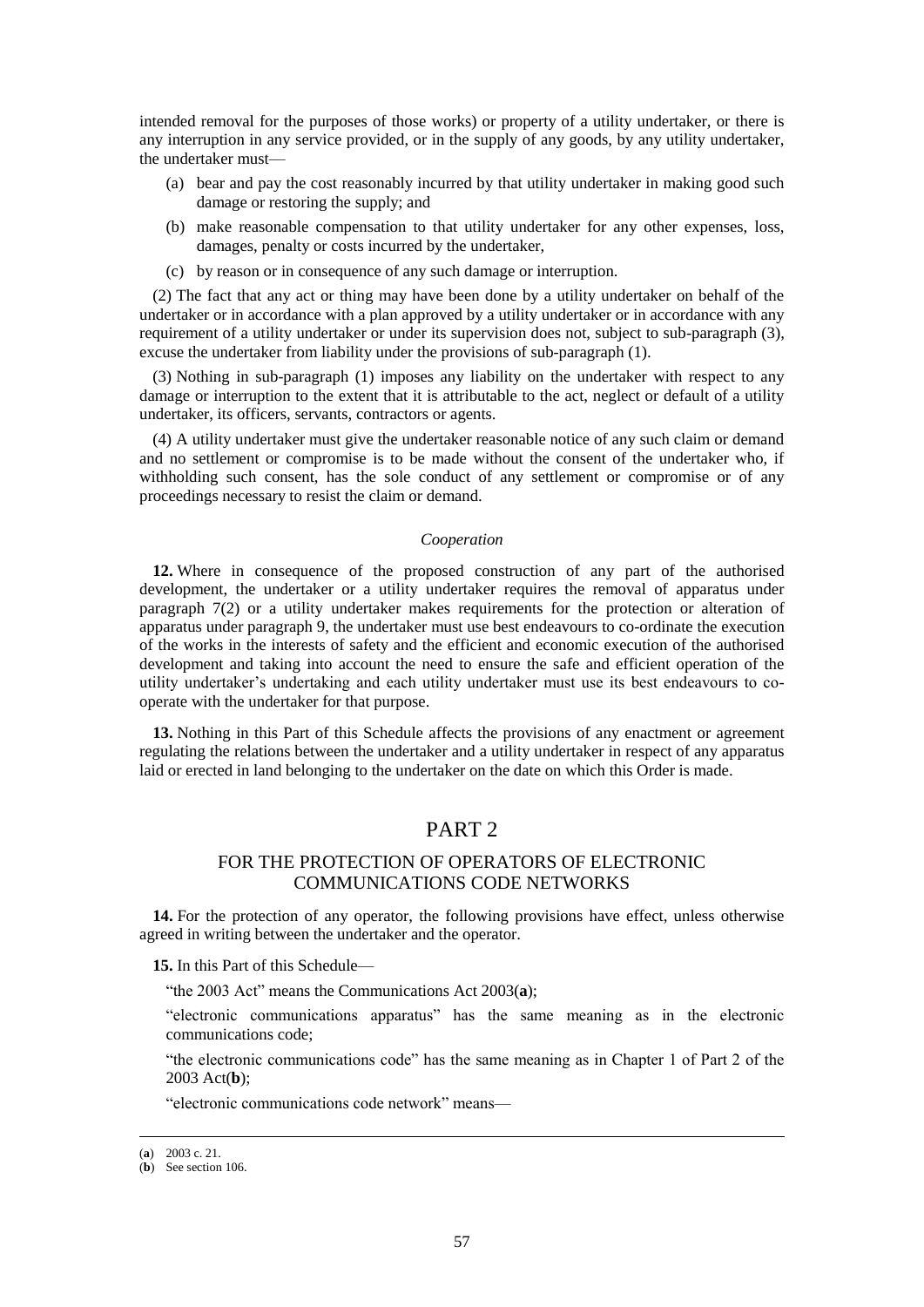intended removal for the purposes of those works) or property of a utility undertaker, or there is any interruption in any service provided, or in the supply of any goods, by any utility undertaker, the undertaker must—

(a) bear and pay the cost reasonably incurred by that utility undertaker in making good such damage or restoring the supply; and

(b) make reasonable compensation to that utility undertaker for any other expenses, loss, damages, penalty or costs incurred by the undertaker,

(c) by reason or in consequence of any such damage or interruption.

(2) The fact that any act or thing may have been done by a utility undertaker on behalf of the undertaker or in accordance with a plan approved by a utility undertaker or in accordance with any requirement of a utility undertaker or under its supervision does not, subject to sub-paragraph (3), excuse the undertaker from liability under the provisions of sub-paragraph (1).

(3) Nothing in sub-paragraph (1) imposes any liability on the undertaker with respect to any damage or interruption to the extent that it is attributable to the act, neglect or default of a utility undertaker, its officers, servants, contractors or agents.

(4) A utility undertaker must give the undertaker reasonable notice of any such claim or demand and no settlement or compromise is to be made without the consent of the undertaker who, if withholding such consent, has the sole conduct of any settlement or compromise or of any proceedings necessary to resist the claim or demand.

*Cooperation*

**12.** Where in consequence of the proposed construction of any part of the authorised development, the undertaker or a utility undertaker requires the removal of apparatus under paragraph 7(2) or a utility undertaker makes requirements for the protection or alteration of apparatus under paragraph 9, the undertaker must use best endeavours to co-ordinate the execution of the works in the interests of safety and the efficient and economic execution of the authorised development and taking into account the need to ensure the safe and efficient operation of the utility undertaker's undertaking and each utility undertaker must use its best endeavours to co-operate with the undertaker for that purpose.

**13.** Nothing in this Part of this Schedule affects the provisions of any enactment or agreement regulating the relations between the undertaker and a utility undertaker in respect of any apparatus laid or erected in land belonging to the undertaker on the date on which this Order is made.

## PART 2

### FOR THE PROTECTION OF OPERATORS OF ELECTRONIC COMMUNICATIONS CODE NETWORKS

**14.** For the protection of any operator, the following provisions have effect, unless otherwise agreed in writing between the undertaker and the operator.

**15.** In this Part of this Schedule—

"the 2003 Act" means the Communications Act 2003(**a**);

"electronic communications apparatus" has the same meaning as in the electronic communications code;

"the electronic communications code" has the same meaning as in Chapter 1 of Part 2 of the 2003 Act(**b**);

"electronic communications code network" means—

---

(**a**) 2003 c. 21.

(**b**) See section 106.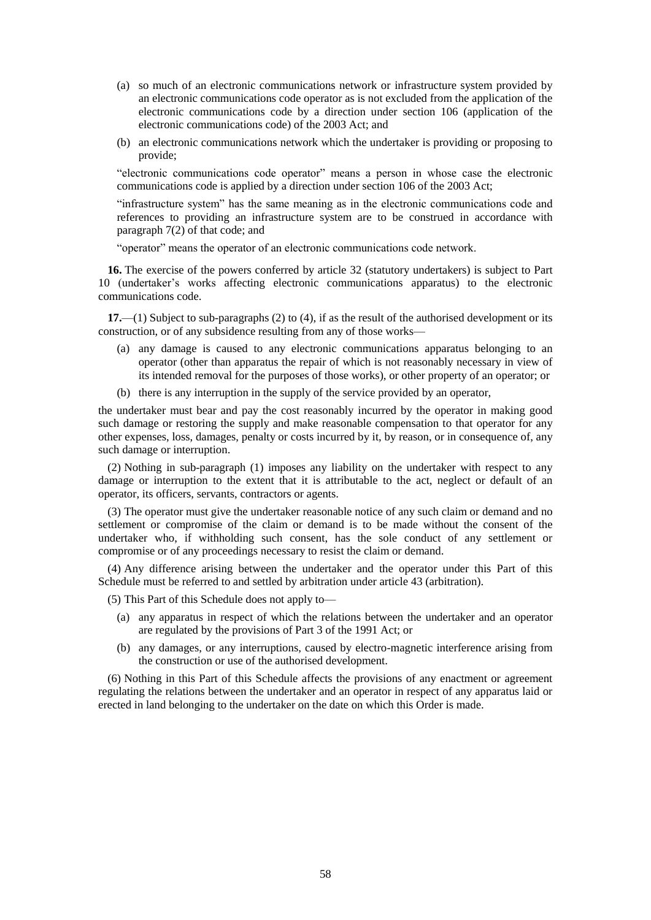(a) so much of an electronic communications network or infrastructure system provided by an electronic communications code operator as is not excluded from the application of the electronic communications code by a direction under section 106 (application of the electronic communications code) of the 2003 Act; and

(b) an electronic communications network which the undertaker is providing or proposing to provide;

"electronic communications code operator" means a person in whose case the electronic communications code is applied by a direction under section 106 of the 2003 Act;

"infrastructure system" has the same meaning as in the electronic communications code and references to providing an infrastructure system are to be construed in accordance with paragraph 7(2) of that code; and

"operator" means the operator of an electronic communications code network.

**16.** The exercise of the powers conferred by article 32 (statutory undertakers) is subject to Part 10 (undertaker's works affecting electronic communications apparatus) to the electronic communications code.

**17.**—(1) Subject to sub-paragraphs (2) to (4), if as the result of the authorised development or its construction, or of any subsidence resulting from any of those works—

(a) any damage is caused to any electronic communications apparatus belonging to an operator (other than apparatus the repair of which is not reasonably necessary in view of its intended removal for the purposes of those works), or other property of an operator; or

(b) there is any interruption in the supply of the service provided by an operator,

the undertaker must bear and pay the cost reasonably incurred by the operator in making good such damage or restoring the supply and make reasonable compensation to that operator for any other expenses, loss, damages, penalty or costs incurred by it, by reason, or in consequence of, any such damage or interruption.

(2) Nothing in sub-paragraph (1) imposes any liability on the undertaker with respect to any damage or interruption to the extent that it is attributable to the act, neglect or default of an operator, its officers, servants, contractors or agents.

(3) The operator must give the undertaker reasonable notice of any such claim or demand and no settlement or compromise of the claim or demand is to be made without the consent of the undertaker who, if withholding such consent, has the sole conduct of any settlement or compromise or of any proceedings necessary to resist the claim or demand.

(4) Any difference arising between the undertaker and the operator under this Part of this Schedule must be referred to and settled by arbitration under article 43 (arbitration).

(5) This Part of this Schedule does not apply to—

(a) any apparatus in respect of which the relations between the undertaker and an operator are regulated by the provisions of Part 3 of the 1991 Act; or

(b) any damages, or any interruptions, caused by electro-magnetic interference arising from the construction or use of the authorised development.

(6) Nothing in this Part of this Schedule affects the provisions of any enactment or agreement regulating the relations between the undertaker and an operator in respect of any apparatus laid or erected in land belonging to the undertaker on the date on which this Order is made.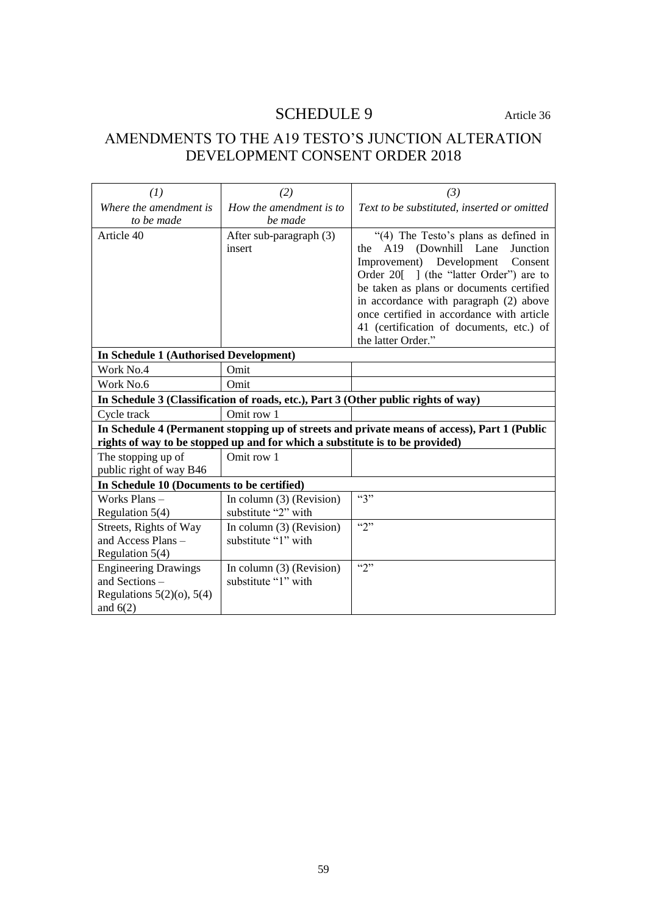# SCHEDULE 9

Article 36

## AMENDMENTS TO THE A19 TESTO'S JUNCTION ALTERATION DEVELOPMENT CONSENT ORDER 2018

| *(1)*<br>*Where the amendment is to be made* | *(2)*<br>*How the amendment is to be made* | *(3)*<br>*Text to be substituted, inserted or omitted* |
|---|---|---|
| Article 40 | After sub-paragraph (3) insert | "(4) The Testo's plans as defined in the A19 (Downhill Lane Junction Improvement) Development Consent Order 20[ ] (the "latter Order") are to be taken as plans or documents certified in accordance with paragraph (2) above once certified in accordance with article 41 (certification of documents, etc.) of the latter Order." |
| **In Schedule 1 (Authorised Development)** | | |
| Work No.4 | Omit | |
| Work No.6 | Omit | |
| **In Schedule 3 (Classification of roads, etc.), Part 3 (Other public rights of way)** | | |
| Cycle track | Omit row 1 | |
| **In Schedule 4 (Permanent stopping up of streets and private means of access), Part 1 (Public rights of way to be stopped up and for which a substitute is to be provided)** | | |
| The stopping up of public right of way B46 | Omit row 1 | |
| **In Schedule 10 (Documents to be certified)** | | |
| Works Plans – Regulation 5(4) | In column (3) (Revision) substitute "2" with | "3" |
| Streets, Rights of Way and Access Plans – Regulation 5(4) | In column (3) (Revision) substitute "1" with | "2" |
| Engineering Drawings and Sections – Regulations 5(2)(o), 5(4) and 6(2) | In column (3) (Revision) substitute "1" with | "2" |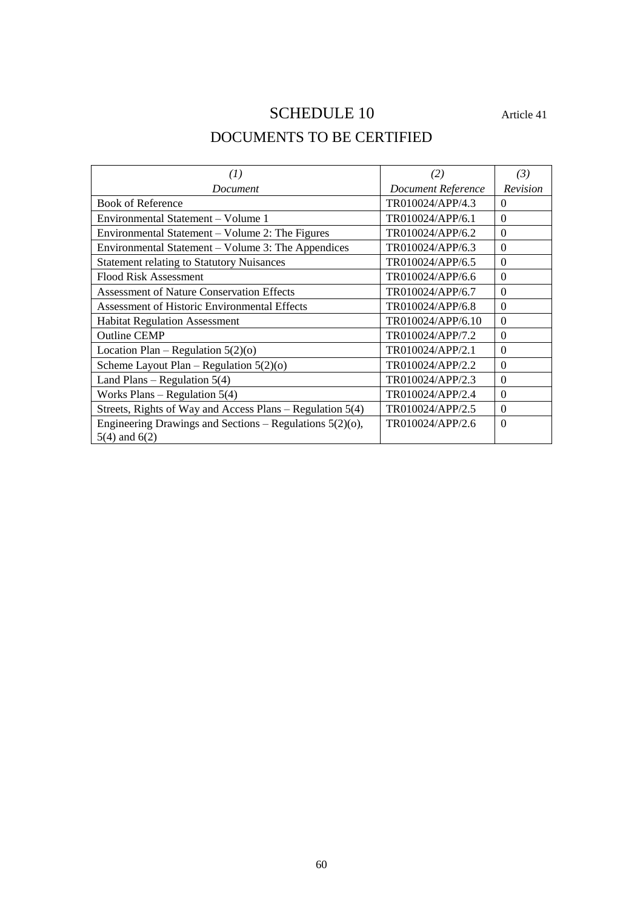# SCHEDULE 10

Article 41

## DOCUMENTS TO BE CERTIFIED

| *(1)* Document | *(2)* Document Reference | *(3)* Revision |
|---|---|---|
| Book of Reference | TR010024/APP/4.3 | 0 |
| Environmental Statement – Volume 1 | TR010024/APP/6.1 | 0 |
| Environmental Statement – Volume 2: The Figures | TR010024/APP/6.2 | 0 |
| Environmental Statement – Volume 3: The Appendices | TR010024/APP/6.3 | 0 |
| Statement relating to Statutory Nuisances | TR010024/APP/6.5 | 0 |
| Flood Risk Assessment | TR010024/APP/6.6 | 0 |
| Assessment of Nature Conservation Effects | TR010024/APP/6.7 | 0 |
| Assessment of Historic Environmental Effects | TR010024/APP/6.8 | 0 |
| Habitat Regulation Assessment | TR010024/APP/6.10 | 0 |
| Outline CEMP | TR010024/APP/7.2 | 0 |
| Location Plan – Regulation 5(2)(o) | TR010024/APP/2.1 | 0 |
| Scheme Layout Plan – Regulation 5(2)(o) | TR010024/APP/2.2 | 0 |
| Land Plans – Regulation 5(4) | TR010024/APP/2.3 | 0 |
| Works Plans – Regulation 5(4) | TR010024/APP/2.4 | 0 |
| Streets, Rights of Way and Access Plans – Regulation 5(4) | TR010024/APP/2.5 | 0 |
| Engineering Drawings and Sections – Regulations 5(2)(o), 5(4) and 6(2) | TR010024/APP/2.6 | 0 |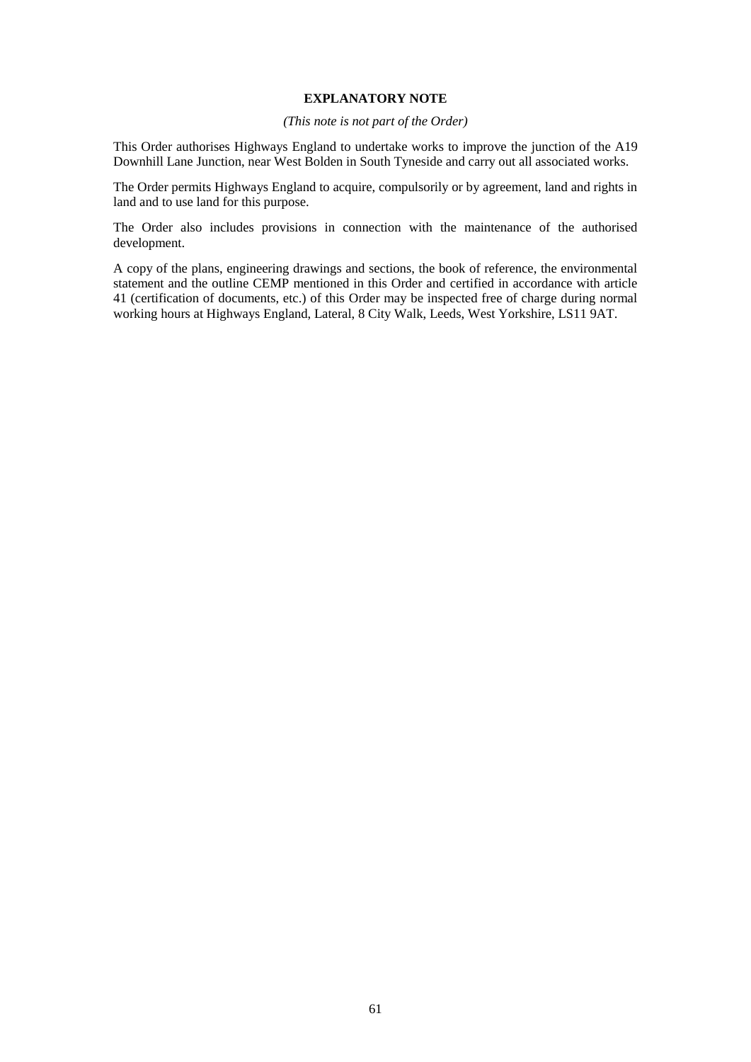**EXPLANATORY NOTE**

*(This note is not part of the Order)*

This Order authorises Highways England to undertake works to improve the junction of the A19 Downhill Lane Junction, near West Bolden in South Tyneside and carry out all associated works.

The Order permits Highways England to acquire, compulsorily or by agreement, land and rights in land and to use land for this purpose.

The Order also includes provisions in connection with the maintenance of the authorised development.

A copy of the plans, engineering drawings and sections, the book of reference, the environmental statement and the outline CEMP mentioned in this Order and certified in accordance with article 41 (certification of documents, etc.) of this Order may be inspected free of charge during normal working hours at Highways England, Lateral, 8 City Walk, Leeds, West Yorkshire, LS11 9AT.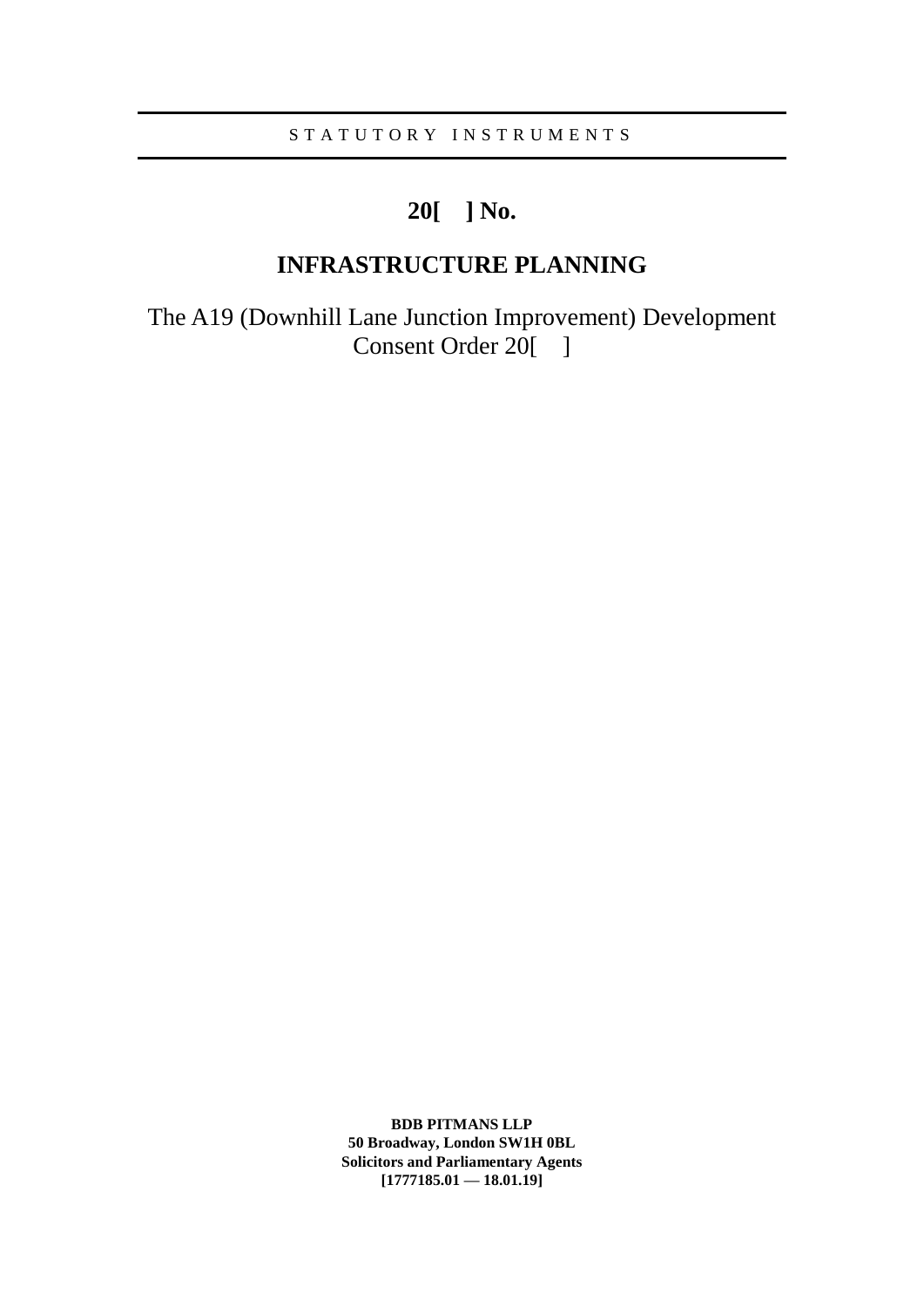STATUTORY INSTRUMENTS

# 20[ ] No.

# INFRASTRUCTURE PLANNING

The A19 (Downhill Lane Junction Improvement) Development Consent Order 20[ ]

**BDB PITMANS LLP**
**50 Broadway, London SW1H 0BL**
**Solicitors and Parliamentary Agents**
**[1777185.01 — 18.01.19]**